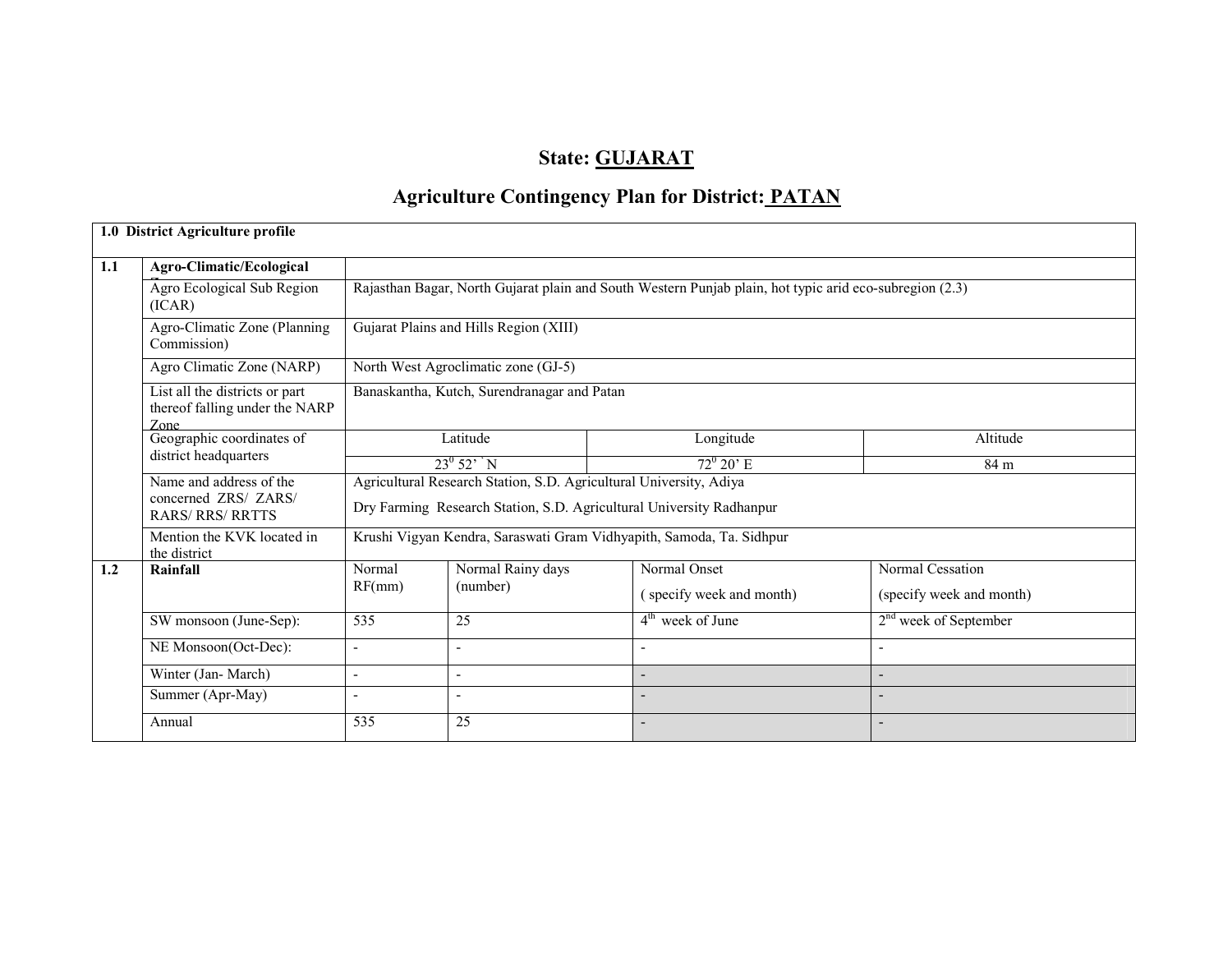# State: GUJARAT

## Agriculture Contingency Plan for District: PATAN

| 1.0 District Agriculture profile | | | | | |
|---|---|---|---|---|---|
| 1.1 | Agro-Climatic/Ecological Zone | | | | |
| | Agro Ecological Sub Region (ICAR) | Rajasthan Bagar, North Gujarat plain and South Western Punjab plain, hot typic arid eco-subregion (2.3) | | | |
| | Agro-Climatic Zone (Planning Commission) | Gujarat Plains and Hills Region (XIII) | | | |
| | Agro Climatic Zone (NARP) | North West Agroclimatic zone (GJ-5) | | | |
| | List all the districts or part thereof falling under the NARP Zone | Banaskantha, Kutch, Surendranagar and Patan | | | |
| | Geographic coordinates of district headquarters | Latitude | | Longitude | Altitude |
| | | $23^0$ 52' ` N | | $72^0$ 20' E | 84 m |
| | Name and address of the concerned ZRS/ ZARS/ RARS/ RRS/ RRTTS | Agricultural Research Station, S.D. Agricultural University, Adiya<br>Dry Farming Research Station, S.D. Agricultural University Radhanpur | | | |
| | Mention the KVK located in the district | Krushi Vigyan Kendra, Saraswati Gram Vidhyapith, Samoda, Ta. Sidhpur | | | |
| 1.2 | Rainfall | Normal RF(mm) | Normal Rainy days (number) | Normal Onset ( specify week and month) | Normal Cessation (specify week and month) |
| | SW monsoon (June-Sep): | 535 | 25 | 4th week of June | 2nd week of September |
| | NE Monsoon(Oct-Dec): | - | - | - | - |
| | Winter (Jan- March) | - | - | - | - |
| | Summer (Apr-May) | - | - | - | - |
| | Annual | 535 | 25 | - | - |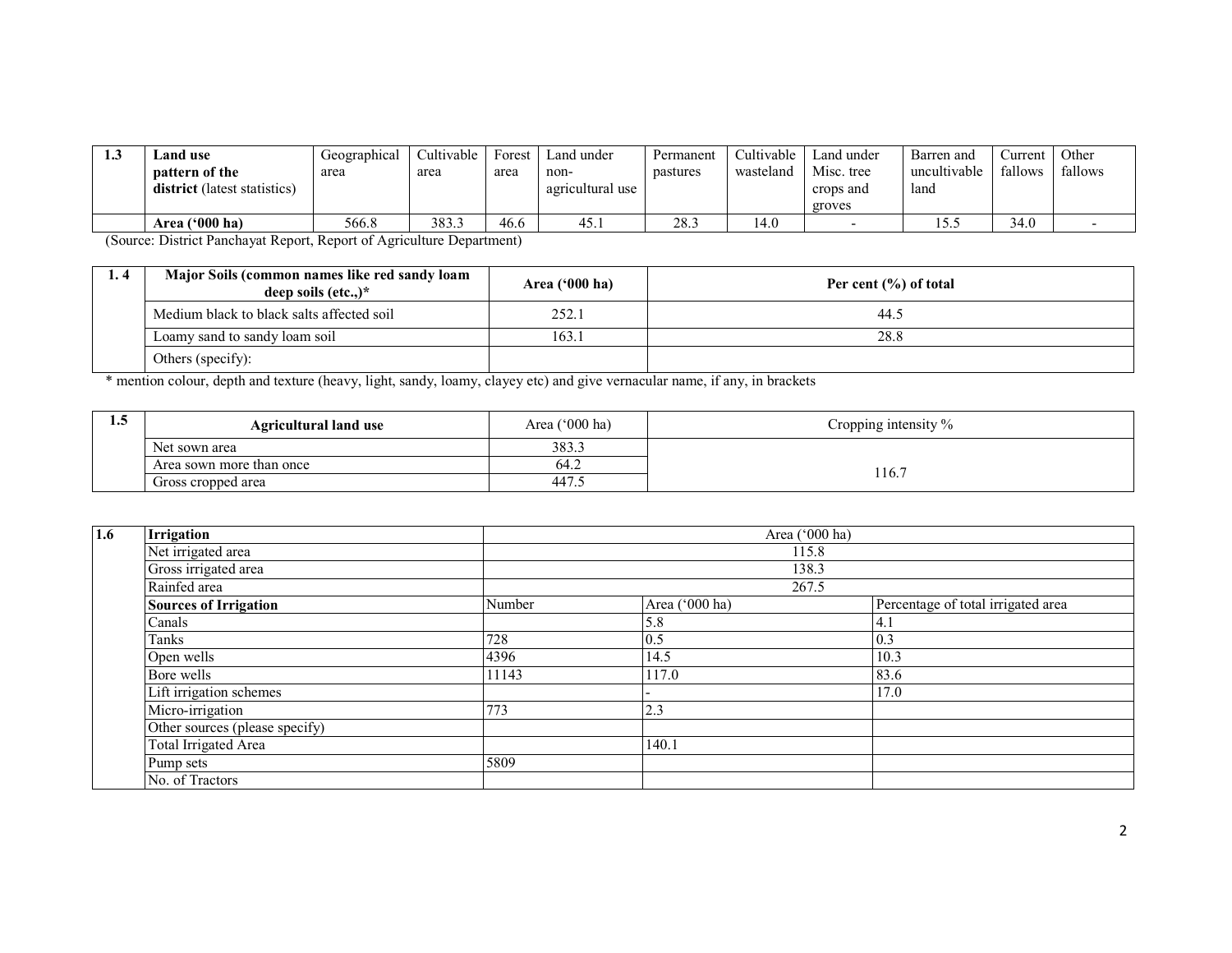| 1.3 | **Land use pattern of the district** (latest statistics) | Geographical area | Cultivable area | Forest area | Land under non-agricultural use | Permanent pastures | Cultivable wasteland | Land under Misc. tree crops and groves | Barren and uncultivable land | Current fallows | Other fallows |
|---|---|---|---|---|---|---|---|---|---|---|---|
| | **Area ('000 ha)** | 566.8 | 383.3 | 46.6 | 45.1 | 28.3 | 14.0 | - | 15.5 | 34.0 | - |

(Source: District Panchayat Report, Report of Agriculture Department)

| 1. 4 | **Major Soils (common names like red sandy loam deep soils (etc.,)*** | **Area ('000 ha)** | **Per cent (%) of total** |
|---|---|---|---|
| | Medium black to black salts affected soil | 252.1 | 44.5 |
| | Loamy sand to sandy loam soil | 163.1 | 28.8 |
| | Others (specify): | | |

* mention colour, depth and texture (heavy, light, sandy, loamy, clayey etc) and give vernacular name, if any, in brackets

| 1.5 | **Agricultural land use** | Area ('000 ha) | Cropping intensity % |
|---|---|---|---|
| | Net sown area | 383.3 | 116.7 |
| | Area sown more than once | 64.2 | |
| | Gross cropped area | 447.5 | |

| 1.6 | **Irrigation** | Area ('000 ha) | | |
|---|---|---|---|---|
| | Net irrigated area | 115.8 | | |
| | Gross irrigated area | 138.3 | | |
| | Rainfed area | 267.5 | | |
| | **Sources of Irrigation** | Number | Area ('000 ha) | Percentage of total irrigated area |
| | Canals | | 5.8 | 4.1 |
| | Tanks | 728 | 0.5 | 0.3 |
| | Open wells | 4396 | 14.5 | 10.3 |
| | Bore wells | 11143 | 117.0 | 83.6 |
| | Lift irrigation schemes | | - | 17.0 |
| | Micro-irrigation | 773 | 2.3 | |
| | Other sources (please specify) | | | |
| | Total Irrigated Area | | 140.1 | |
| | Pump sets | 5809 | | |
| | No. of Tractors | | | |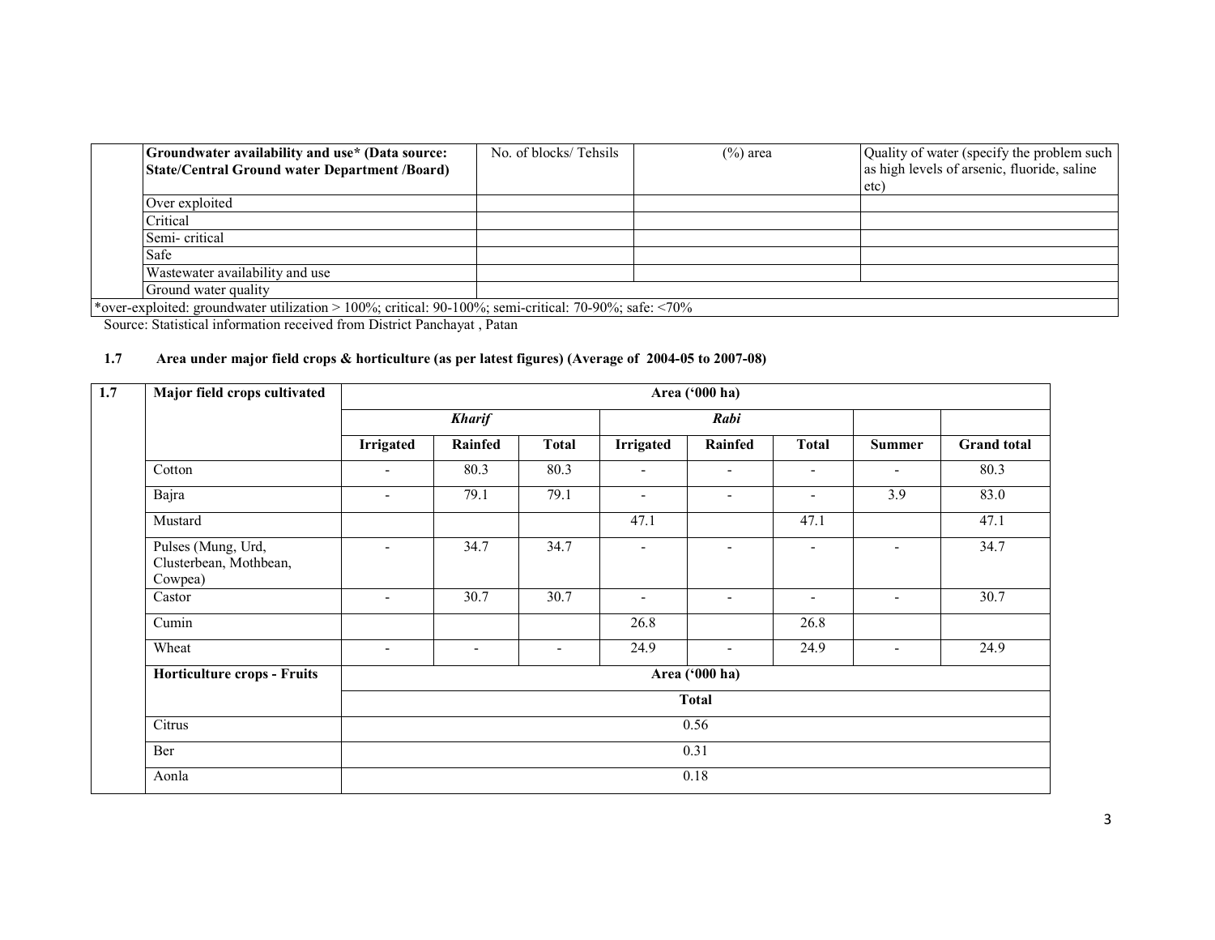|  | Groundwater availability and use* (Data source: State/Central Ground water Department /Board) | No. of blocks/ Tehsils | (%) area | Quality of water (specify the problem such as high levels of arsenic, fluoride, saline etc) |
|---|---|---|---|---|
|  | Over exploited |  |  |  |
|  | Critical |  |  |  |
|  | Semi- critical |  |  |  |
|  | Safe |  |  |  |
|  | Wastewater availability and use |  |  |  |
|  | Ground water quality |  |  |  |
| *over-exploited: groundwater utilization > 100%; critical: 90-100%; semi-critical: 70-90%; safe: <70% |  |  |  |  |

Source: Statistical information received from District Panchayat , Patan

**1.7 Area under major field crops & horticulture (as per latest figures) (Average of 2004-05 to 2007-08)**

| 1.7 | Major field crops cultivated | Area ('000 ha) | | | | | | | |
|---|---|---|---|---|---|---|---|---|---|
|  |  | *Kharif* | | | *Rabi* | | |  |  |
|  |  | Irrigated | Rainfed | Total | Irrigated | Rainfed | Total | Summer | Grand total |
|  | Cotton | - | 80.3 | 80.3 | - | - | - | - | 80.3 |
|  | Bajra | - | 79.1 | 79.1 | - | - | - | 3.9 | 83.0 |
|  | Mustard |  |  |  | 47.1 |  | 47.1 |  | 47.1 |
|  | Pulses (Mung, Urd, Clusterbean, Mothbean, Cowpea) | - | 34.7 | 34.7 | - | - | - | - | 34.7 |
|  | Castor | - | 30.7 | 30.7 | - | - | - | - | 30.7 |
|  | Cumin |  |  |  | 26.8 |  | 26.8 |  |  |
|  | Wheat | - | - | - | 24.9 | - | 24.9 | - | 24.9 |
|  | **Horticulture crops - Fruits** | Area ('000 ha) | | | | | | | |
|  |  | Total | | | | | | | |
|  | Citrus | 0.56 | | | | | | | |
|  | Ber | 0.31 | | | | | | | |
|  | Aonla | 0.18 | | | | | | | |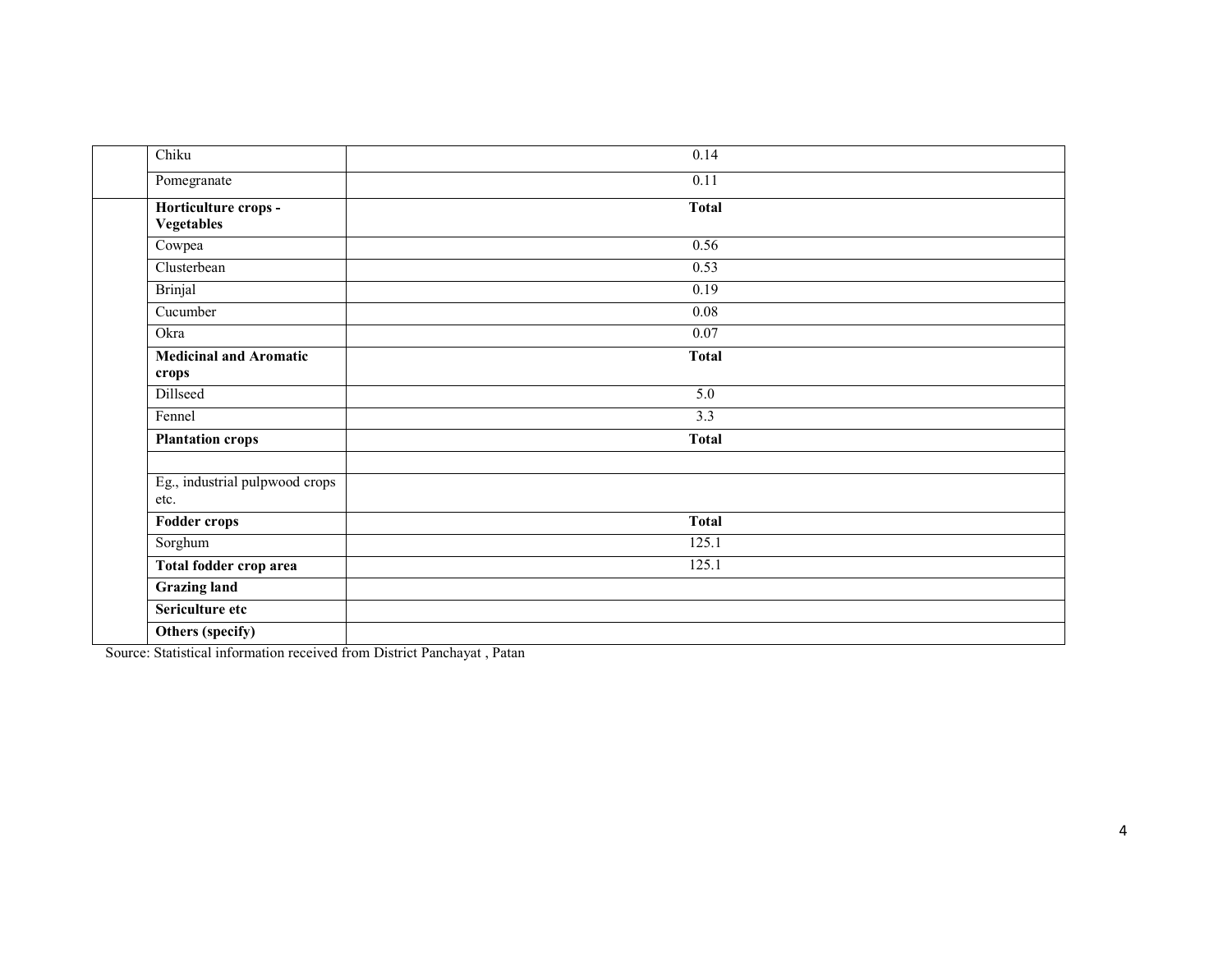| | | |
|---|---|---|
| | Chiku | 0.14 |
| | Pomegranate | 0.11 |
| | **Horticulture crops - Vegetables** | **Total** |
| | Cowpea | 0.56 |
| | Clusterbean | 0.53 |
| | Brinjal | 0.19 |
| | Cucumber | 0.08 |
| | Okra | 0.07 |
| | **Medicinal and Aromatic crops** | **Total** |
| | Dillseed | 5.0 |
| | Fennel | 3.3 |
| | **Plantation crops** | **Total** |
| | | |
| | Eg., industrial pulpwood crops etc. | |
| | **Fodder crops** | **Total** |
| | Sorghum | 125.1 |
| | **Total fodder crop area** | 125.1 |
| | **Grazing land** | |
| | **Sericulture etc** | |
| | **Others (specify)** | |

Source: Statistical information received from District Panchayat , Patan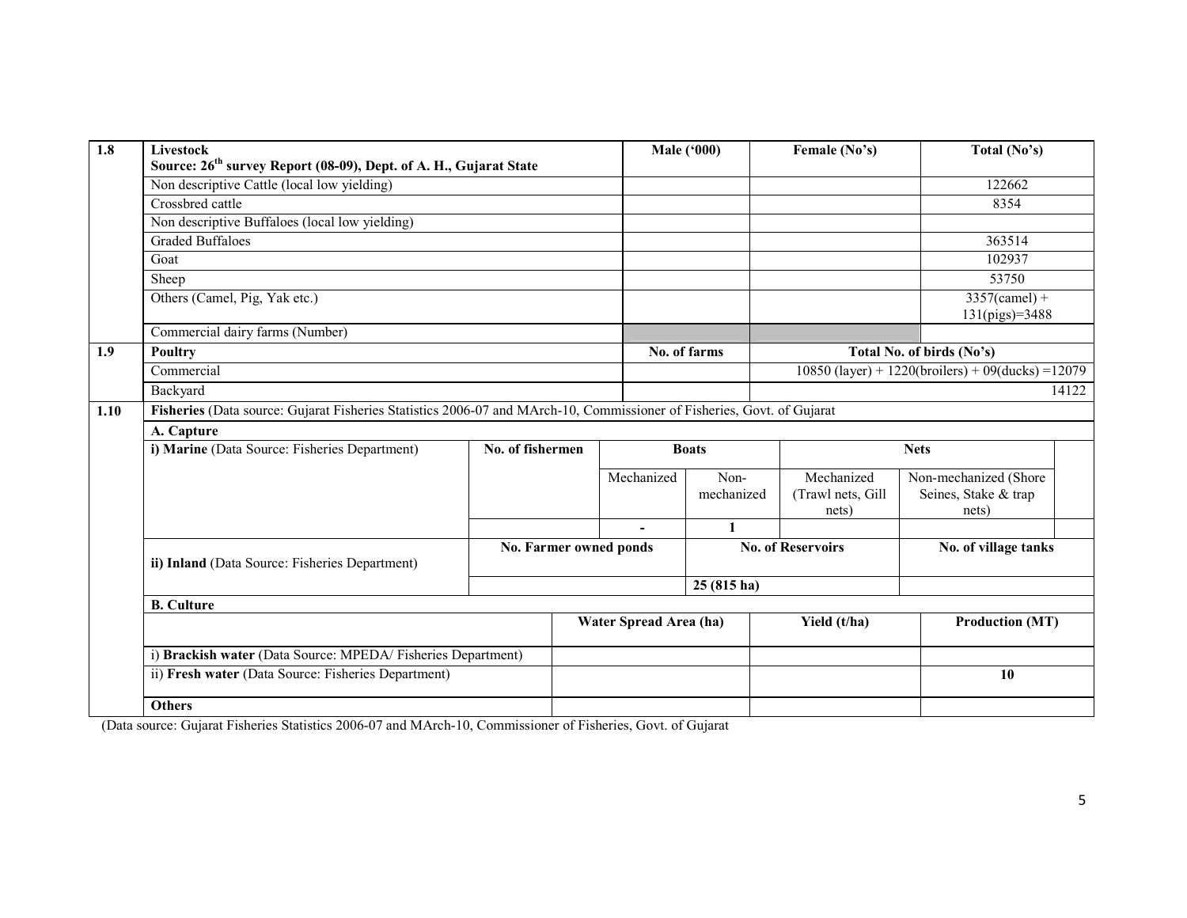| 1.8 | Livestock<br>Source: 26th survey Report (08-09), Dept. of A. H., Gujarat State | Male ('000) | Female (No's) | Total (No's) |
|---|---|---|---|---|
| | Non descriptive Cattle (local low yielding) | | | 122662 |
| | Crossbred cattle | | | 8354 |
| | Non descriptive Buffaloes (local low yielding) | | | |
| | Graded Buffaloes | | | 363514 |
| | Goat | | | 102937 |
| | Sheep | | | 53750 |
| | Others (Camel, Pig, Yak etc.) | | | 3357(camel) + 131(pigs)=3488 |
| | Commercial dairy farms (Number) | | | |

| 1.9 | Poultry | No. of farms | Total No. of birds (No's) |
|---|---|---|---|
| | Commercial | | 10850 (layer) + 1220(broilers) + 09(ducks) =12079 |
| | Backyard | | 14122 |

**1.10 Fisheries** (Data source: Gujarat Fisheries Statistics 2006-07 and MArch-10, Commissioner of Fisheries, Govt. of Gujarat

**A. Capture**

| i) Marine (Data Source: Fisheries Department) | No. of fishermen | Boats | | Nets | | |
|---|---|---|---|---|---|---|
| | | Mechanized | Non-mechanized | Mechanized (Trawl nets, Gill nets) | Non-mechanized (Shore Seines, Stake & trap nets) | |
| | | - | 1 | | | |

| ii) Inland (Data Source: Fisheries Department) | No. Farmer owned ponds | No. of Reservoirs | No. of village tanks |
|---|---|---|---|
| | | 25 (815 ha) | |

**B. Culture**

| | Water Spread Area (ha) | Yield (t/ha) | Production (MT) |
|---|---|---|---|
| i) **Brackish water** (Data Source: MPEDA/ Fisheries Department) | | | |
| ii) **Fresh water** (Data Source: Fisheries Department) | | | **10** |
| **Others** | | | |

(Data source: Gujarat Fisheries Statistics 2006-07 and MArch-10, Commissioner of Fisheries, Govt. of Gujarat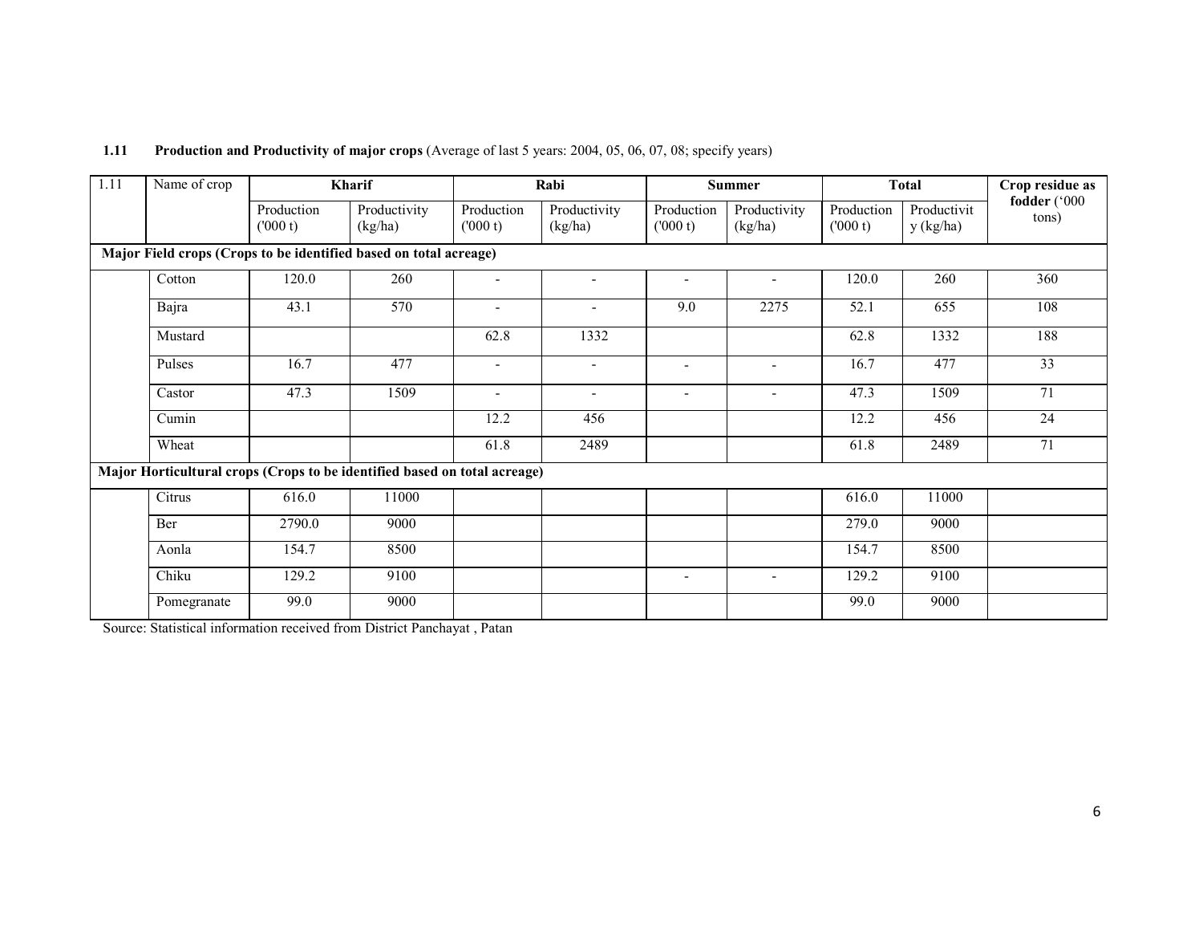**1.11 Production and Productivity of major crops** (Average of last 5 years: 2004, 05, 06, 07, 08; specify years)

| 1.11 | Name of crop | Kharif | | Rabi | | Summer | | Total | | Crop residue as fodder ('000 tons) |
|---|---|---|---|---|---|---|---|---|---|---|
| | | Production ('000 t) | Productivity (kg/ha) | Production ('000 t) | Productivity (kg/ha) | Production ('000 t) | Productivity (kg/ha) | Production ('000 t) | Productivity (kg/ha) | |
| **Major Field crops (Crops to be identified based on total acreage)** | | | | | | | | | | |
| | Cotton | 120.0 | 260 | - | - | - | - | 120.0 | 260 | 360 |
| | Bajra | 43.1 | 570 | - | - | 9.0 | 2275 | 52.1 | 655 | 108 |
| | Mustard | | | 62.8 | 1332 | | | 62.8 | 1332 | 188 |
| | Pulses | 16.7 | 477 | - | - | - | - | 16.7 | 477 | 33 |
| | Castor | 47.3 | 1509 | - | - | - | - | 47.3 | 1509 | 71 |
| | Cumin | | | 12.2 | 456 | | | 12.2 | 456 | 24 |
| | Wheat | | | 61.8 | 2489 | | | 61.8 | 2489 | 71 |
| **Major Horticultural crops (Crops to be identified based on total acreage)** | | | | | | | | | | |
| | Citrus | 616.0 | 11000 | | | | | 616.0 | 11000 | |
| | Ber | 2790.0 | 9000 | | | | | 279.0 | 9000 | |
| | Aonla | 154.7 | 8500 | | | | | 154.7 | 8500 | |
| | Chiku | 129.2 | 9100 | | | - | - | 129.2 | 9100 | |
| | Pomegranate | 99.0 | 9000 | | | | | 99.0 | 9000 | |

Source: Statistical information received from District Panchayat , Patan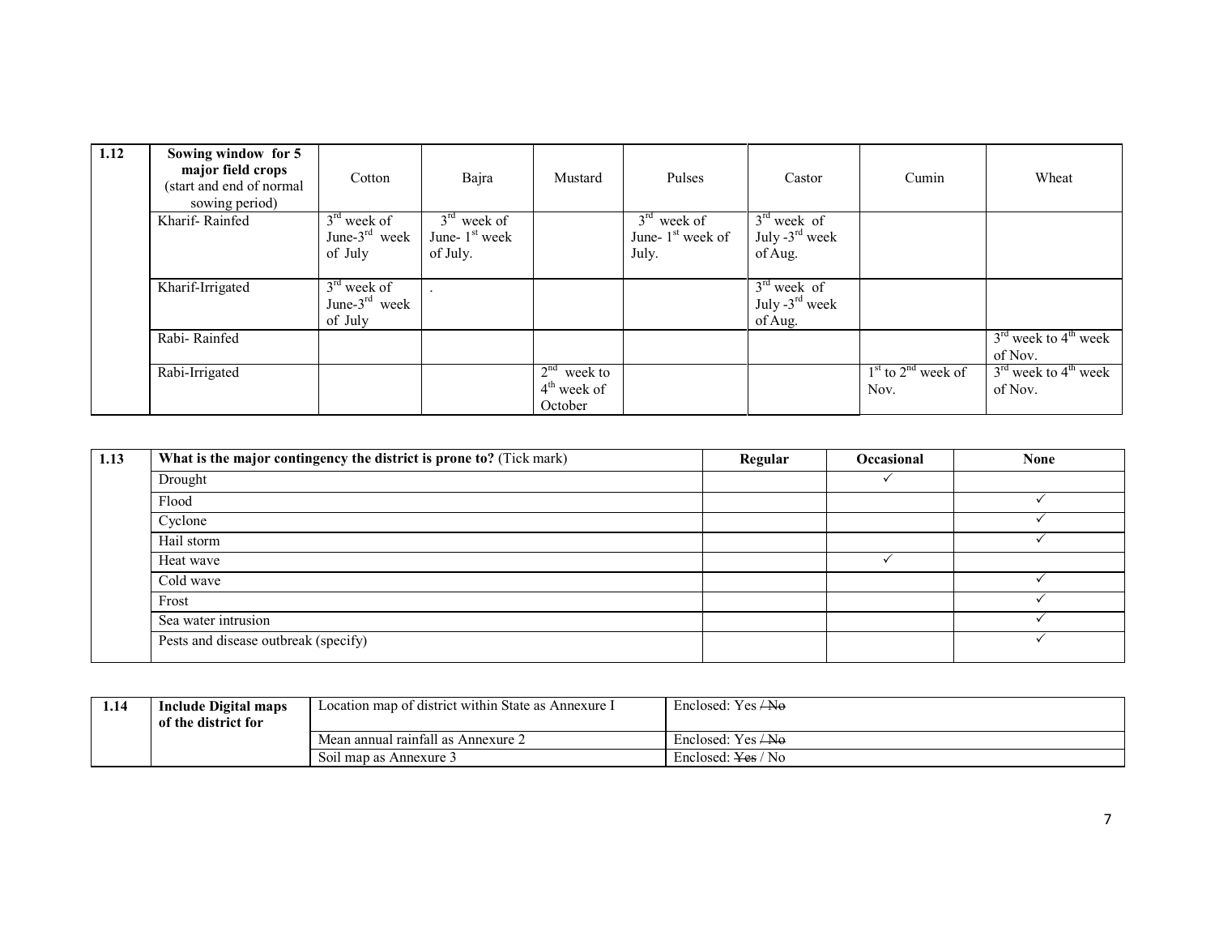| 1.12 | Sowing window for 5 major field crops (start and end of normal sowing period) | Cotton | Bajra | Mustard | Pulses | Castor | Cumin | Wheat |
|---|---|---|---|---|---|---|---|---|
| | Kharif- Rainfed | 3rd week of June-3rd week of July | 3rd week of June- 1st week of July. | | 3rd week of June- 1st week of July. | 3rd week of July -3rd week of Aug. | | |
| | Kharif-Irrigated | 3rd week of June-3rd week of July | . | | | 3rd week of July -3rd week of Aug. | | |
| | Rabi- Rainfed | | | | | | | 3rd week to 4th week of Nov. |
| | Rabi-Irrigated | | | 2nd week to 4th week of October | | | 1st to 2nd week of Nov. | 3rd week to 4th week of Nov. |

| 1.13 | What is the major contingency the district is prone to? (Tick mark) | Regular | Occasional | None |
|---|---|---|---|---|
| | Drought | | ✓ | |
| | Flood | | | ✓ |
| | Cyclone | | | ✓ |
| | Hail storm | | | ✓ |
| | Heat wave | | ✓ | |
| | Cold wave | | | ✓ |
| | Frost | | | ✓ |
| | Sea water intrusion | | | ✓ |
| | Pests and disease outbreak (specify) | | | ✓ |

| 1.14 | Include Digital maps of the district for | Location map of district within State as Annexure I | Enclosed: Yes ~~/ No~~ |
|---|---|---|---|
| | | Mean annual rainfall as Annexure 2 | Enclosed: Yes ~~/ No~~ |
| | | Soil map as Annexure 3 | Enclosed: ~~Yes~~ / No |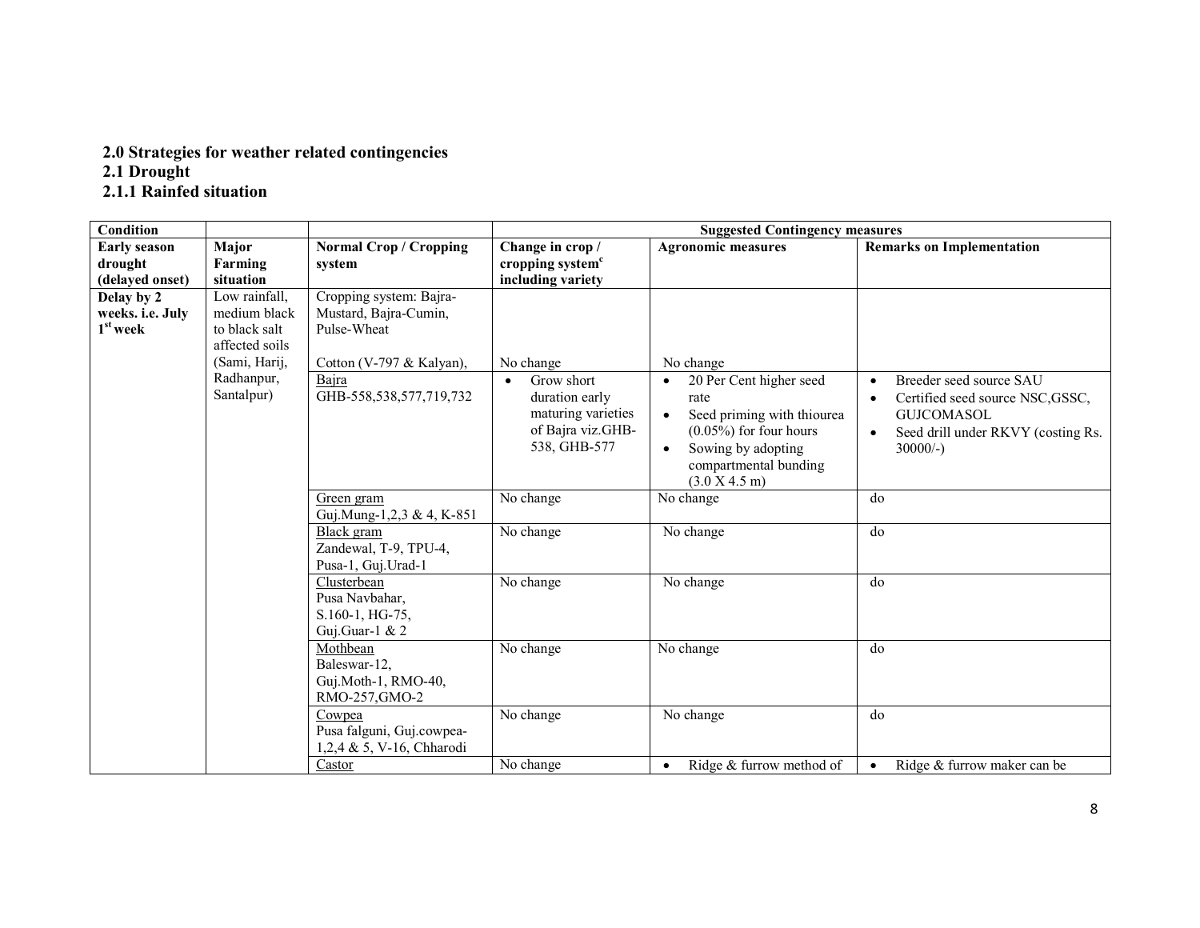### 2.0 Strategies for weather related contingencies

### 2.1 Drought

### 2.1.1 Rainfed situation

| Condition | | | Suggested Contingency measures | | |
|---|---|---|---|---|---|
| Early season drought (delayed onset) | Major Farming situation | Normal Crop / Cropping system | Change in crop / cropping system[c] including variety | Agronomic measures | Remarks on Implementation |
| Delay by 2 weeks. i.e. July 1[st] week | Low rainfall, medium black to black salt affected soils (Sami, Harij, Radhanpur, Santalpur) | Cropping system: Bajra-Mustard, Bajra-Cumin, Pulse-Wheat<br><br>Cotton (V-797 & Kalyan), | No change | No change | |
| | | Bajra<br>GHB-558,538,577,719,732 | • Grow short duration early maturing varieties of Bajra viz.GHB-538, GHB-577 | • 20 Per Cent higher seed rate<br>• Seed priming with thiourea (0.05%) for four hours<br>• Sowing by adopting compartmental bunding (3.0 X 4.5 m) | • Breeder seed source SAU<br>• Certified seed source NSC,GSSC, GUJCOMASOL<br>• Seed drill under RKVY (costing Rs. 30000/-) |
| | | Green gram<br>Guj.Mung-1,2,3 & 4, K-851 | No change | No change | do |
| | | Black gram<br>Zandewal, T-9, TPU-4, Pusa-1, Guj.Urad-1 | No change | No change | do |
| | | Clusterbean<br>Pusa Navbahar, S.160-1, HG-75, Guj.Guar-1 & 2 | No change | No change | do |
| | | Mothbean<br>Baleswar-12, Guj.Moth-1, RMO-40, RMO-257,GMO-2 | No change | No change | do |
| | | Cowpea<br>Pusa falguni, Guj.cowpea-1,2,4 & 5, V-16, Chharodi | No change | No change | do |
| | | Castor | No change | • Ridge & furrow method of | • Ridge & furrow maker can be |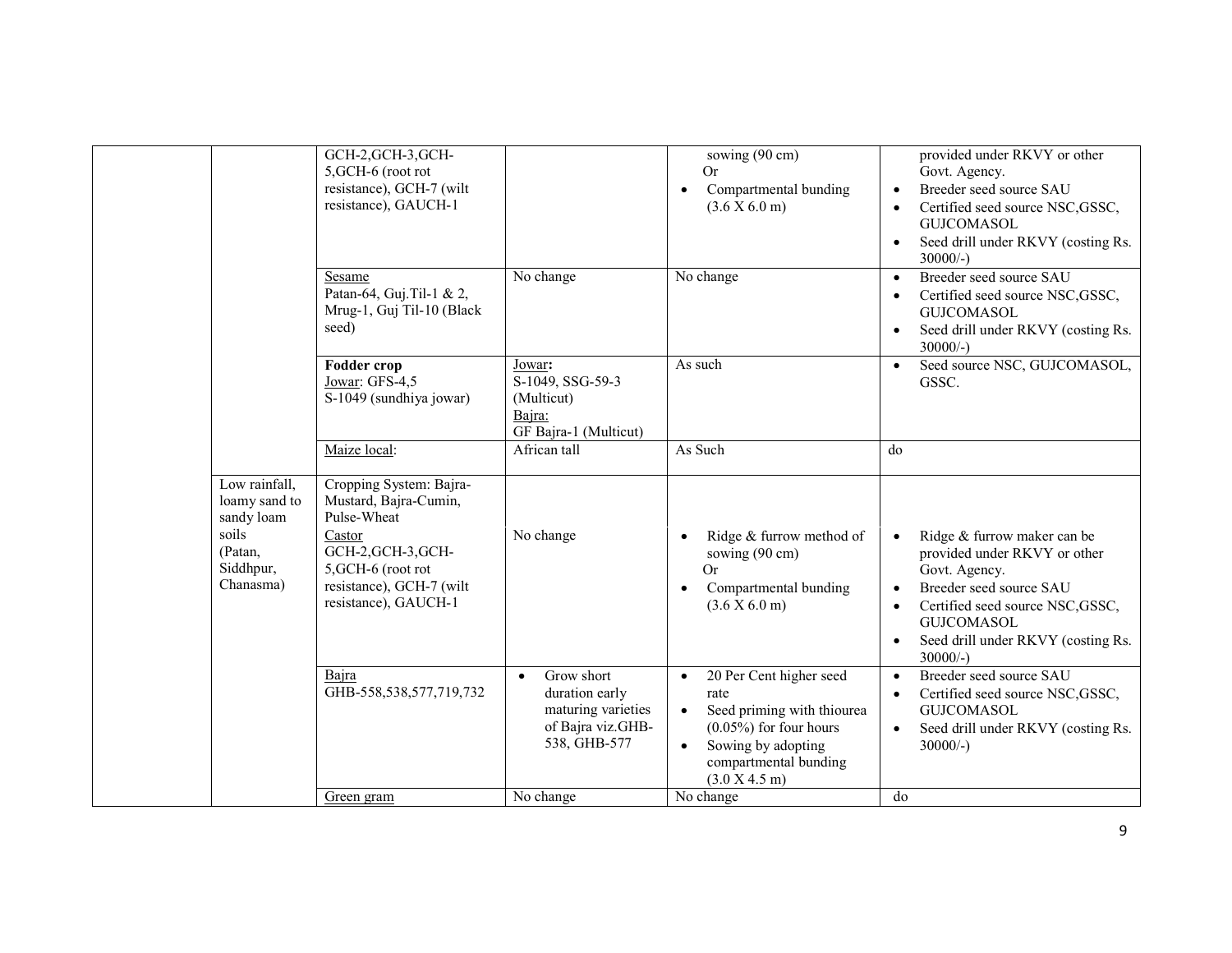| | | | | | |
|---|---|---|---|---|---|
| | | GCH-2,GCH-3,GCH-5,GCH-6 (root rot resistance), GCH-7 (wilt resistance), GAUCH-1 | | sowing (90 cm)<br>Or<br>• Compartmental bunding (3.6 X 6.0 m) | provided under RKVY or other Govt. Agency.<br>• Breeder seed source SAU<br>• Certified seed source NSC,GSSC, GUJCOMASOL<br>• Seed drill under RKVY (costing Rs. 30000/-) |
| | | Sesame<br>Patan-64, Guj.Til-1 & 2, Mrug-1, Guj Til-10 (Black seed) | No change | No change | • Breeder seed source SAU<br>• Certified seed source NSC,GSSC, GUJCOMASOL<br>• Seed drill under RKVY (costing Rs. 30000/-) |
| | | **Fodder crop**<br>Jowar: GFS-4,5<br>S-1049 (sundhiya jowar) | Jowar:<br>S-1049, SSG-59-3 (Multicut)<br>Bajra:<br>GF Bajra-1 (Multicut) | As such | • Seed source NSC, GUJCOMASOL, GSSC. |
| | | Maize local: | African tall | As Such | do |
| | Low rainfall, loamy sand to sandy loam soils (Patan, Siddhpur, Chanasma) | Cropping System: Bajra-Mustard, Bajra-Cumin, Pulse-Wheat<br>Castor<br>GCH-2,GCH-3,GCH-5,GCH-6 (root rot resistance), GCH-7 (wilt resistance), GAUCH-1 | No change | • Ridge & furrow method of sowing (90 cm)<br>Or<br>• Compartmental bunding (3.6 X 6.0 m) | • Ridge & furrow maker can be provided under RKVY or other Govt. Agency.<br>• Breeder seed source SAU<br>• Certified seed source NSC,GSSC, GUJCOMASOL<br>• Seed drill under RKVY (costing Rs. 30000/-) |
| | | Bajra<br>GHB-558,538,577,719,732 | • Grow short duration early maturing varieties of Bajra viz.GHB-538, GHB-577 | • 20 Per Cent higher seed rate<br>• Seed priming with thiourea (0.05%) for four hours<br>• Sowing by adopting compartmental bunding (3.0 X 4.5 m) | • Breeder seed source SAU<br>• Certified seed source NSC,GSSC, GUJCOMASOL<br>• Seed drill under RKVY (costing Rs. 30000/-) |
| | | Green gram | No change | No change | do |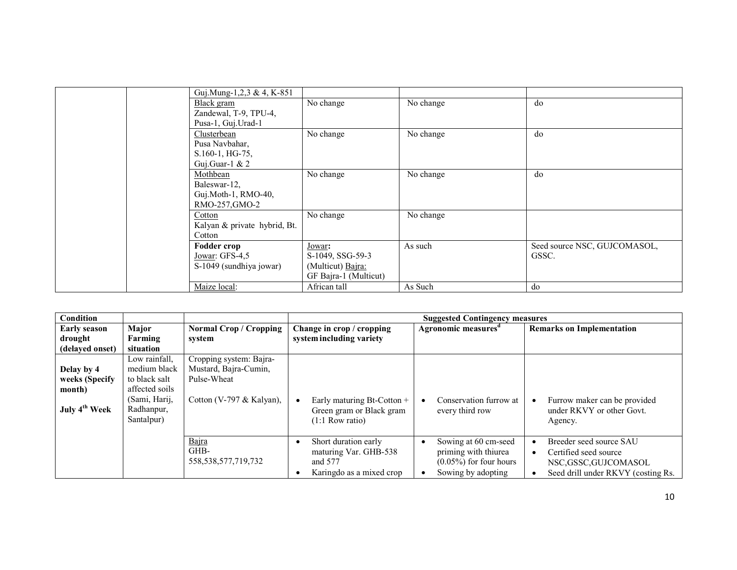| | | | | | |
|---|---|---|---|---|---|
| | | Guj.Mung-1,2,3 & 4, K-851 | | | |
| | | Black gram<br>Zandewal, T-9, TPU-4, Pusa-1, Guj.Urad-1 | No change | No change | do |
| | | Clusterbean<br>Pusa Navbahar, S.160-1, HG-75, Guj.Guar-1 & 2 | No change | No change | do |
| | | Mothbean<br>Baleswar-12, Guj.Moth-1, RMO-40, RMO-257,GMO-2 | No change | No change | do |
| | | Cotton<br>Kalyan & private hybrid, Bt. Cotton | No change | No change | |
| | | **Fodder crop**<br>Jowar: GFS-4,5<br>S-1049 (sundhiya jowar) | Jowar**:**<br>S-1049, SSG-59-3 (Multicut) Bajra:<br>GF Bajra-1 (Multicut) | As such | Seed source NSC, GUJCOMASOL, GSSC. |
| | | Maize local: | African tall | As Such | do |

| Condition | | | Suggested Contingency measures | | |
|---|---|---|---|---|---|
| **Early season drought (delayed onset)** | **Major Farming situation** | **Normal Crop / Cropping system** | **Change in crop / cropping system including variety** | **Agronomic measures[d]** | **Remarks on Implementation** |
| **Delay by 4 weeks (Specify month)**<br><br>**July 4[th] Week** | Low rainfall, medium black to black salt affected soils (Sami, Harij, Radhanpur, Santalpur) | Cropping system: Bajra-Mustard, Bajra-Cumin, Pulse-Wheat<br><br>Cotton (V-797 & Kalyan), | • Early maturing Bt-Cotton + Green gram or Black gram (1:1 Row ratio) | • Conservation furrow at every third row | • Furrow maker can be provided under RKVY or other Govt. Agency. |
| | | Bajra<br>GHB-558,538,577,719,732 | • Short duration early maturing Var. GHB-538 and 577<br>• Karingdo as a mixed crop | • Sowing at 60 cm-seed priming with thiurea (0.05%) for four hours<br>• Sowing by adopting | • Breeder seed source SAU<br>• Certified seed source NSC,GSSC,GUJCOMASOL<br>• Seed drill under RKVY (costing Rs. |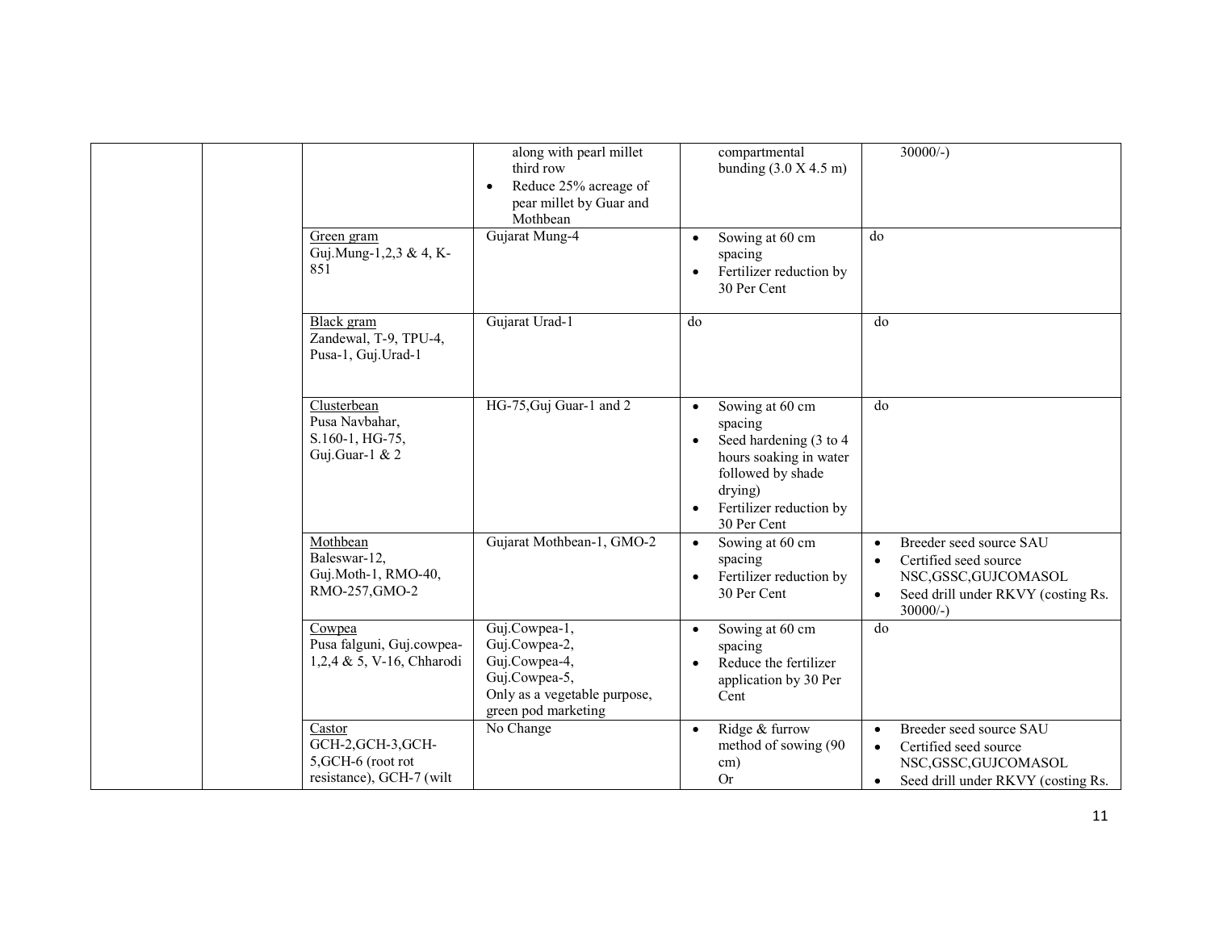| | | | | | |
|---|---|---|---|---|---|
| | | | • along with pearl millet third row<br>• Reduce 25% acreage of pear millet by Guar and Mothbean | compartmental bunding (3.0 X 4.5 m) | 30000/-) |
| | | Green gram<br>Guj.Mung-1,2,3 & 4, K-851 | Gujarat Mung-4 | • Sowing at 60 cm spacing<br>• Fertilizer reduction by 30 Per Cent | do |
| | | Black gram<br>Zandewal, T-9, TPU-4, Pusa-1, Guj.Urad-1 | Gujarat Urad-1 | do | do |
| | | Clusterbean<br>Pusa Navbahar, S.160-1, HG-75, Guj.Guar-1 & 2 | HG-75,Guj Guar-1 and 2 | • Sowing at 60 cm spacing<br>• Seed hardening (3 to 4 hours soaking in water followed by shade drying)<br>• Fertilizer reduction by 30 Per Cent | do |
| | | Mothbean<br>Baleswar-12, Guj.Moth-1, RMO-40, RMO-257,GMO-2 | Gujarat Mothbean-1, GMO-2 | • Sowing at 60 cm spacing<br>• Fertilizer reduction by 30 Per Cent | • Breeder seed source SAU<br>• Certified seed source NSC,GSSC,GUJCOMASOL<br>• Seed drill under RKVY (costing Rs. 30000/-) |
| | | Cowpea<br>Pusa falguni, Guj.cowpea-1,2,4 & 5, V-16, Chharodi | Guj.Cowpea-1, Guj.Cowpea-2, Guj.Cowpea-4, Guj.Cowpea-5, Only as a vegetable purpose, green pod marketing | • Sowing at 60 cm spacing<br>• Reduce the fertilizer application by 30 Per Cent | do |
| | | Castor<br>GCH-2,GCH-3,GCH-5,GCH-6 (root rot resistance), GCH-7 (wilt | No Change | • Ridge & furrow method of sowing (90 cm)<br>Or | • Breeder seed source SAU<br>• Certified seed source NSC,GSSC,GUJCOMASOL<br>• Seed drill under RKVY (costing Rs. |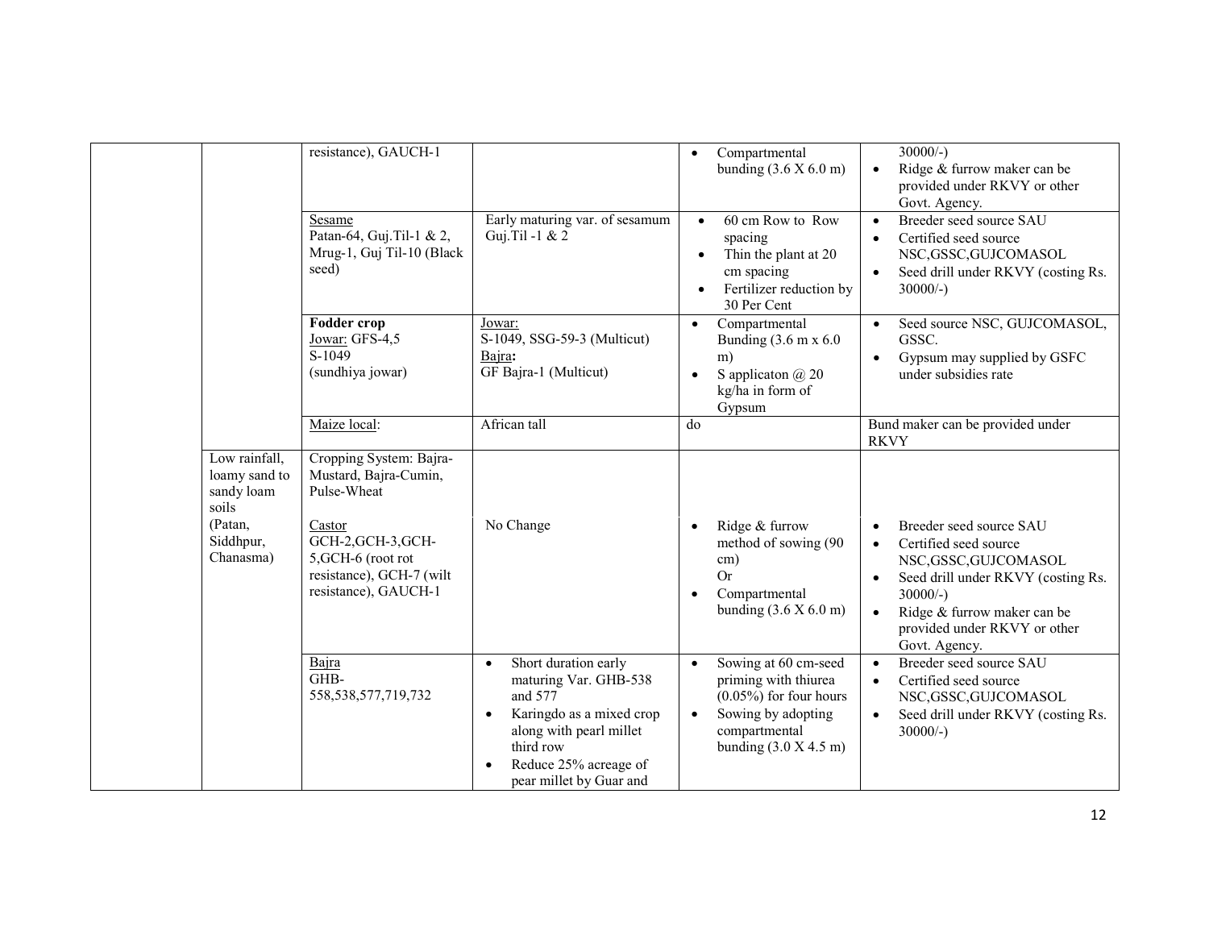| | | | | | |
|---|---|---|---|---|---|
| | | resistance), GAUCH-1 | | • Compartmental bunding (3.6 X 6.0 m) | 30000/-)<br>• Ridge & furrow maker can be provided under RKVY or other Govt. Agency. |
| | | Sesame<br>Patan-64, Guj.Til-1 & 2, Mrug-1, Guj Til-10 (Black seed) | Early maturing var. of sesamum Guj.Til -1 & 2 | • 60 cm Row to Row spacing<br>• Thin the plant at 20 cm spacing<br>• Fertilizer reduction by 30 Per Cent | • Breeder seed source SAU<br>• Certified seed source NSC,GSSC,GUJCOMASOL<br>• Seed drill under RKVY (costing Rs. 30000/-) |
| | | **Fodder crop**<br>Jowar: GFS-4,5<br>S-1049<br>(sundhiya jowar) | Jowar:<br>S-1049, SSG-59-3 (Multicut)<br>Bajra:<br>GF Bajra-1 (Multicut) | • Compartmental Bunding (3.6 m x 6.0 m)<br>• S applicaton @ 20 kg/ha in form of Gypsum | • Seed source NSC, GUJCOMASOL, GSSC.<br>• Gypsum may supplied by GSFC under subsidies rate |
| | | Maize local: | African tall | do | Bund maker can be provided under RKVY |
| | Low rainfall, loamy sand to sandy loam soils<br>(Patan, Siddhpur, Chanasma) | Cropping System: Bajra-Mustard, Bajra-Cumin, Pulse-Wheat<br><br>Castor<br>GCH-2,GCH-3,GCH-5,GCH-6 (root rot resistance), GCH-7 (wilt resistance), GAUCH-1 | No Change | • Ridge & furrow method of sowing (90 cm)<br>Or<br>• Compartmental bunding (3.6 X 6.0 m) | • Breeder seed source SAU<br>• Certified seed source NSC,GSSC,GUJCOMASOL<br>• Seed drill under RKVY (costing Rs. 30000/-)<br>• Ridge & furrow maker can be provided under RKVY or other Govt. Agency. |
| | | Bajra<br>GHB-558,538,577,719,732 | • Short duration early maturing Var. GHB-538 and 577<br>• Karingdo as a mixed crop along with pearl millet third row<br>• Reduce 25% acreage of pear millet by Guar and | • Sowing at 60 cm-seed priming with thiurea (0.05%) for four hours<br>• Sowing by adopting compartmental bunding (3.0 X 4.5 m) | • Breeder seed source SAU<br>• Certified seed source NSC,GSSC,GUJCOMASOL<br>• Seed drill under RKVY (costing Rs. 30000/-) |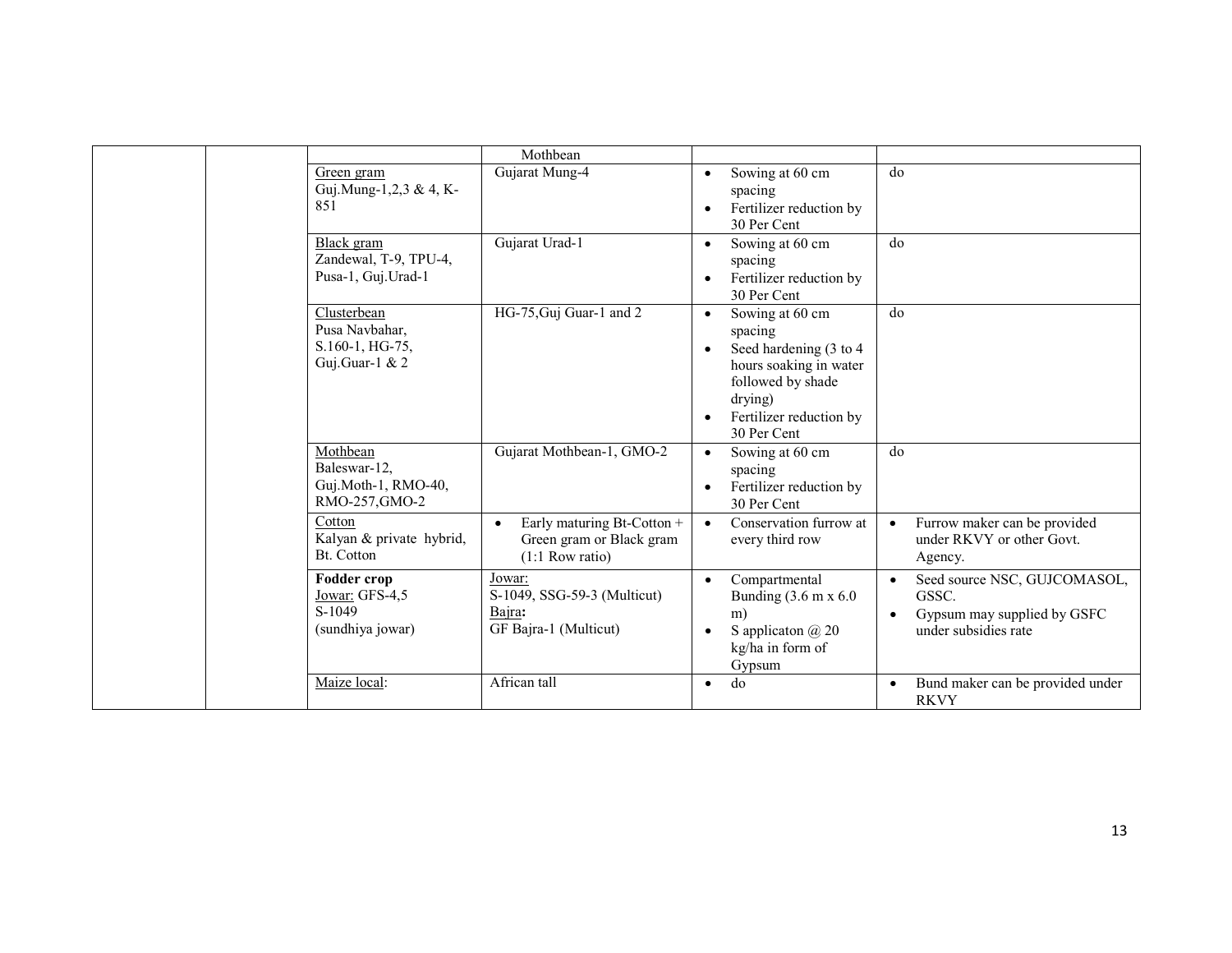| | | | | | |
|---|---|---|---|---|---|
| | | | Mothbean | | |
| | | Green gram<br>Guj.Mung-1,2,3 & 4, K-851 | Gujarat Mung-4 | • Sowing at 60 cm spacing<br>• Fertilizer reduction by 30 Per Cent | do |
| | | Black gram<br>Zandewal, T-9, TPU-4, Pusa-1, Guj.Urad-1 | Gujarat Urad-1 | • Sowing at 60 cm spacing<br>• Fertilizer reduction by 30 Per Cent | do |
| | | Clusterbean<br>Pusa Navbahar, S.160-1, HG-75, Guj.Guar-1 & 2 | HG-75,Guj Guar-1 and 2 | • Sowing at 60 cm spacing<br>• Seed hardening (3 to 4 hours soaking in water followed by shade drying)<br>• Fertilizer reduction by 30 Per Cent | do |
| | | Mothbean<br>Baleswar-12, Guj.Moth-1, RMO-40, RMO-257,GMO-2 | Gujarat Mothbean-1, GMO-2 | • Sowing at 60 cm spacing<br>• Fertilizer reduction by 30 Per Cent | do |
| | | Cotton<br>Kalyan & private hybrid, Bt. Cotton | • Early maturing Bt-Cotton + Green gram or Black gram (1:1 Row ratio) | • Conservation furrow at every third row | • Furrow maker can be provided under RKVY or other Govt. Agency. |
| | | **Fodder crop**<br>Jowar: GFS-4,5<br>S-1049<br>(sundhiya jowar) | Jowar:<br>S-1049, SSG-59-3 (Multicut)<br>Bajra:<br>GF Bajra-1 (Multicut) | • Compartmental Bunding (3.6 m x 6.0 m)<br>• S applicaton @ 20 kg/ha in form of Gypsum | • Seed source NSC, GUJCOMASOL, GSSC.<br>• Gypsum may supplied by GSFC under subsidies rate |
| | | Maize local: | African tall | • do | • Bund maker can be provided under RKVY |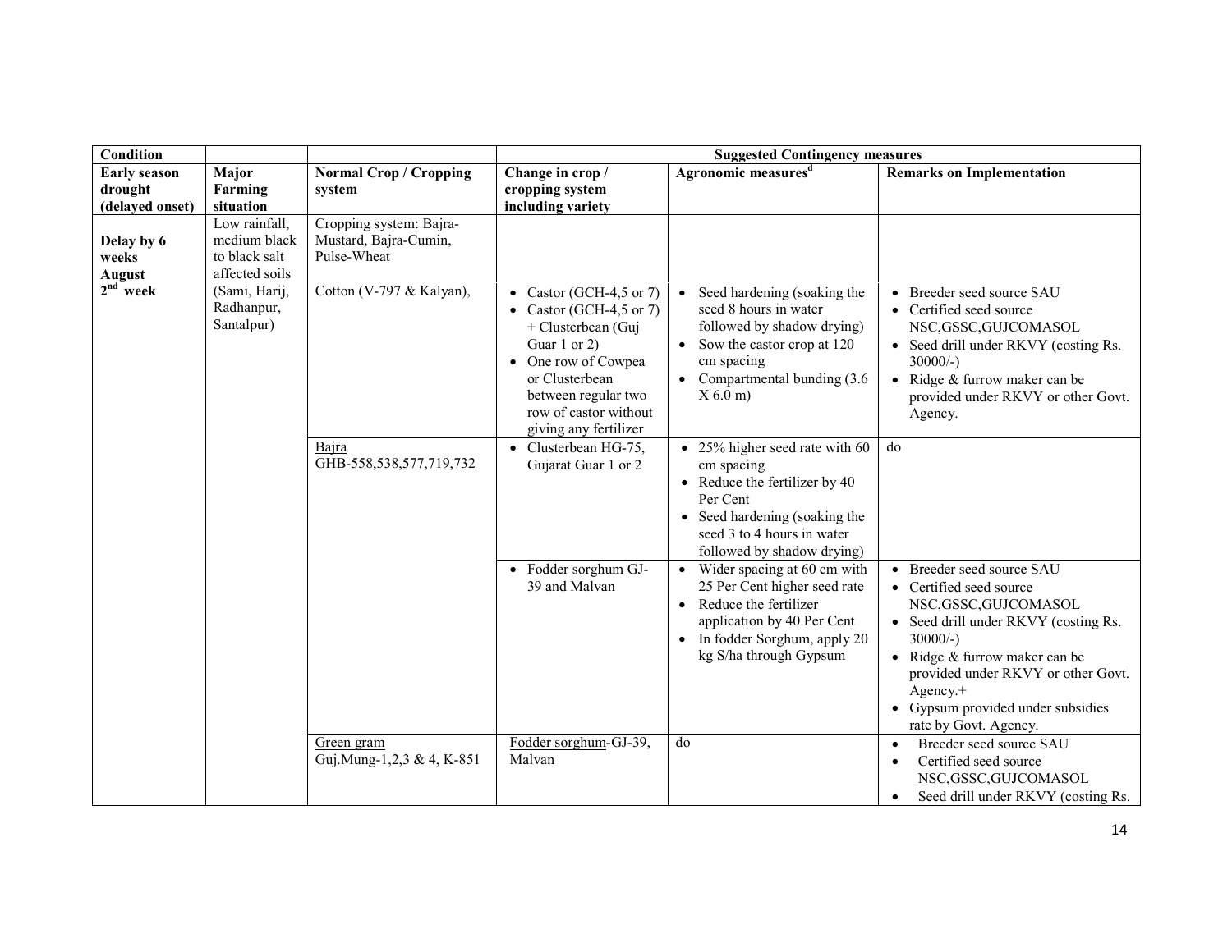| Condition | | | Suggested Contingency measures | | |
|---|---|---|---|---|---|
| Early season drought (delayed onset) | Major Farming situation | Normal Crop / Cropping system | Change in crop / cropping system including variety | Agronomic measures[d] | Remarks on Implementation |
| Delay by 6 weeks August 2[nd] week | Low rainfall, medium black to black salt affected soils (Sami, Harij, Radhanpur, Santalpur) | Cropping system: Bajra-Mustard, Bajra-Cumin, Pulse-Wheat | | | |
| | | Cotton (V-797 & Kalyan), | • Castor (GCH-4,5 or 7)<br>• Castor (GCH-4,5 or 7) + Clusterbean (Guj Guar 1 or 2)<br>• One row of Cowpea or Clusterbean between regular two row of castor without giving any fertilizer | • Seed hardening (soaking the seed 8 hours in water followed by shadow drying)<br>• Sow the castor crop at 120 cm spacing<br>• Compartmental bunding (3.6 X 6.0 m) | • Breeder seed source SAU<br>• Certified seed source NSC,GSSC,GUJCOMASOL<br>• Seed drill under RKVY (costing Rs. 30000/-)<br>• Ridge & furrow maker can be provided under RKVY or other Govt. Agency. |
| | | Bajra GHB-558,538,577,719,732 | • Clusterbean HG-75, Gujarat Guar 1 or 2 | • 25% higher seed rate with 60 cm spacing<br>• Reduce the fertilizer by 40 Per Cent<br>• Seed hardening (soaking the seed 3 to 4 hours in water followed by shadow drying) | do |
| | | | • Fodder sorghum GJ-39 and Malvan | • Wider spacing at 60 cm with 25 Per Cent higher seed rate<br>• Reduce the fertilizer application by 40 Per Cent<br>• In fodder Sorghum, apply 20 kg S/ha through Gypsum | • Breeder seed source SAU<br>• Certified seed source NSC,GSSC,GUJCOMASOL<br>• Seed drill under RKVY (costing Rs. 30000/-)<br>• Ridge & furrow maker can be provided under RKVY or other Govt. Agency.+<br>• Gypsum provided under subsidies rate by Govt. Agency. |
| | | Green gram Guj.Mung-1,2,3 & 4, K-851 | Fodder sorghum-GJ-39, Malvan | do | • Breeder seed source SAU<br>• Certified seed source NSC,GSSC,GUJCOMASOL<br>• Seed drill under RKVY (costing Rs. |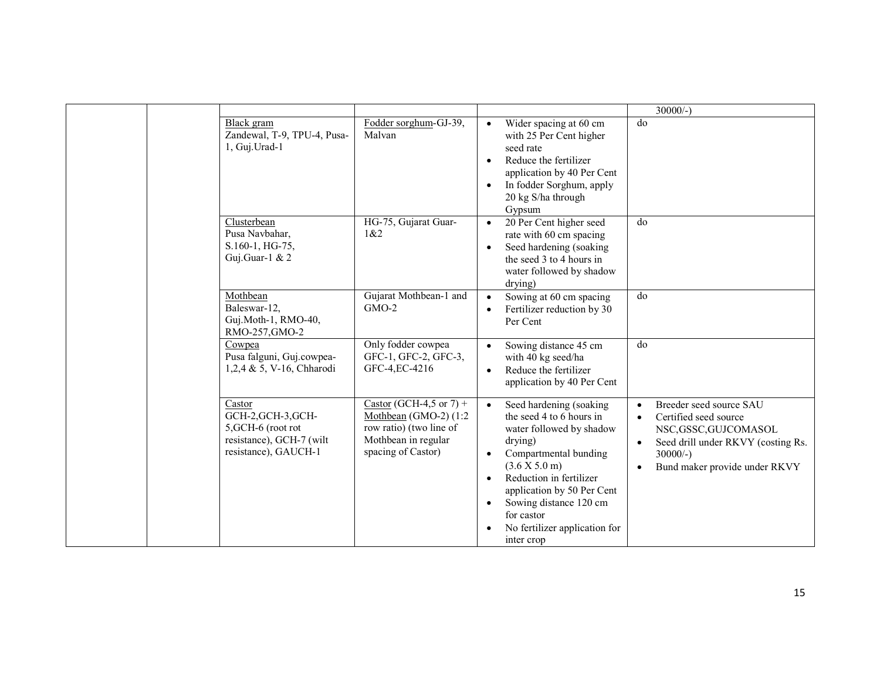|  |  |  |  |  | 30000/-) |
|---|---|---|---|---|---|
|  |  | Black gram<br>Zandewal, T-9, TPU-4, Pusa-1, Guj.Urad-1 | Fodder sorghum-GJ-39, Malvan | • Wider spacing at 60 cm with 25 Per Cent higher seed rate<br>• Reduce the fertilizer application by 40 Per Cent<br>• In fodder Sorghum, apply 20 kg S/ha through Gypsum | do |
|  |  | Clusterbean<br>Pusa Navbahar, S.160-1, HG-75, Guj.Guar-1 & 2 | HG-75, Gujarat Guar-1&2 | • 20 Per Cent higher seed rate with 60 cm spacing<br>• Seed hardening (soaking the seed 3 to 4 hours in water followed by shadow drying) | do |
|  |  | Mothbean<br>Baleswar-12, Guj.Moth-1, RMO-40, RMO-257,GMO-2 | Gujarat Mothbean-1 and GMO-2 | • Sowing at 60 cm spacing<br>• Fertilizer reduction by 30 Per Cent | do |
|  |  | Cowpea<br>Pusa falguni, Guj.cowpea-1,2,4 & 5, V-16, Chharodi | Only fodder cowpea GFC-1, GFC-2, GFC-3, GFC-4,EC-4216 | • Sowing distance 45 cm with 40 kg seed/ha<br>• Reduce the fertilizer application by 40 Per Cent | do |
|  |  | Castor<br>GCH-2,GCH-3,GCH-5,GCH-6 (root rot resistance), GCH-7 (wilt resistance), GAUCH-1 | Castor (GCH-4,5 or 7) + Mothbean (GMO-2) (1:2 row ratio) (two line of Mothbean in regular spacing of Castor) | • Seed hardening (soaking the seed 4 to 6 hours in water followed by shadow drying)<br>• Compartmental bunding (3.6 X 5.0 m)<br>• Reduction in fertilizer application by 50 Per Cent<br>• Sowing distance 120 cm for castor<br>• No fertilizer application for inter crop | • Breeder seed source SAU<br>• Certified seed source NSC,GSSC,GUJCOMASOL<br>• Seed drill under RKVY (costing Rs. 30000/-)<br>• Bund maker provide under RKVY |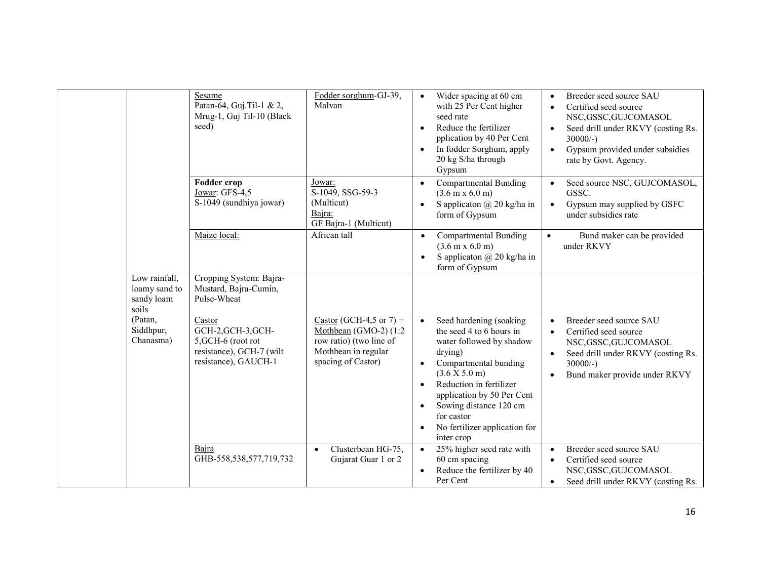| | | | | | |
|---|---|---|---|---|---|
| | | Sesame<br>Patan-64, Guj.Til-1 & 2, Mrug-1, Guj Til-10 (Black seed) | Fodder sorghum-GJ-39, Malvan | • Wider spacing at 60 cm with 25 Per Cent higher seed rate<br>• Reduce the fertilizer pplication by 40 Per Cent<br>• In fodder Sorghum, apply 20 kg S/ha through Gypsum | • Breeder seed source SAU<br>• Certified seed source NSC,GSSC,GUJCOMASOL<br>• Seed drill under RKVY (costing Rs. 30000/-)<br>• Gypsum provided under subsidies rate by Govt. Agency. |
| | | **Fodder crop**<br>Jowar: GFS-4,5<br>S-1049 (sundhiya jowar) | Jowar:<br>S-1049, SSG-59-3 (Multicut)<br>Bajra:<br>GF Bajra-1 (Multicut) | • Compartmental Bunding (3.6 m x 6.0 m)<br>• S applicaton @ 20 kg/ha in form of Gypsum | • Seed source NSC, GUJCOMASOL, GSSC.<br>• Gypsum may supplied by GSFC under subsidies rate |
| | | Maize local: | African tall | • Compartmental Bunding (3.6 m x 6.0 m)<br>• S applicaton @ 20 kg/ha in form of Gypsum | • Bund maker can be provided under RKVY |
| | Low rainfall, loamy sand to sandy loam soils<br>(Patan, Siddhpur, Chanasma) | Cropping System: Bajra-Mustard, Bajra-Cumin, Pulse-Wheat | | | |
| | | Castor<br>GCH-2,GCH-3,GCH-5,GCH-6 (root rot resistance), GCH-7 (wilt resistance), GAUCH-1 | Castor (GCH-4,5 or 7) + Mothbean (GMO-2) (1:2 row ratio) (two line of Mothbean in regular spacing of Castor) | • Seed hardening (soaking the seed 4 to 6 hours in water followed by shadow drying)<br>• Compartmental bunding (3.6 X 5.0 m)<br>• Reduction in fertilizer application by 50 Per Cent<br>• Sowing distance 120 cm for castor<br>• No fertilizer application for inter crop | • Breeder seed source SAU<br>• Certified seed source NSC,GSSC,GUJCOMASOL<br>• Seed drill under RKVY (costing Rs. 30000/-)<br>• Bund maker provide under RKVY |
| | | Bajra<br>GHB-558,538,577,719,732 | • Clusterbean HG-75, Gujarat Guar 1 or 2 | • 25% higher seed rate with 60 cm spacing<br>• Reduce the fertilizer by 40 Per Cent | • Breeder seed source SAU<br>• Certified seed source NSC,GSSC,GUJCOMASOL<br>• Seed drill under RKVY (costing Rs. |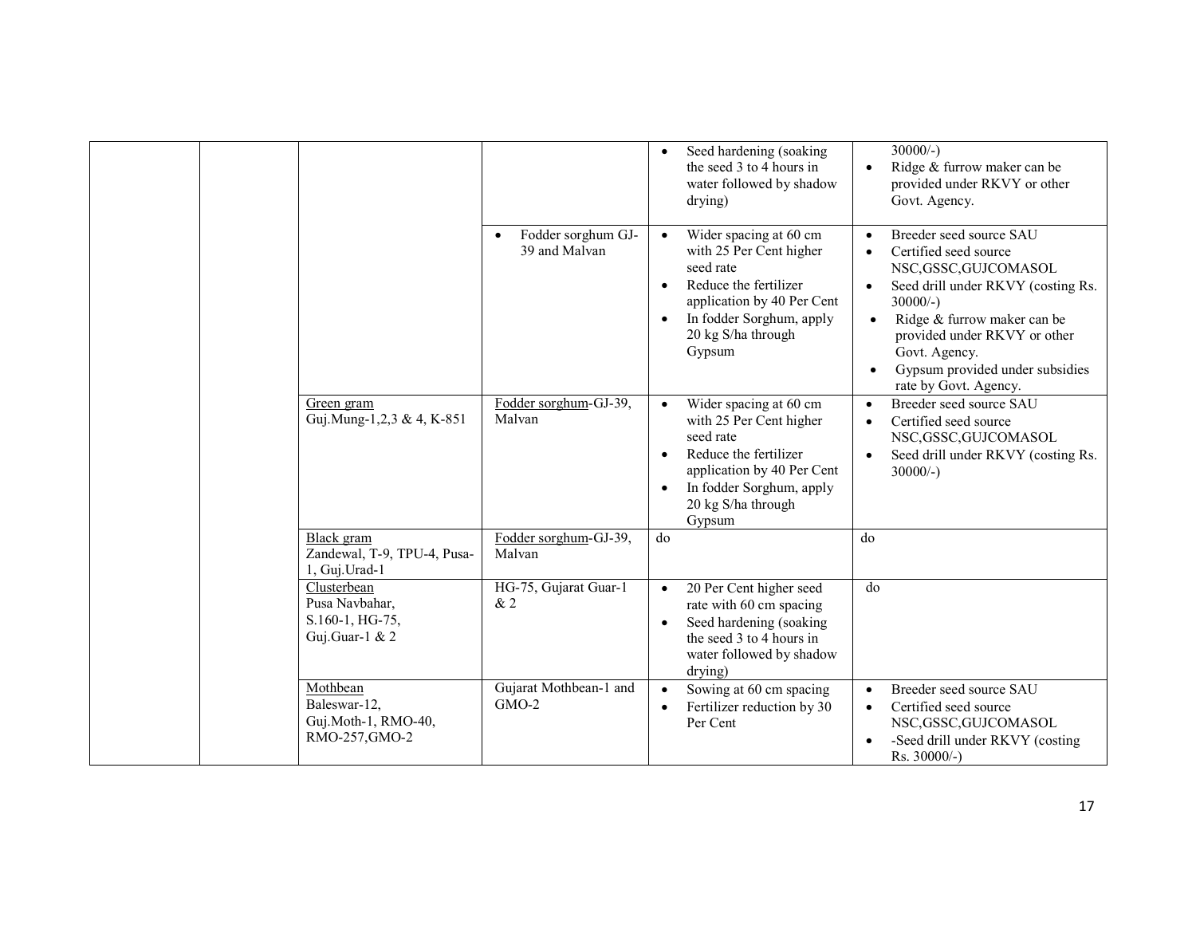|  |  |  |  | • Seed hardening (soaking the seed 3 to 4 hours in water followed by shadow drying) | 30000/-)<br>• Ridge & furrow maker can be provided under RKVY or other Govt. Agency. |
|---|---|---|---|---|---|
|  |  |  | • Fodder sorghum GJ-39 and Malvan | • Wider spacing at 60 cm with 25 Per Cent higher seed rate<br>• Reduce the fertilizer application by 40 Per Cent<br>• In fodder Sorghum, apply 20 kg S/ha through Gypsum | • Breeder seed source SAU<br>• Certified seed source NSC,GSSC,GUJCOMASOL<br>• Seed drill under RKVY (costing Rs. 30000/-)<br>• Ridge & furrow maker can be provided under RKVY or other Govt. Agency.<br>• Gypsum provided under subsidies rate by Govt. Agency. |
|  |  | Green gram<br>Guj.Mung-1,2,3 & 4, K-851 | Fodder sorghum-GJ-39, Malvan | • Wider spacing at 60 cm with 25 Per Cent higher seed rate<br>• Reduce the fertilizer application by 40 Per Cent<br>• In fodder Sorghum, apply 20 kg S/ha through Gypsum | • Breeder seed source SAU<br>• Certified seed source NSC,GSSC,GUJCOMASOL<br>• Seed drill under RKVY (costing Rs. 30000/-) |
|  |  | Black gram<br>Zandewal, T-9, TPU-4, Pusa-1, Guj.Urad-1 | Fodder sorghum-GJ-39, Malvan | do | do |
|  |  | Clusterbean<br>Pusa Navbahar, S.160-1, HG-75, Guj.Guar-1 & 2 | HG-75, Gujarat Guar-1 & 2 | • 20 Per Cent higher seed rate with 60 cm spacing<br>• Seed hardening (soaking the seed 3 to 4 hours in water followed by shadow drying) | do |
|  |  | Mothbean<br>Baleswar-12, Guj.Moth-1, RMO-40, RMO-257,GMO-2 | Gujarat Mothbean-1 and GMO-2 | • Sowing at 60 cm spacing<br>• Fertilizer reduction by 30 Per Cent | • Breeder seed source SAU<br>• Certified seed source NSC,GSSC,GUJCOMASOL<br>• -Seed drill under RKVY (costing Rs. 30000/-) |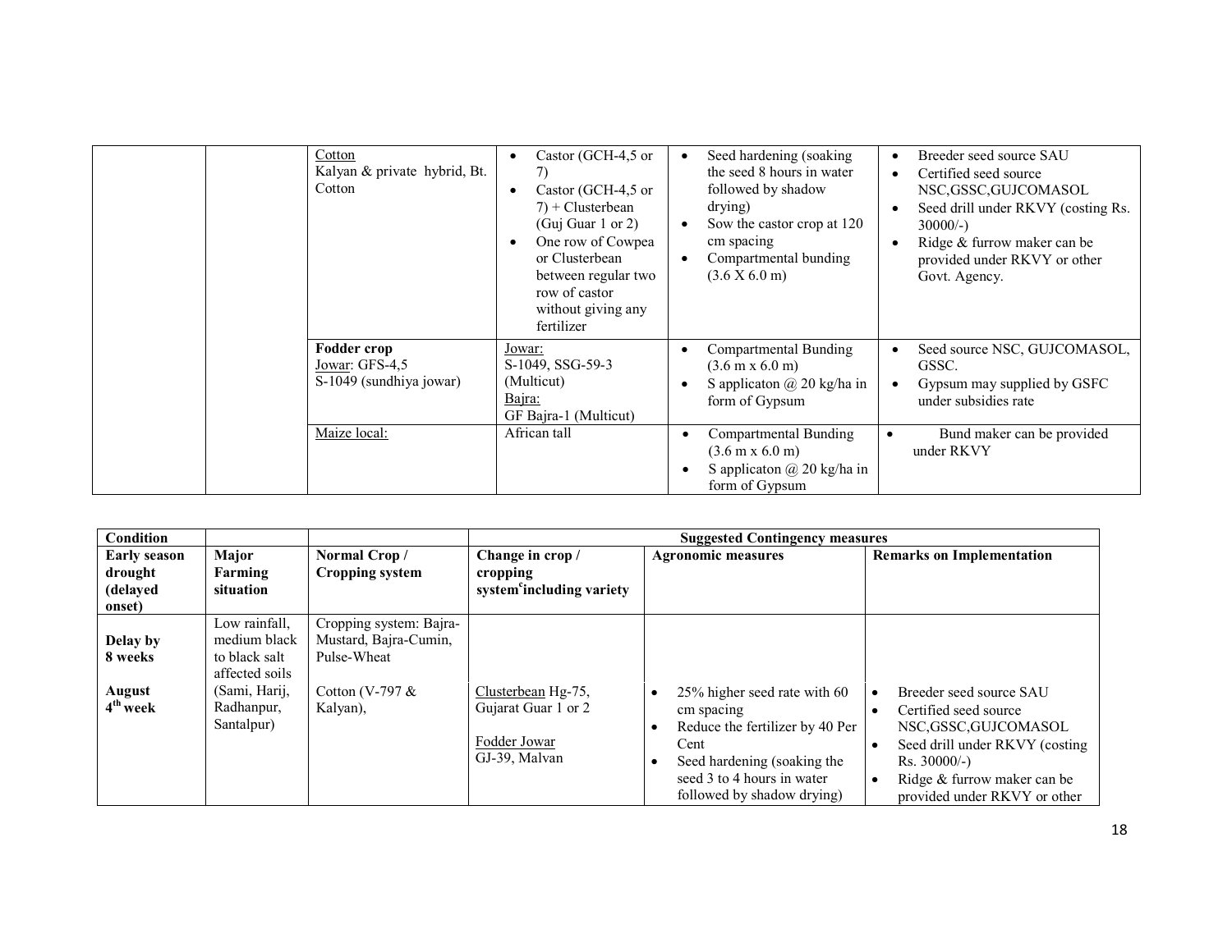| | | | | | |
|---|---|---|---|---|---|
| | | Cotton<br>Kalyan & private hybrid, Bt. Cotton | • Castor (GCH-4,5 or 7)<br>• Castor (GCH-4,5 or 7) + Clusterbean (Guj Guar 1 or 2)<br>• One row of Cowpea or Clusterbean between regular two row of castor without giving any fertilizer | • Seed hardening (soaking the seed 8 hours in water followed by shadow drying)<br>• Sow the castor crop at 120 cm spacing<br>• Compartmental bunding (3.6 X 6.0 m) | • Breeder seed source SAU<br>• Certified seed source NSC,GSSC,GUJCOMASOL<br>• Seed drill under RKVY (costing Rs. 30000/-)<br>• Ridge & furrow maker can be provided under RKVY or other Govt. Agency. |
| | | **Fodder crop**<br>Jowar: GFS-4,5<br>S-1049 (sundhiya jowar) | Jowar:<br>S-1049, SSG-59-3 (Multicut)<br>Bajra:<br>GF Bajra-1 (Multicut) | • Compartmental Bunding (3.6 m x 6.0 m)<br>• S applicaton @ 20 kg/ha in form of Gypsum | • Seed source NSC, GUJCOMASOL, GSSC.<br>• Gypsum may supplied by GSFC under subsidies rate |
| | | Maize local: | African tall | • Compartmental Bunding (3.6 m x 6.0 m)<br>• S applicaton @ 20 kg/ha in form of Gypsum | • Bund maker can be provided under RKVY |

| **Condition** | | | **Suggested Contingency measures** | | |
|---|---|---|---|---|---|
| **Early season drought (delayed onset)** | **Major Farming situation** | **Normal Crop / Cropping system** | **Change in crop / cropping system[c] including variety** | **Agronomic measures** | **Remarks on Implementation** |
| **Delay by 8 weeks**<br><br>**August 4th week** | Low rainfall, medium black to black salt affected soils (Sami, Harij, Radhanpur, Santalpur) | Cropping system: Bajra-Mustard, Bajra-Cumin, Pulse-Wheat<br><br>Cotton (V-797 & Kalyan), | Clusterbean Hg-75, Gujarat Guar 1 or 2<br><br>Fodder Jowar<br>GJ-39, Malvan | • 25% higher seed rate with 60 cm spacing<br>• Reduce the fertilizer by 40 Per Cent<br>• Seed hardening (soaking the seed 3 to 4 hours in water followed by shadow drying) | • Breeder seed source SAU<br>• Certified seed source NSC,GSSC,GUJCOMASOL<br>• Seed drill under RKVY (costing Rs. 30000/-)<br>• Ridge & furrow maker can be provided under RKVY or other |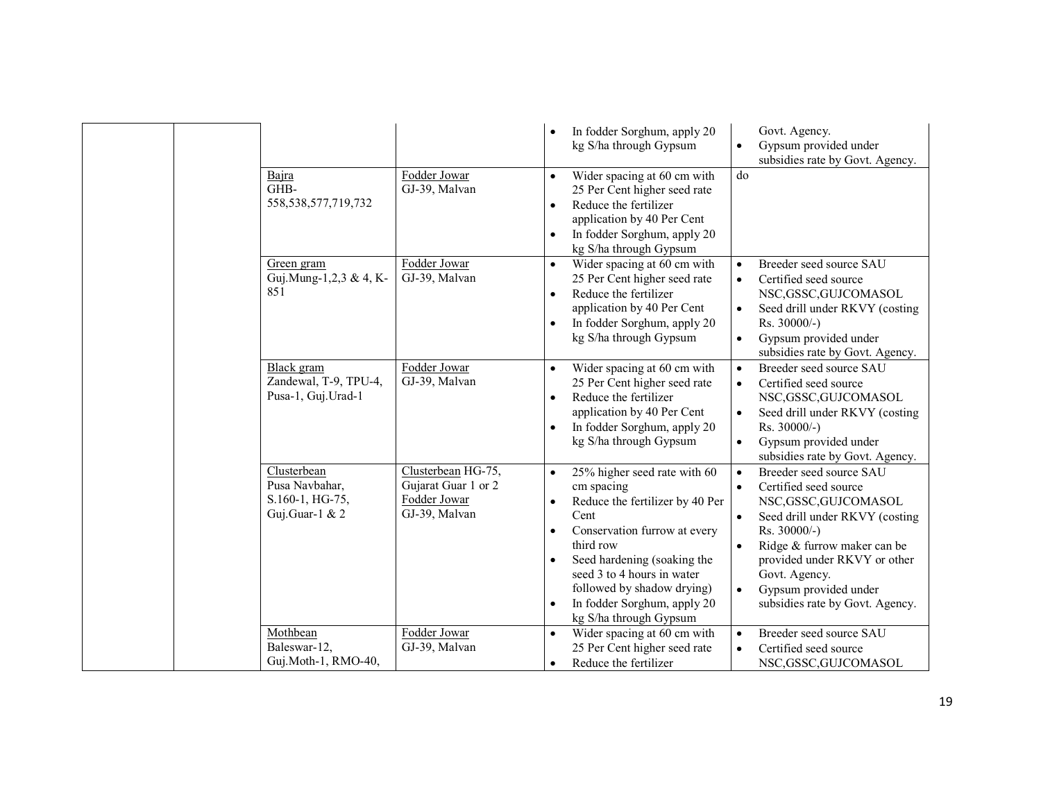|  |  |  |  |  |  |
|---|---|---|---|---|---|
|  |  |  |  | • In fodder Sorghum, apply 20 kg S/ha through Gypsum | Govt. Agency.<br>• Gypsum provided under subsidies rate by Govt. Agency. |
|  |  | Bajra<br>GHB-558,538,577,719,732 | Fodder Jowar<br>GJ-39, Malvan | • Wider spacing at 60 cm with 25 Per Cent higher seed rate<br>• Reduce the fertilizer application by 40 Per Cent<br>• In fodder Sorghum, apply 20 kg S/ha through Gypsum | do |
|  |  | Green gram<br>Guj.Mung-1,2,3 & 4, K-851 | Fodder Jowar<br>GJ-39, Malvan | • Wider spacing at 60 cm with 25 Per Cent higher seed rate<br>• Reduce the fertilizer application by 40 Per Cent<br>• In fodder Sorghum, apply 20 kg S/ha through Gypsum | • Breeder seed source SAU<br>• Certified seed source NSC,GSSC,GUJCOMASOL<br>• Seed drill under RKVY (costing Rs. 30000/-)<br>• Gypsum provided under subsidies rate by Govt. Agency. |
|  |  | Black gram<br>Zandewal, T-9, TPU-4, Pusa-1, Guj.Urad-1 | Fodder Jowar<br>GJ-39, Malvan | • Wider spacing at 60 cm with 25 Per Cent higher seed rate<br>• Reduce the fertilizer application by 40 Per Cent<br>• In fodder Sorghum, apply 20 kg S/ha through Gypsum | • Breeder seed source SAU<br>• Certified seed source NSC,GSSC,GUJCOMASOL<br>• Seed drill under RKVY (costing Rs. 30000/-)<br>• Gypsum provided under subsidies rate by Govt. Agency. |
|  |  | Clusterbean<br>Pusa Navbahar, S.160-1, HG-75, Guj.Guar-1 & 2 | Clusterbean HG-75, Gujarat Guar 1 or 2<br>Fodder Jowar<br>GJ-39, Malvan | • 25% higher seed rate with 60 cm spacing<br>• Reduce the fertilizer by 40 Per Cent<br>• Conservation furrow at every third row<br>• Seed hardening (soaking the seed 3 to 4 hours in water followed by shadow drying)<br>• In fodder Sorghum, apply 20 kg S/ha through Gypsum | • Breeder seed source SAU<br>• Certified seed source NSC,GSSC,GUJCOMASOL<br>• Seed drill under RKVY (costing Rs. 30000/-)<br>• Ridge & furrow maker can be provided under RKVY or other Govt. Agency.<br>• Gypsum provided under subsidies rate by Govt. Agency. |
|  |  | Mothbean<br>Baleswar-12, Guj.Moth-1, RMO-40, | Fodder Jowar<br>GJ-39, Malvan | • Wider spacing at 60 cm with 25 Per Cent higher seed rate<br>• Reduce the fertilizer | • Breeder seed source SAU<br>• Certified seed source NSC,GSSC,GUJCOMASOL |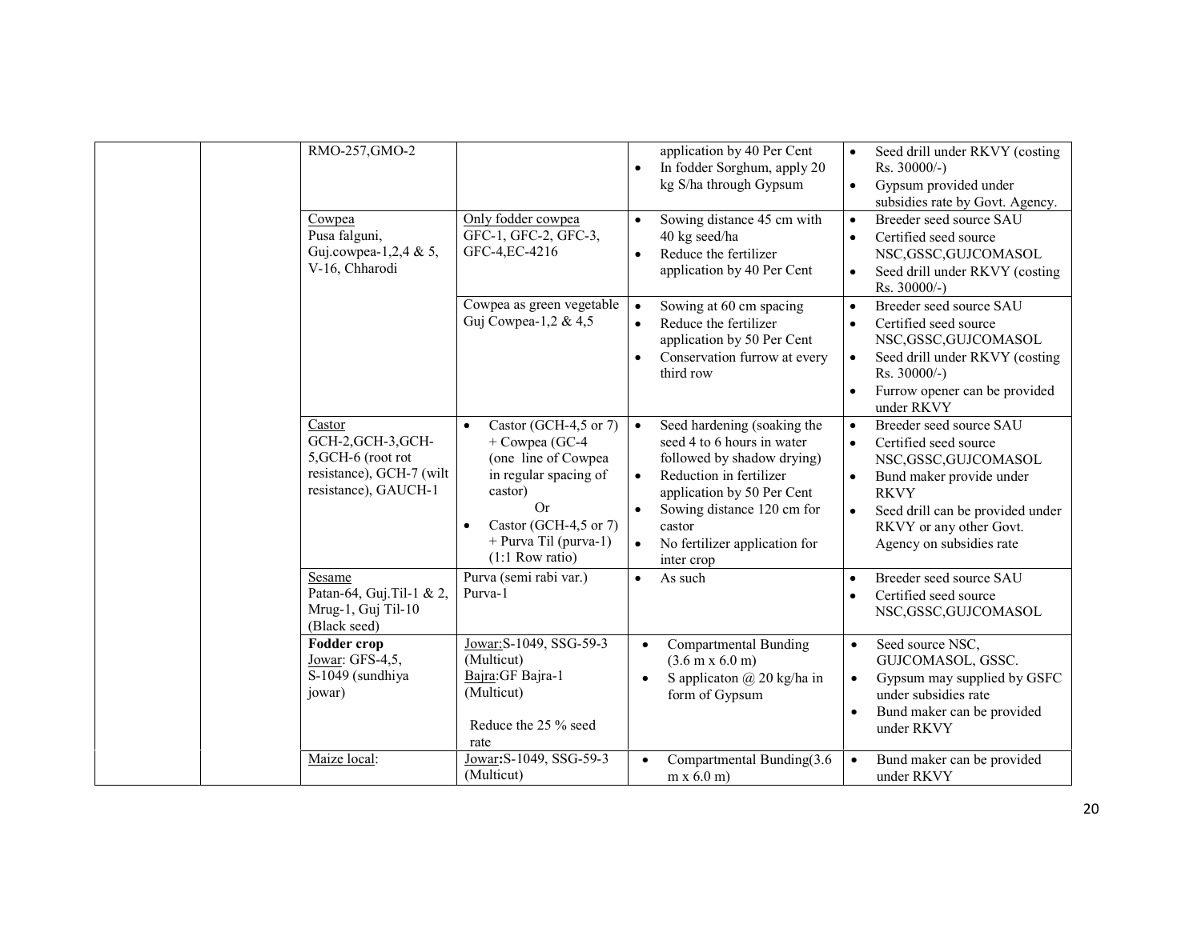| | | | | | |
|---|---|---|---|---|---|
| | | RMO-257,GMO-2 | | application by 40 Per Cent<br>• In fodder Sorghum, apply 20 kg S/ha through Gypsum | • Seed drill under RKVY (costing Rs. 30000/-)<br>• Gypsum provided under subsidies rate by Govt. Agency. |
| | | Cowpea<br>Pusa falguni, Guj.cowpea-1,2,4 & 5, V-16, Chharodi | Only fodder cowpea<br>GFC-1, GFC-2, GFC-3, GFC-4,EC-4216 | • Sowing distance 45 cm with 40 kg seed/ha<br>• Reduce the fertilizer application by 40 Per Cent | • Breeder seed source SAU<br>• Certified seed source NSC,GSSC,GUJCOMASOL<br>• Seed drill under RKVY (costing Rs. 30000/-) |
| | | | Cowpea as green vegetable<br>Guj Cowpea-1,2 & 4,5 | • Sowing at 60 cm spacing<br>• Reduce the fertilizer application by 50 Per Cent<br>• Conservation furrow at every third row | • Breeder seed source SAU<br>• Certified seed source NSC,GSSC,GUJCOMASOL<br>• Seed drill under RKVY (costing Rs. 30000/-)<br>• Furrow opener can be provided under RKVY |
| | | Castor<br>GCH-2,GCH-3,GCH-5,GCH-6 (root rot resistance), GCH-7 (wilt resistance), GAUCH-1 | • Castor (GCH-4,5 or 7) + Cowpea (GC-4 (one line of Cowpea in regular spacing of castor)<br>Or<br>• Castor (GCH-4,5 or 7) + Purva Til (purva-1) (1:1 Row ratio) | • Seed hardening (soaking the seed 4 to 6 hours in water followed by shadow drying)<br>• Reduction in fertilizer application by 50 Per Cent<br>• Sowing distance 120 cm for castor<br>• No fertilizer application for inter crop | • Breeder seed source SAU<br>• Certified seed source NSC,GSSC,GUJCOMASOL<br>• Bund maker provide under RKVY<br>• Seed drill can be provided under RKVY or any other Govt. Agency on subsidies rate |
| | | Sesame<br>Patan-64, Guj.Til-1 & 2, Mrug-1, Guj Til-10 (Black seed) | Purva (semi rabi var.)<br>Purva-1 | • As such | • Breeder seed source SAU<br>• Certified seed source NSC,GSSC,GUJCOMASOL |
| | | **Fodder crop**<br>Jowar: GFS-4,5, S-1049 (sundhiya jowar) | Jowar:S-1049, SSG-59-3 (Multicut)<br>Bajra:GF Bajra-1 (Multicut)<br><br>Reduce the 25 % seed rate | • Compartmental Bunding (3.6 m x 6.0 m)<br>• S applicaton @ 20 kg/ha in form of Gypsum | • Seed source NSC, GUJCOMASOL, GSSC.<br>• Gypsum may supplied by GSFC under subsidies rate<br>• Bund maker can be provided under RKVY |
| | | Maize local: | **Jowar:**S-1049, SSG-59-3 (Multicut) | • Compartmental Bunding(3.6 m x 6.0 m) | • Bund maker can be provided under RKVY |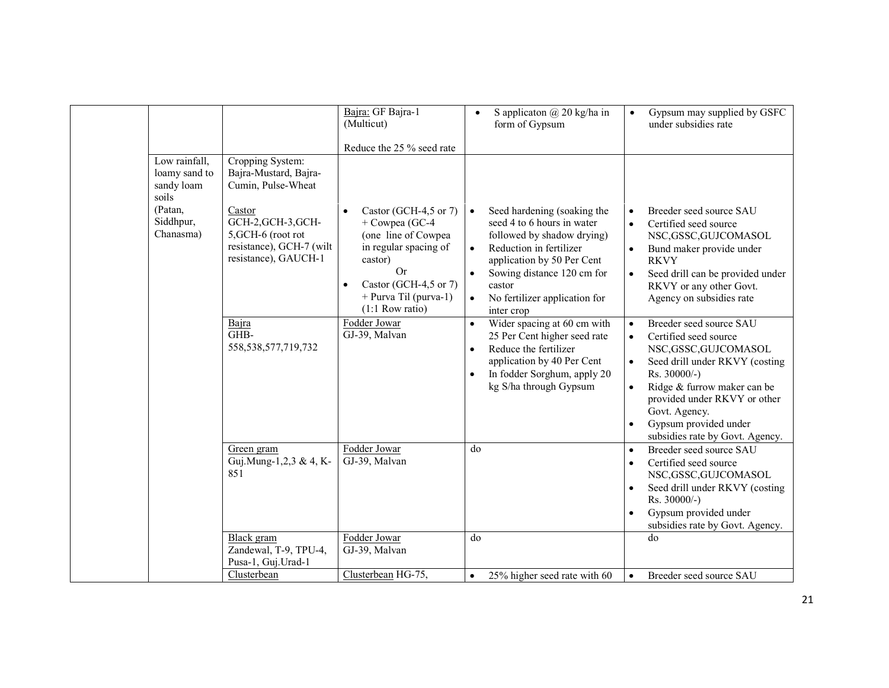| | | | | | |
|---|---|---|---|---|---|
| | | | Bajra: GF Bajra-1 (Multicut)<br><br>Reduce the 25 % seed rate | • S applicaton @ 20 kg/ha in form of Gypsum | • Gypsum may supplied by GSFC under subsidies rate |
| | Low rainfall, loamy sand to sandy loam soils<br>(Patan, Siddhpur, Chanasma) | Cropping System: Bajra-Mustard, Bajra-Cumin, Pulse-Wheat<br><br>Castor<br>GCH-2,GCH-3,GCH-5,GCH-6 (root rot resistance), GCH-7 (wilt resistance), GAUCH-1 | • Castor (GCH-4,5 or 7) + Cowpea (GC-4 (one line of Cowpea in regular spacing of castor)<br>Or<br>• Castor (GCH-4,5 or 7) + Purva Til (purva-1) (1:1 Row ratio) | • Seed hardening (soaking the seed 4 to 6 hours in water followed by shadow drying)<br>• Reduction in fertilizer application by 50 Per Cent<br>• Sowing distance 120 cm for castor<br>• No fertilizer application for inter crop | • Breeder seed source SAU<br>• Certified seed source NSC,GSSC,GUJCOMASOL<br>• Bund maker provide under RKVY<br>• Seed drill can be provided under RKVY or any other Govt. Agency on subsidies rate |
| | | Bajra<br>GHB-558,538,577,719,732 | Fodder Jowar<br>GJ-39, Malvan | • Wider spacing at 60 cm with 25 Per Cent higher seed rate<br>• Reduce the fertilizer application by 40 Per Cent<br>• In fodder Sorghum, apply 20 kg S/ha through Gypsum | • Breeder seed source SAU<br>• Certified seed source NSC,GSSC,GUJCOMASOL<br>• Seed drill under RKVY (costing Rs. 30000/-)<br>• Ridge & furrow maker can be provided under RKVY or other Govt. Agency.<br>• Gypsum provided under subsidies rate by Govt. Agency. |
| | | Green gram<br>Guj.Mung-1,2,3 & 4, K-851 | Fodder Jowar<br>GJ-39, Malvan | do | • Breeder seed source SAU<br>• Certified seed source NSC,GSSC,GUJCOMASOL<br>• Seed drill under RKVY (costing Rs. 30000/-)<br>• Gypsum provided under subsidies rate by Govt. Agency. |
| | | Black gram<br>Zandewal, T-9, TPU-4, Pusa-1, Guj.Urad-1 | Fodder Jowar<br>GJ-39, Malvan | do | do |
| | | Clusterbean | Clusterbean HG-75, | • 25% higher seed rate with 60 | • Breeder seed source SAU |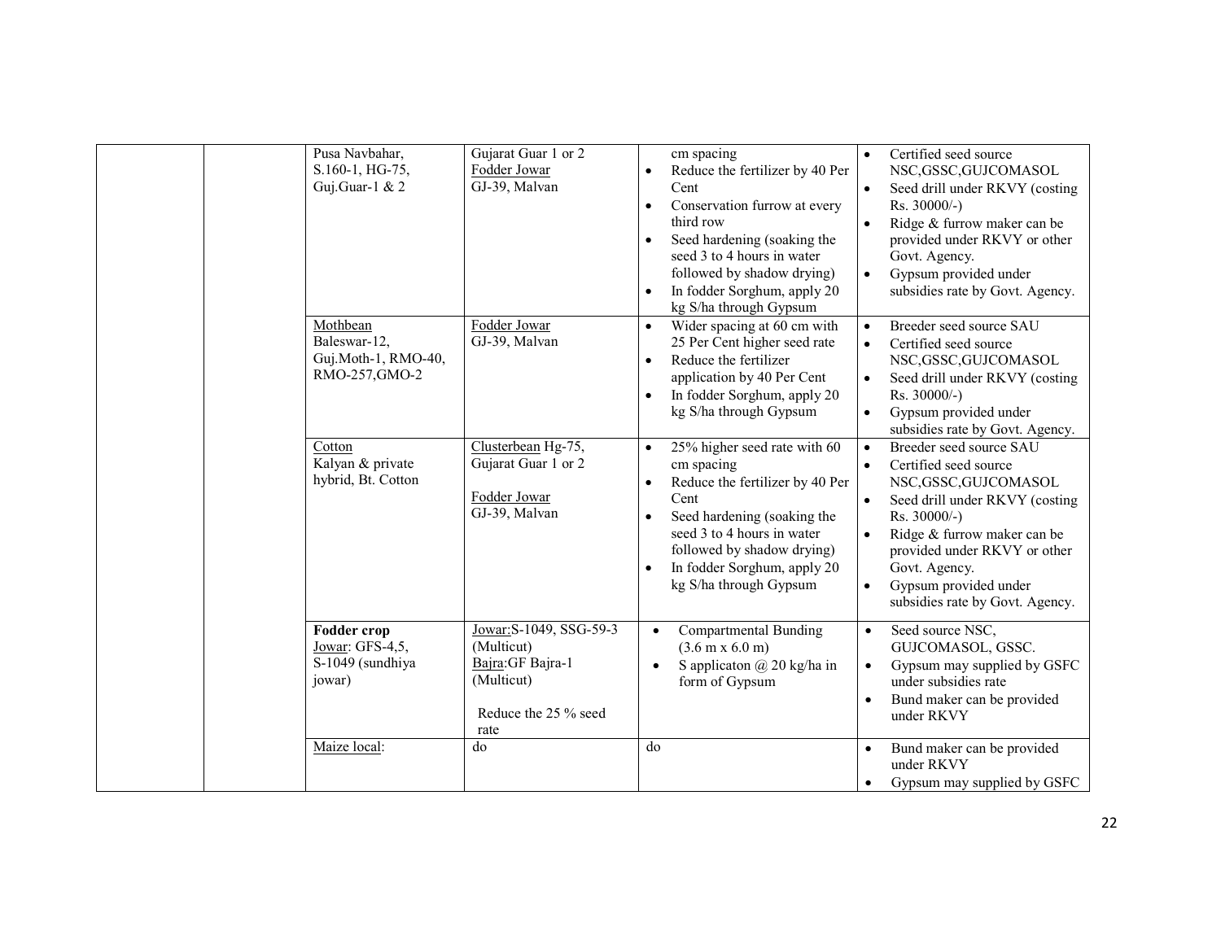| | | | | | |
|---|---|---|---|---|---|
| | | Pusa Navbahar, S.160-1, HG-75, Guj.Guar-1 & 2 | Gujarat Guar 1 or 2<br>Fodder Jowar<br>GJ-39, Malvan | cm spacing<br>• Reduce the fertilizer by 40 Per Cent<br>• Conservation furrow at every third row<br>• Seed hardening (soaking the seed 3 to 4 hours in water followed by shadow drying)<br>• In fodder Sorghum, apply 20 kg S/ha through Gypsum | • Certified seed source NSC,GSSC,GUJCOMASOL<br>• Seed drill under RKVY (costing Rs. 30000/-)<br>• Ridge & furrow maker can be provided under RKVY or other Govt. Agency.<br>• Gypsum provided under subsidies rate by Govt. Agency. |
| | | Mothbean<br>Baleswar-12, Guj.Moth-1, RMO-40, RMO-257,GMO-2 | Fodder Jowar<br>GJ-39, Malvan | • Wider spacing at 60 cm with 25 Per Cent higher seed rate<br>• Reduce the fertilizer application by 40 Per Cent<br>• In fodder Sorghum, apply 20 kg S/ha through Gypsum | • Breeder seed source SAU<br>• Certified seed source NSC,GSSC,GUJCOMASOL<br>• Seed drill under RKVY (costing Rs. 30000/-)<br>• Gypsum provided under subsidies rate by Govt. Agency. |
| | | Cotton<br>Kalyan & private hybrid, Bt. Cotton | Clusterbean Hg-75, Gujarat Guar 1 or 2<br><br>Fodder Jowar<br>GJ-39, Malvan | • 25% higher seed rate with 60 cm spacing<br>• Reduce the fertilizer by 40 Per Cent<br>• Seed hardening (soaking the seed 3 to 4 hours in water followed by shadow drying)<br>• In fodder Sorghum, apply 20 kg S/ha through Gypsum | • Breeder seed source SAU<br>• Certified seed source NSC,GSSC,GUJCOMASOL<br>• Seed drill under RKVY (costing Rs. 30000/-)<br>• Ridge & furrow maker can be provided under RKVY or other Govt. Agency.<br>• Gypsum provided under subsidies rate by Govt. Agency. |
| | | **Fodder crop**<br>Jowar: GFS-4,5, S-1049 (sundhiya jowar) | Jowar:S-1049, SSG-59-3 (Multicut)<br>Bajra:GF Bajra-1 (Multicut)<br><br>Reduce the 25 % seed rate | • Compartmental Bunding (3.6 m x 6.0 m)<br>• S applicaton @ 20 kg/ha in form of Gypsum | • Seed source NSC, GUJCOMASOL, GSSC.<br>• Gypsum may supplied by GSFC under subsidies rate<br>• Bund maker can be provided under RKVY |
| | | Maize local: | do | do | • Bund maker can be provided under RKVY<br>• Gypsum may supplied by GSFC |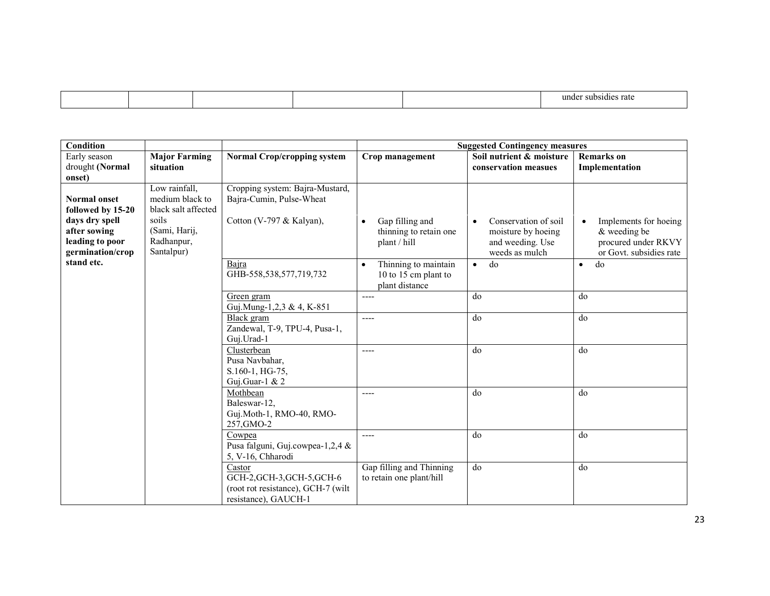| | | | | | under subsidies rate |
|---|---|---|---|---|---|

| Condition | | | Suggested Contingency measures | | |
|---|---|---|---|---|---|
| Early season drought **(Normal onset)** | **Major Farming situation** | **Normal Crop/cropping system** | **Crop management** | **Soil nutrient & moisture conservation measues** | **Remarks on Implementation** |
| **Normal onset followed by 15-20 days dry spell after sowing leading to poor germination/crop stand etc.** | Low rainfall, medium black to black salt affected soils (Sami, Harij, Radhanpur, Santalpur) | Cropping system: Bajra-Mustard, Bajra-Cumin, Pulse-Wheat<br><br>Cotton (V-797 & Kalyan), | • Gap filling and thinning to retain one plant / hill | • Conservation of soil moisture by hoeing and weeding. Use weeds as mulch | • Implements for hoeing & weeding be procured under RKVY or Govt. subsidies rate |
| | | Bajra<br>GHB-558,538,577,719,732 | • Thinning to maintain 10 to 15 cm plant to plant distance | • do | • do |
| | | Green gram<br>Guj.Mung-1,2,3 & 4, K-851 | ---- | do | do |
| | | Black gram<br>Zandewal, T-9, TPU-4, Pusa-1, Guj.Urad-1 | ---- | do | do |
| | | Clusterbean<br>Pusa Navbahar, S.160-1, HG-75, Guj.Guar-1 & 2 | ---- | do | do |
| | | Mothbean<br>Baleswar-12, Guj.Moth-1, RMO-40, RMO-257,GMO-2 | ---- | do | do |
| | | Cowpea<br>Pusa falguni, Guj.cowpea-1,2,4 & 5, V-16, Chharodi | ---- | do | do |
| | | Castor<br>GCH-2,GCH-3,GCH-5,GCH-6 (root rot resistance), GCH-7 (wilt resistance), GAUCH-1 | Gap filling and Thinning to retain one plant/hill | do | do |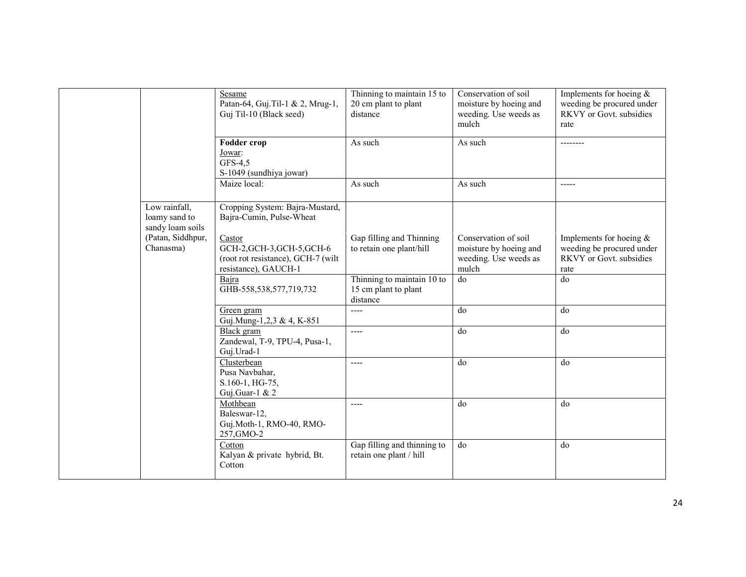| | | | | | |
|---|---|---|---|---|---|
| | | Sesame<br>Patan-64, Guj.Til-1 & 2, Mrug-1, Guj Til-10 (Black seed) | Thinning to maintain 15 to 20 cm plant to plant distance | Conservation of soil moisture by hoeing and weeding. Use weeds as mulch | Implements for hoeing & weeding be procured under RKVY or Govt. subsidies rate |
| | | **Fodder crop**<br>Jowar:<br>GFS-4,5<br>S-1049 (sundhiya jowar) | As such | As such | -------- |
| | | Maize local: | As such | As such | ----- |
| | Low rainfall, loamy sand to sandy loam soils (Patan, Siddhpur, Chanasma) | Cropping System: Bajra-Mustard, Bajra-Cumin, Pulse-Wheat<br><br>Castor<br>GCH-2,GCH-3,GCH-5,GCH-6 (root rot resistance), GCH-7 (wilt resistance), GAUCH-1 | Gap filling and Thinning to retain one plant/hill | Conservation of soil moisture by hoeing and weeding. Use weeds as mulch | Implements for hoeing & weeding be procured under RKVY or Govt. subsidies rate |
| | | Bajra<br>GHB-558,538,577,719,732 | Thinning to maintain 10 to 15 cm plant to plant distance | do | do |
| | | Green gram<br>Guj.Mung-1,2,3 & 4, K-851 | ---- | do | do |
| | | Black gram<br>Zandewal, T-9, TPU-4, Pusa-1, Guj.Urad-1 | ---- | do | do |
| | | Clusterbean<br>Pusa Navbahar,<br>S.160-1, HG-75,<br>Guj.Guar-1 & 2 | ---- | do | do |
| | | Mothbean<br>Baleswar-12,<br>Guj.Moth-1, RMO-40, RMO-257,GMO-2 | ---- | do | do |
| | | Cotton<br>Kalyan & private hybrid, Bt. Cotton | Gap filling and thinning to retain one plant / hill | do | do |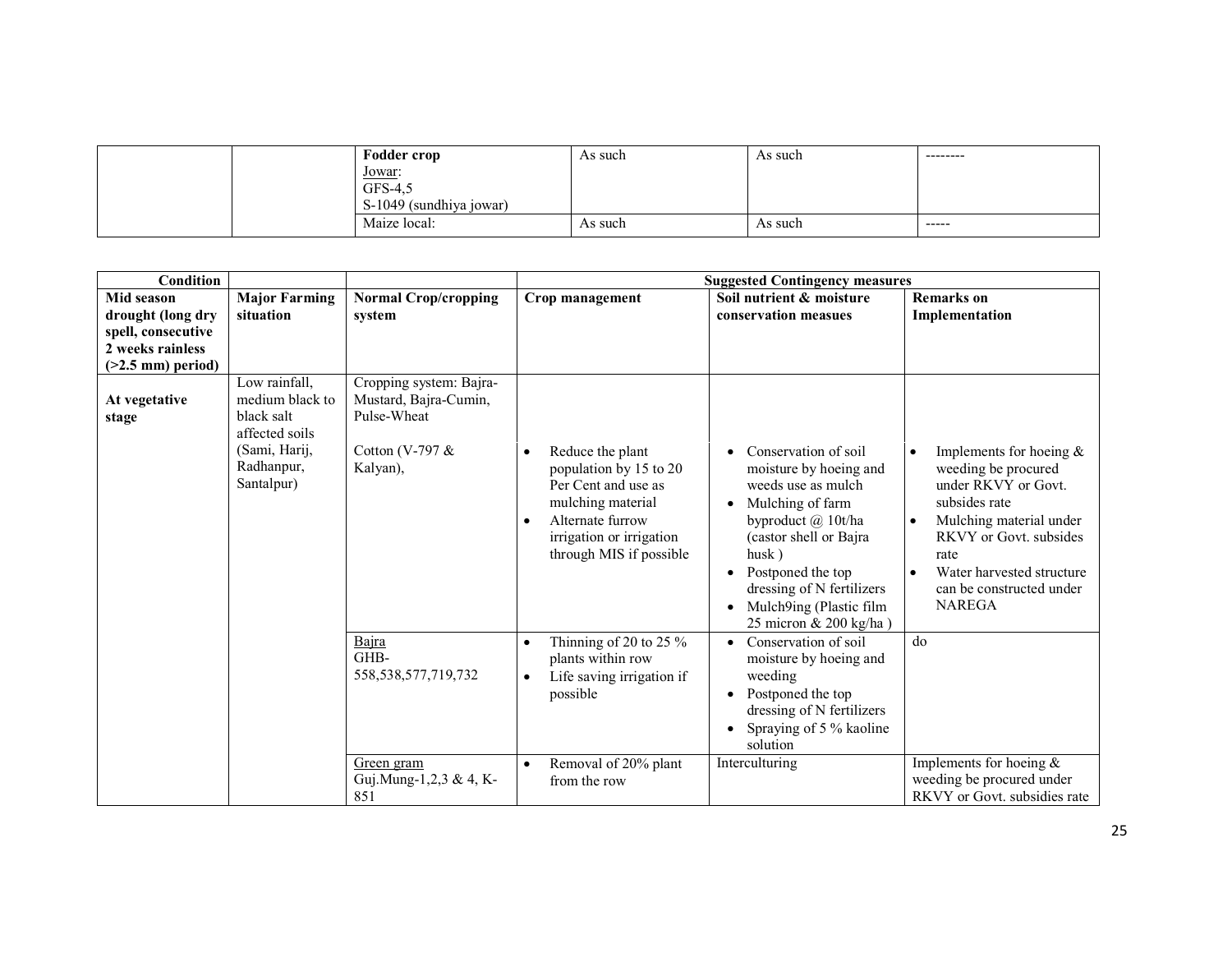| | | | | | |
|---|---|---|---|---|---|
| | | **Fodder crop**<br>Jowar:<br>GFS-4,5<br>S-1049 (sundhiya jowar) | As such | As such | -------- |
| | | Maize local: | As such | As such | ----- |

| **Condition** | | | **Suggested Contingency measures** | | |
|---|---|---|---|---|---|
| **Mid season drought (long dry spell, consecutive 2 weeks rainless (>2.5 mm) period)** | **Major Farming situation** | **Normal Crop/cropping system** | **Crop management** | **Soil nutrient & moisture conservation measues** | **Remarks on Implementation** |
| **At vegetative stage** | Low rainfall, medium black to black salt affected soils (Sami, Harij, Radhanpur, Santalpur) | Cropping system: Bajra-Mustard, Bajra-Cumin, Pulse-Wheat<br><br>Cotton (V-797 & Kalyan), | • Reduce the plant population by 15 to 20 Per Cent and use as mulching material<br>• Alternate furrow irrigation or irrigation through MIS if possible | • Conservation of soil moisture by hoeing and weeds use as mulch<br>• Mulching of farm byproduct @ 10t/ha (castor shell or Bajra husk )<br>• Postponed the top dressing of N fertilizers<br>• Mulch9ing (Plastic film 25 micron & 200 kg/ha ) | • Implements for hoeing & weeding be procured under RKVY or Govt. subsides rate<br>• Mulching material under RKVY or Govt. subsides rate<br>• Water harvested structure can be constructed under NAREGA |
| | | Bajra<br>GHB-558,538,577,719,732 | • Thinning of 20 to 25 % plants within row<br>• Life saving irrigation if possible | • Conservation of soil moisture by hoeing and weeding<br>• Postponed the top dressing of N fertilizers<br>• Spraying of 5 % kaoline solution | do |
| | | Green gram<br>Guj.Mung-1,2,3 & 4, K-851 | • Removal of 20% plant from the row | Interculturing | Implements for hoeing & weeding be procured under RKVY or Govt. subsidies rate |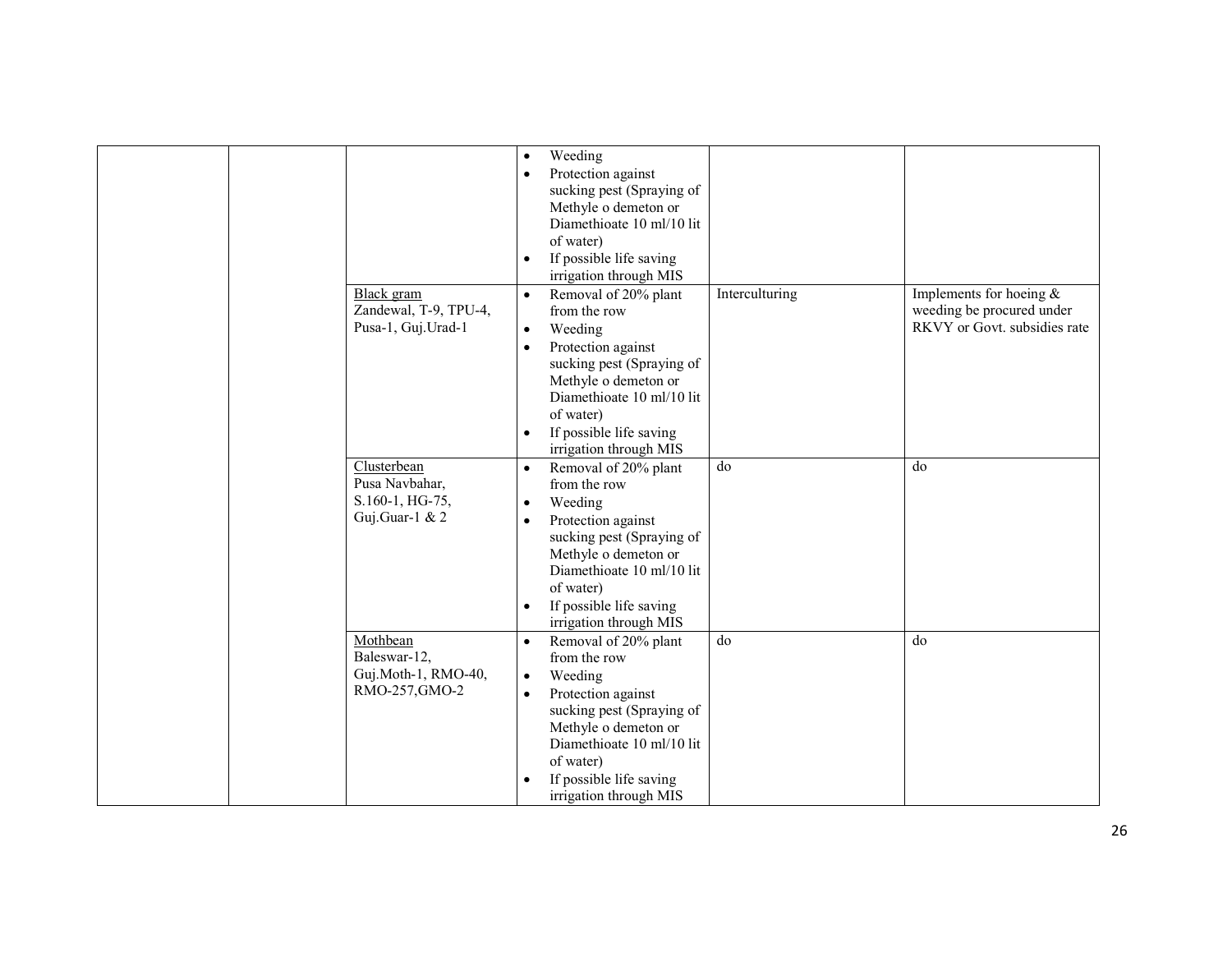| | | | | | |
|---|---|---|---|---|---|
| | | | • Weeding<br>• Protection against sucking pest (Spraying of Methyle o demeton or Diamethioate 10 ml/10 lit of water)<br>• If possible life saving irrigation through MIS | | |
| | | Black gram<br>Zandewal, T-9, TPU-4, Pusa-1, Guj.Urad-1 | • Removal of 20% plant from the row<br>• Weeding<br>• Protection against sucking pest (Spraying of Methyle o demeton or Diamethioate 10 ml/10 lit of water)<br>• If possible life saving irrigation through MIS | Interculturing | Implements for hoeing & weeding be procured under RKVY or Govt. subsidies rate |
| | | Clusterbean<br>Pusa Navbahar, S.160-1, HG-75, Guj.Guar-1 & 2 | • Removal of 20% plant from the row<br>• Weeding<br>• Protection against sucking pest (Spraying of Methyle o demeton or Diamethioate 10 ml/10 lit of water)<br>• If possible life saving irrigation through MIS | do | do |
| | | Mothbean<br>Baleswar-12, Guj.Moth-1, RMO-40, RMO-257,GMO-2 | • Removal of 20% plant from the row<br>• Weeding<br>• Protection against sucking pest (Spraying of Methyle o demeton or Diamethioate 10 ml/10 lit of water)<br>• If possible life saving irrigation through MIS | do | do |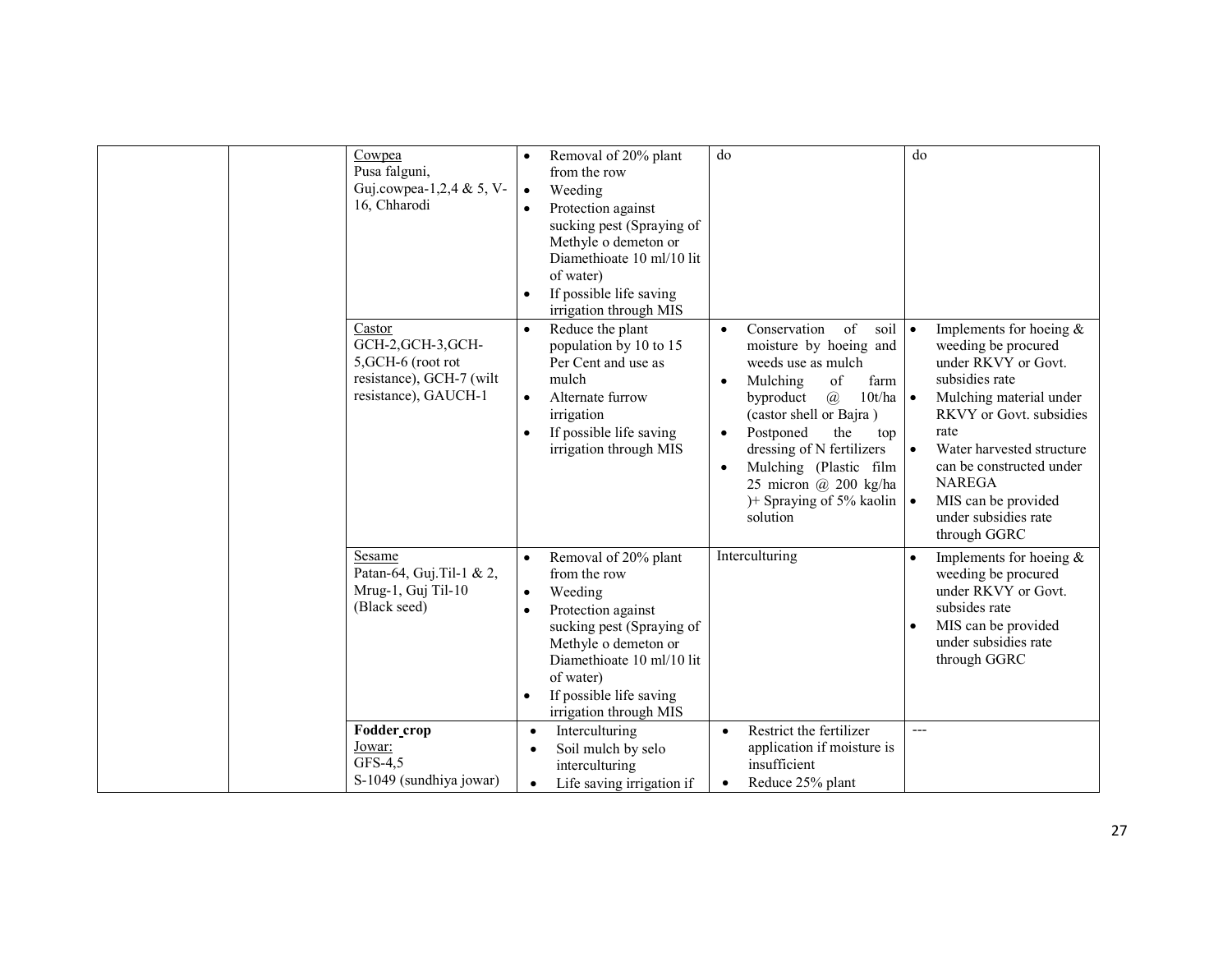| | | | | | |
|---|---|---|---|---|---|
| | | Cowpea<br>Pusa falguni,<br>Guj.cowpea-1,2,4 & 5, V-16, Chharodi | • Removal of 20% plant from the row<br>• Weeding<br>• Protection against sucking pest (Spraying of Methyle o demeton or Diamethioate 10 ml/10 lit of water)<br>• If possible life saving irrigation through MIS | do | do |
| | | Castor<br>GCH-2,GCH-3,GCH-5,GCH-6 (root rot resistance), GCH-7 (wilt resistance), GAUCH-1 | • Reduce the plant population by 10 to 15 Per Cent and use as mulch<br>• Alternate furrow irrigation<br>• If possible life saving irrigation through MIS | • Conservation of soil moisture by hoeing and weeds use as mulch<br>• Mulching of farm byproduct @ 10t/ha (castor shell or Bajra )<br>• Postponed the top dressing of N fertilizers<br>• Mulching (Plastic film 25 micron @ 200 kg/ha )+ Spraying of 5% kaolin solution | • Implements for hoeing & weeding be procured under RKVY or Govt. subsidies rate<br>• Mulching material under RKVY or Govt. subsidies rate<br>• Water harvested structure can be constructed under NAREGA<br>• MIS can be provided under subsidies rate through GGRC |
| | | Sesame<br>Patan-64, Guj.Til-1 & 2, Mrug-1, Guj Til-10 (Black seed) | • Removal of 20% plant from the row<br>• Weeding<br>• Protection against sucking pest (Spraying of Methyle o demeton or Diamethioate 10 ml/10 lit of water)<br>• If possible life saving irrigation through MIS | Interculturing | • Implements for hoeing & weeding be procured under RKVY or Govt. subsides rate<br>• MIS can be provided under subsidies rate through GGRC |
| | | **Fodder crop**<br>Jowar:<br>GFS-4,5<br>S-1049 (sundhiya jowar) | • Interculturing<br>• Soil mulch by selo interculturing<br>• Life saving irrigation if | • Restrict the fertilizer application if moisture is insufficient<br>• Reduce 25% plant | --- |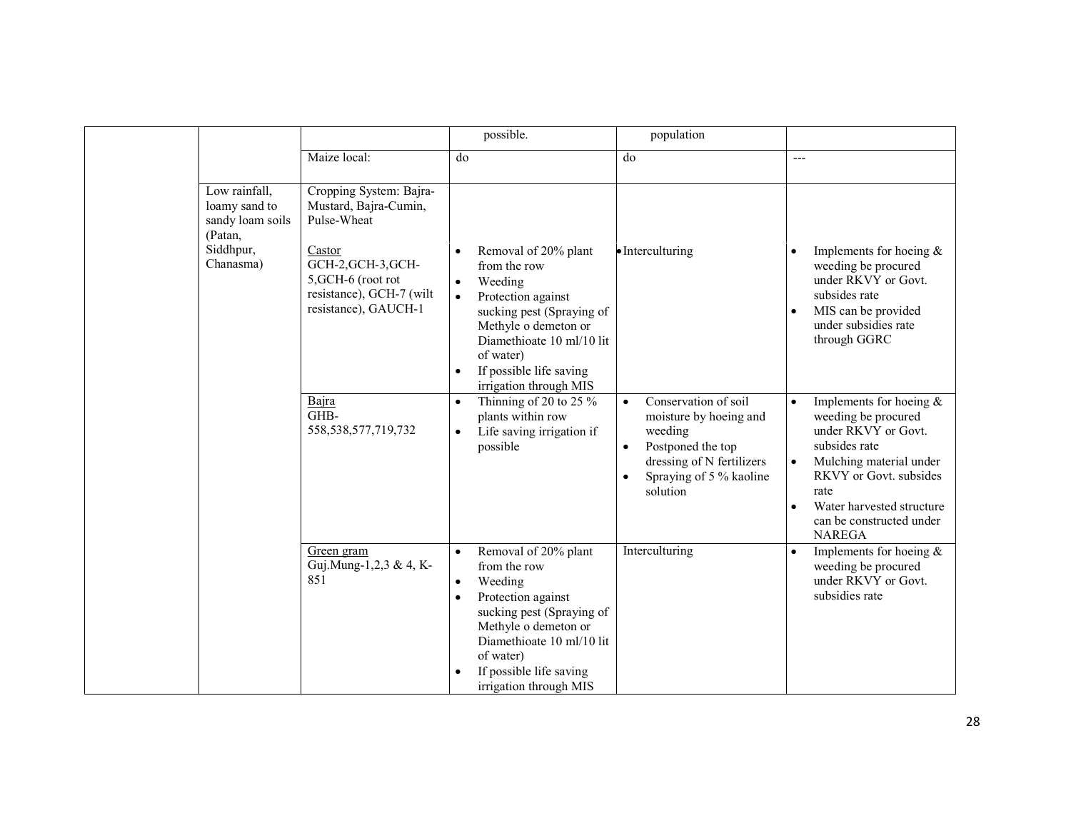| | | | | | |
|---|---|---|---|---|---|
| | | | possible. | population | |
| | | Maize local: | do | do | --- |
| | Low rainfall, loamy sand to sandy loam soils (Patan, Siddhpur, Chanasma) | Cropping System: Bajra-Mustard, Bajra-Cumin, Pulse-Wheat<br><br>Castor<br>GCH-2,GCH-3,GCH-5,GCH-6 (root rot resistance), GCH-7 (wilt resistance), GAUCH-1 | • Removal of 20% plant from the row<br>• Weeding<br>• Protection against sucking pest (Spraying of Methyle o demeton or Diamethioate 10 ml/10 lit of water)<br>• If possible life saving irrigation through MIS | • Interculturing | • Implements for hoeing & weeding be procured under RKVY or Govt. subsides rate<br>• MIS can be provided under subsidies rate through GGRC |
| | | Bajra<br>GHB-558,538,577,719,732 | • Thinning of 20 to 25 % plants within row<br>• Life saving irrigation if possible | • Conservation of soil moisture by hoeing and weeding<br>• Postponed the top dressing of N fertilizers<br>• Spraying of 5 % kaoline solution | • Implements for hoeing & weeding be procured under RKVY or Govt. subsides rate<br>• Mulching material under RKVY or Govt. subsides rate<br>• Water harvested structure can be constructed under NAREGA |
| | | Green gram<br>Guj.Mung-1,2,3 & 4, K-851 | • Removal of 20% plant from the row<br>• Weeding<br>• Protection against sucking pest (Spraying of Methyle o demeton or Diamethioate 10 ml/10 lit of water)<br>• If possible life saving irrigation through MIS | Interculturing | • Implements for hoeing & weeding be procured under RKVY or Govt. subsidies rate |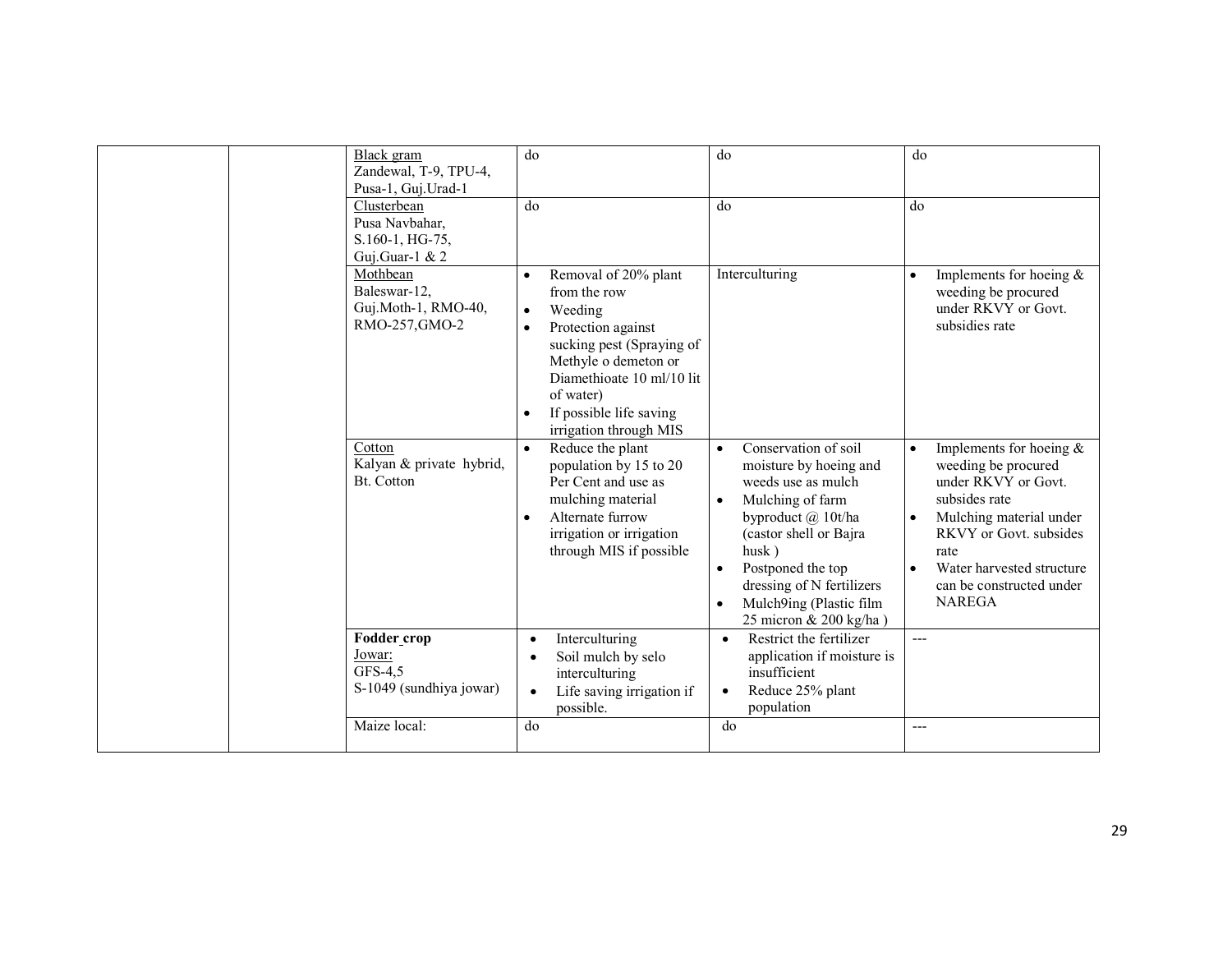| | | | | | |
|---|---|---|---|---|---|
| | | Black gram<br>Zandewal, T-9, TPU-4, Pusa-1, Guj.Urad-1 | do | do | do |
| | | Clusterbean<br>Pusa Navbahar, S.160-1, HG-75, Guj.Guar-1 & 2 | do | do | do |
| | | Mothbean<br>Baleswar-12, Guj.Moth-1, RMO-40, RMO-257,GMO-2 | • Removal of 20% plant from the row<br>• Weeding<br>• Protection against sucking pest (Spraying of Methyle o demeton or Diamethioate 10 ml/10 lit of water)<br>• If possible life saving irrigation through MIS | Interculturing | • Implements for hoeing & weeding be procured under RKVY or Govt. subsidies rate |
| | | Cotton<br>Kalyan & private hybrid, Bt. Cotton | • Reduce the plant population by 15 to 20 Per Cent and use as mulching material<br>• Alternate furrow irrigation or irrigation through MIS if possible | • Conservation of soil moisture by hoeing and weeds use as mulch<br>• Mulching of farm byproduct @ 10t/ha (castor shell or Bajra husk )<br>• Postponed the top dressing of N fertilizers<br>• Mulch9ing (Plastic film 25 micron & 200 kg/ha ) | • Implements for hoeing & weeding be procured under RKVY or Govt. subsides rate<br>• Mulching material under RKVY or Govt. subsides rate<br>• Water harvested structure can be constructed under NAREGA |
| | | **Fodder crop**<br>Jowar:<br>GFS-4,5<br>S-1049 (sundhiya jowar) | • Interculturing<br>• Soil mulch by selo interculturing<br>• Life saving irrigation if possible. | • Restrict the fertilizer application if moisture is insufficient<br>• Reduce 25% plant population | --- |
| | | Maize local: | do | do | --- |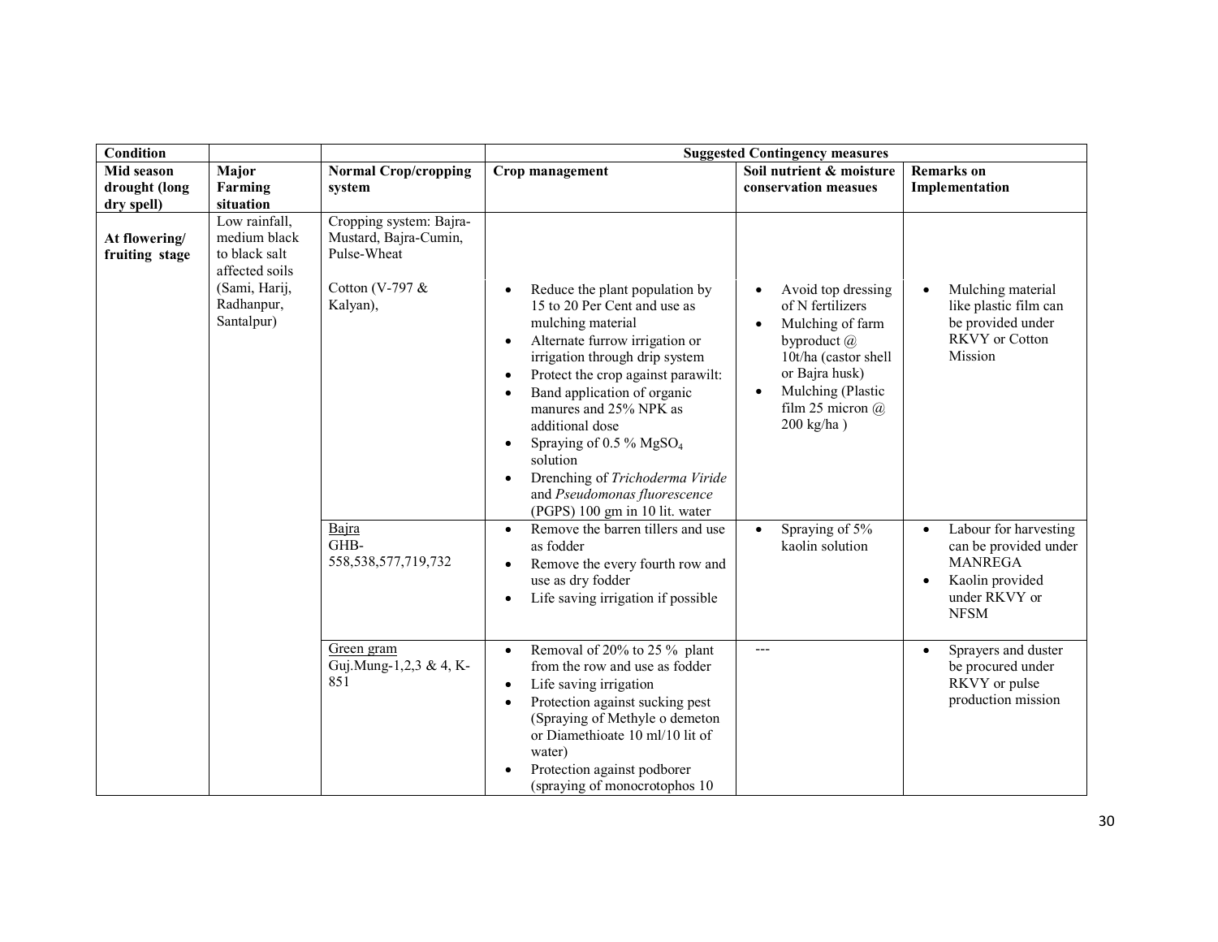| Condition | | | Suggested Contingency measures | | |
|---|---|---|---|---|---|
| **Mid season drought (long dry spell)** | **Major Farming situation** | **Normal Crop/cropping system** | **Crop management** | **Soil nutrient & moisture conservation measues** | **Remarks on Implementation** |
| **At flowering/ fruiting stage** | Low rainfall, medium black to black salt affected soils (Sami, Harij, Radhanpur, Santalpur) | Cropping system: Bajra-Mustard, Bajra-Cumin, Pulse-Wheat<br><br>Cotton (V-797 & Kalyan), | • Reduce the plant population by 15 to 20 Per Cent and use as mulching material<br>• Alternate furrow irrigation or irrigation through drip system<br>• Protect the crop against parawilt:<br>• Band application of organic manures and 25% NPK as additional dose<br>• Spraying of 0.5 % $MgSO_4$ solution<br>• Drenching of *Trichoderma Viride* and *Pseudomonas fluorescence* (PGPS) 100 gm in 10 lit. water | • Avoid top dressing of N fertilizers<br>• Mulching of farm byproduct @ 10t/ha (castor shell or Bajra husk)<br>• Mulching (Plastic film 25 micron @ 200 kg/ha ) | • Mulching material like plastic film can be provided under RKVY or Cotton Mission |
| | | Bajra<br>GHB-558,538,577,719,732 | • Remove the barren tillers and use as fodder<br>• Remove the every fourth row and use as dry fodder<br>• Life saving irrigation if possible | • Spraying of 5% kaolin solution | • Labour for harvesting can be provided under MANREGA<br>• Kaolin provided under RKVY or NFSM |
| | | Green gram<br>Guj.Mung-1,2,3 & 4, K-851 | • Removal of 20% to 25 % plant from the row and use as fodder<br>• Life saving irrigation<br>• Protection against sucking pest (Spraying of Methyle o demeton or Diamethioate 10 ml/10 lit of water)<br>• Protection against podborer (spraying of monocrotophos 10 | --- | • Sprayers and duster be procured under RKVY or pulse production mission |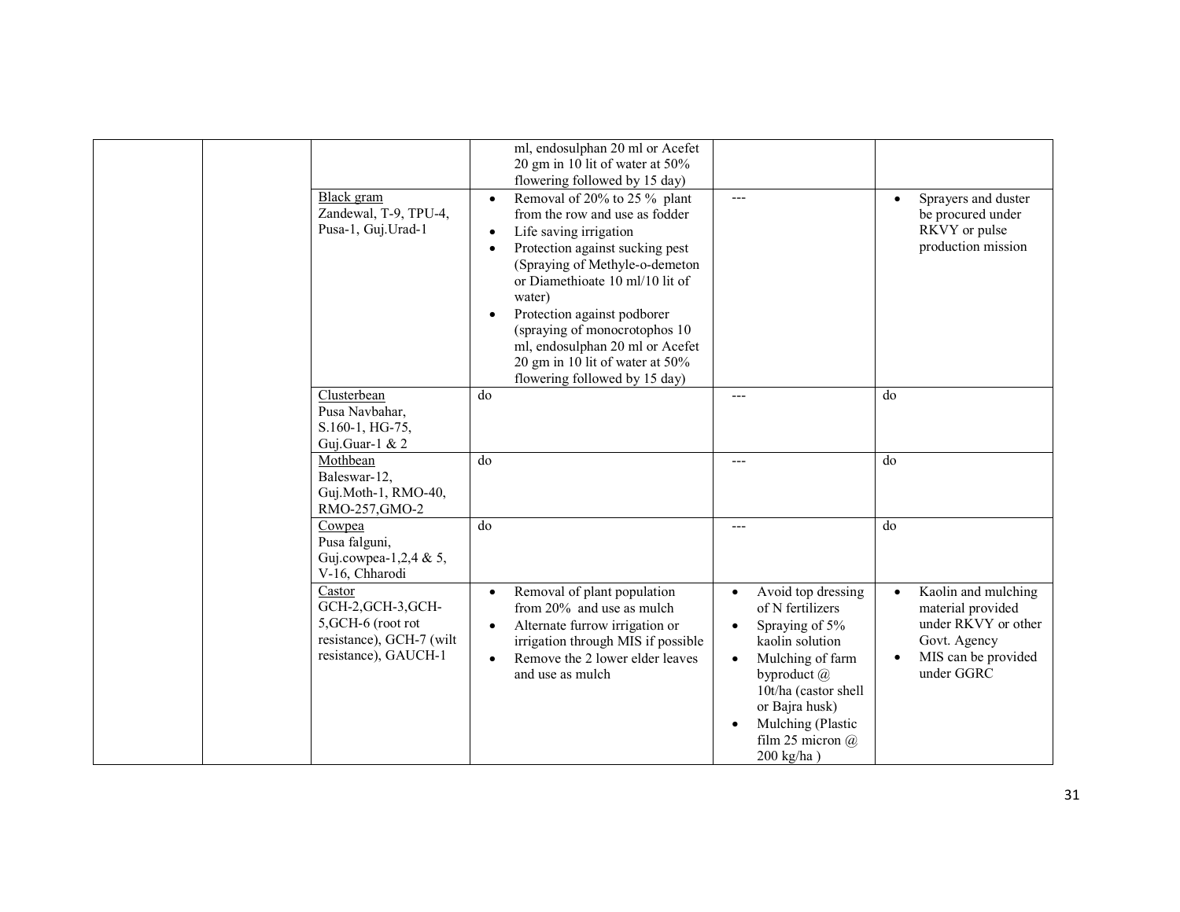| | | | | | |
|---|---|---|---|---|---|
| | | | ml, endosulphan 20 ml or Acefet 20 gm in 10 lit of water at 50% flowering followed by 15 day) | | |
| | | Black gram<br>Zandewal, T-9, TPU-4, Pusa-1, Guj.Urad-1 | • Removal of 20% to 25 % plant from the row and use as fodder<br>• Life saving irrigation<br>• Protection against sucking pest (Spraying of Methyle-o-demeton or Diamethioate 10 ml/10 lit of water)<br>• Protection against podborer (spraying of monocrotophos 10 ml, endosulphan 20 ml or Acefet 20 gm in 10 lit of water at 50% flowering followed by 15 day) | --- | • Sprayers and duster be procured under RKVY or pulse production mission |
| | | Clusterbean<br>Pusa Navbahar, S.160-1, HG-75, Guj.Guar-1 & 2 | do | --- | do |
| | | Mothbean<br>Baleswar-12, Guj.Moth-1, RMO-40, RMO-257,GMO-2 | do | --- | do |
| | | Cowpea<br>Pusa falguni, Guj.cowpea-1,2,4 & 5, V-16, Chharodi | do | --- | do |
| | | Castor<br>GCH-2,GCH-3,GCH-5,GCH-6 (root rot resistance), GCH-7 (wilt resistance), GAUCH-1 | • Removal of plant population from 20% and use as mulch<br>• Alternate furrow irrigation or irrigation through MIS if possible<br>• Remove the 2 lower elder leaves and use as mulch | • Avoid top dressing of N fertilizers<br>• Spraying of 5% kaolin solution<br>• Mulching of farm byproduct @ 10t/ha (castor shell or Bajra husk)<br>• Mulching (Plastic film 25 micron @ 200 kg/ha ) | • Kaolin and mulching material provided under RKVY or other Govt. Agency<br>• MIS can be provided under GGRC |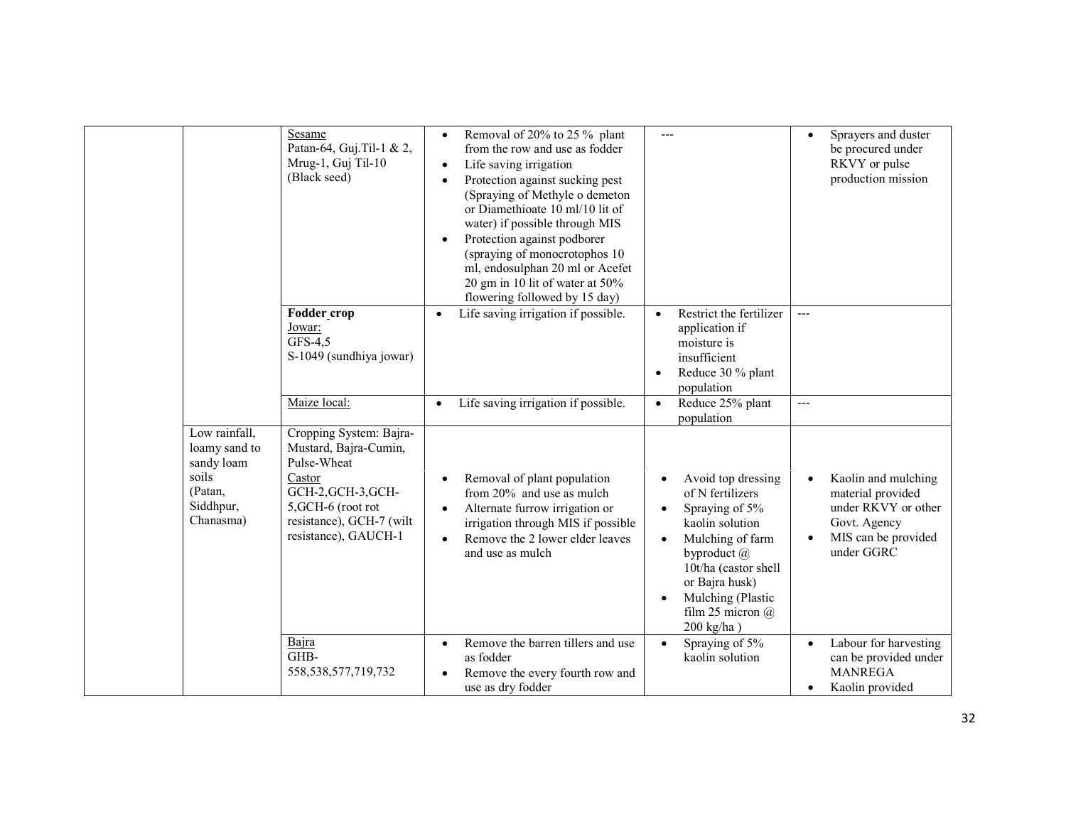| | | | | | |
|---|---|---|---|---|---|
| | | Sesame<br>Patan-64, Guj.Til-1 & 2, Mrug-1, Guj Til-10 (Black seed) | • Removal of 20% to 25 % plant from the row and use as fodder<br>• Life saving irrigation<br>• Protection against sucking pest (Spraying of Methyle o demeton or Diamethioate 10 ml/10 lit of water) if possible through MIS<br>• Protection against podborer (spraying of monocrotophos 10 ml, endosulphan 20 ml or Acefet 20 gm in 10 lit of water at 50% flowering followed by 15 day) | --- | • Sprayers and duster be procured under RKVY or pulse production mission |
| | | **Fodder crop**<br>Jowar:<br>GFS-4,5<br>S-1049 (sundhiya jowar) | • Life saving irrigation if possible. | • Restrict the fertilizer application if moisture is insufficient<br>• Reduce 30 % plant population | --- |
| | | Maize local: | • Life saving irrigation if possible. | • Reduce 25% plant population | --- |
| | Low rainfall, loamy sand to sandy loam soils (Patan, Siddhpur, Chanasma) | Cropping System: Bajra-Mustard, Bajra-Cumin, Pulse-Wheat<br>Castor<br>GCH-2,GCH-3,GCH-5,GCH-6 (root rot resistance), GCH-7 (wilt resistance), GAUCH-1 | • Removal of plant population from 20% and use as mulch<br>• Alternate furrow irrigation or irrigation through MIS if possible<br>• Remove the 2 lower elder leaves and use as mulch | • Avoid top dressing of N fertilizers<br>• Spraying of 5% kaolin solution<br>• Mulching of farm byproduct @ 10t/ha (castor shell or Bajra husk)<br>• Mulching (Plastic film 25 micron @ 200 kg/ha ) | • Kaolin and mulching material provided under RKVY or other Govt. Agency<br>• MIS can be provided under GGRC |
| | | Bajra<br>GHB-558,538,577,719,732 | • Remove the barren tillers and use as fodder<br>• Remove the every fourth row and use as dry fodder | • Spraying of 5% kaolin solution | • Labour for harvesting can be provided under MANREGA<br>• Kaolin provided |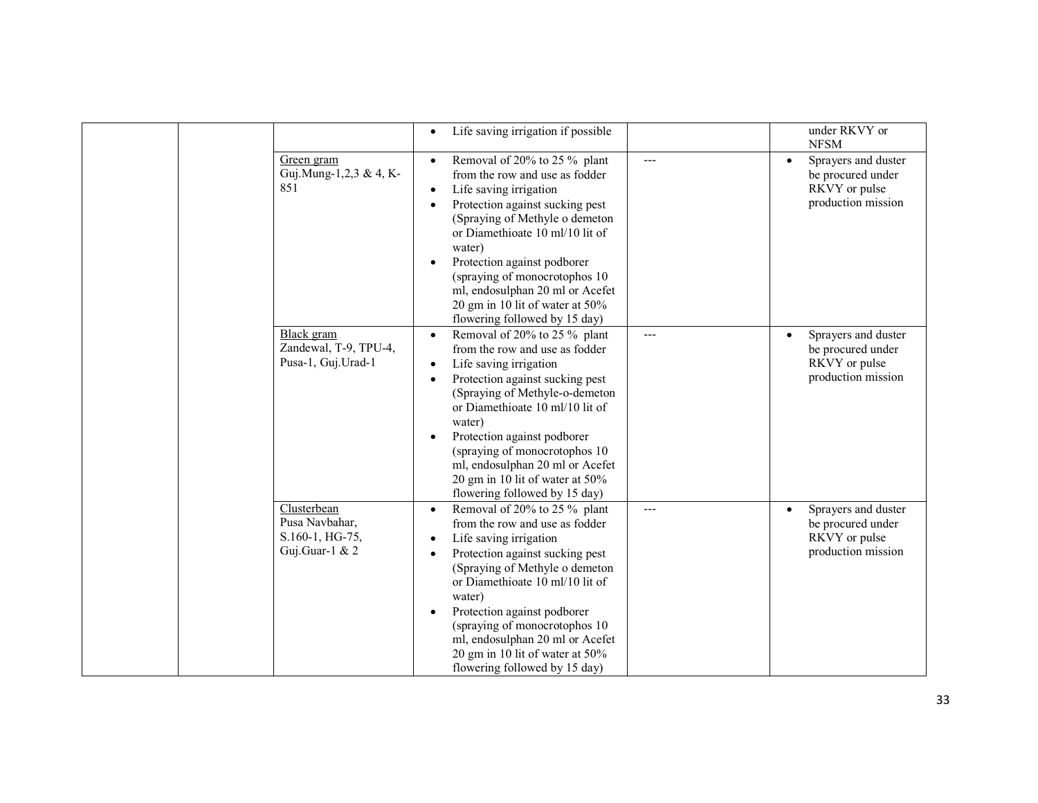|  |  |  | <ul><li>Life saving irrigation if possible</li></ul> |  | under RKVY or NFSM |
|---|---|---|---|---|---|
|  |  | Green gram<br>Guj.Mung-1,2,3 & 4, K-851 | <ul><li>Removal of 20% to 25 % plant from the row and use as fodder</li><li>Life saving irrigation</li><li>Protection against sucking pest (Spraying of Methyle o demeton or Diamethioate 10 ml/10 lit of water)</li><li>Protection against podborer (spraying of monocrotophos 10 ml, endosulphan 20 ml or Acefet 20 gm in 10 lit of water at 50% flowering followed by 15 day)</li></ul> | --- | <ul><li>Sprayers and duster be procured under RKVY or pulse production mission</li></ul> |
|  |  | Black gram<br>Zandewal, T-9, TPU-4, Pusa-1, Guj.Urad-1 | <ul><li>Removal of 20% to 25 % plant from the row and use as fodder</li><li>Life saving irrigation</li><li>Protection against sucking pest (Spraying of Methyle-o-demeton or Diamethioate 10 ml/10 lit of water)</li><li>Protection against podborer (spraying of monocrotophos 10 ml, endosulphan 20 ml or Acefet 20 gm in 10 lit of water at 50% flowering followed by 15 day)</li></ul> | --- | <ul><li>Sprayers and duster be procured under RKVY or pulse production mission</li></ul> |
|  |  | Clusterbean<br>Pusa Navbahar, S.160-1, HG-75, Guj.Guar-1 & 2 | <ul><li>Removal of 20% to 25 % plant from the row and use as fodder</li><li>Life saving irrigation</li><li>Protection against sucking pest (Spraying of Methyle o demeton or Diamethioate 10 ml/10 lit of water)</li><li>Protection against podborer (spraying of monocrotophos 10 ml, endosulphan 20 ml or Acefet 20 gm in 10 lit of water at 50% flowering followed by 15 day)</li></ul> | --- | <ul><li>Sprayers and duster be procured under RKVY or pulse production mission</li></ul> |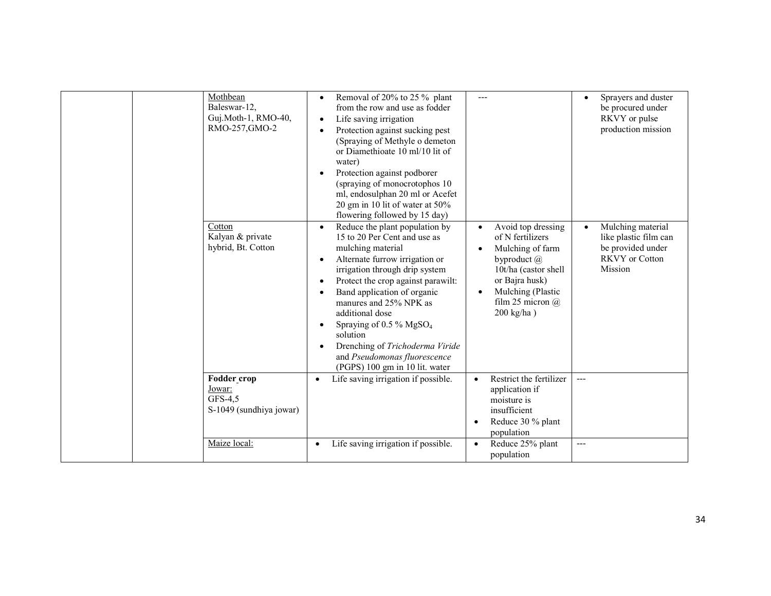| | | | | | |
|---|---|---|---|---|---|
| | | Mothbean<br>Baleswar-12,<br>Guj.Moth-1, RMO-40,<br>RMO-257,GMO-2 | • Removal of 20% to 25 % plant from the row and use as fodder<br>• Life saving irrigation<br>• Protection against sucking pest (Spraying of Methyle o demeton or Diamethioate 10 ml/10 lit of water)<br>• Protection against podborer (spraying of monocrotophos 10 ml, endosulphan 20 ml or Acefet 20 gm in 10 lit of water at 50% flowering followed by 15 day) | --- | • Sprayers and duster be procured under RKVY or pulse production mission |
| | | Cotton<br>Kalyan & private hybrid, Bt. Cotton | • Reduce the plant population by 15 to 20 Per Cent and use as mulching material<br>• Alternate furrow irrigation or irrigation through drip system<br>• Protect the crop against parawilt:<br>• Band application of organic manures and 25% NPK as additional dose<br>• Spraying of 0.5 % $MgSO_4$ solution<br>• Drenching of *Trichoderma Viride* and *Pseudomonas fluorescence* (PGPS) 100 gm in 10 lit. water | • Avoid top dressing of N fertilizers<br>• Mulching of farm byproduct @ 10t/ha (castor shell or Bajra husk)<br>• Mulching (Plastic film 25 micron @ 200 kg/ha ) | • Mulching material like plastic film can be provided under RKVY or Cotton Mission |
| | | **Fodder crop**<br>Jowar:<br>GFS-4,5<br>S-1049 (sundhiya jowar) | • Life saving irrigation if possible. | • Restrict the fertilizer application if moisture is insufficient<br>• Reduce 30 % plant population | --- |
| | | Maize local: | • Life saving irrigation if possible. | • Reduce 25% plant population | --- |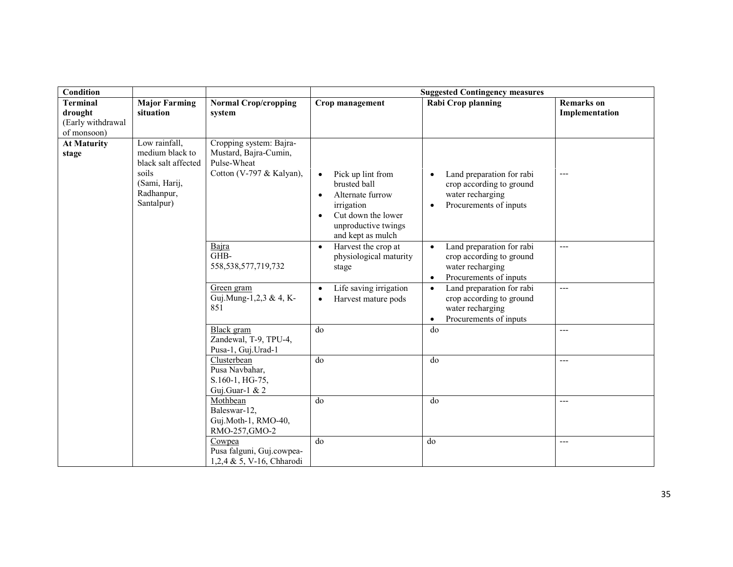| Condition | | | Suggested Contingency measures | | |
|---|---|---|---|---|---|
| **Terminal drought** (Early withdrawal of monsoon) | **Major Farming situation** | **Normal Crop/cropping system** | **Crop management** | **Rabi Crop planning** | **Remarks on Implementation** |
| **At Maturity stage** | Low rainfall, medium black to black salt affected soils (Sami, Harij, Radhanpur, Santalpur) | Cropping system: Bajra-Mustard, Bajra-Cumin, Pulse-Wheat<br>Cotton (V-797 & Kalyan), | • Pick up lint from brusted ball<br>• Alternate furrow irrigation<br>• Cut down the lower unproductive twings and kept as mulch | • Land preparation for rabi crop according to ground water recharging<br>• Procurements of inputs | --- |
| | | Bajra<br>GHB-558,538,577,719,732 | • Harvest the crop at physiological maturity stage | • Land preparation for rabi crop according to ground water recharging<br>• Procurements of inputs | --- |
| | | Green gram<br>Guj.Mung-1,2,3 & 4, K-851 | • Life saving irrigation<br>• Harvest mature pods | • Land preparation for rabi crop according to ground water recharging<br>• Procurements of inputs | --- |
| | | Black gram<br>Zandewal, T-9, TPU-4, Pusa-1, Guj.Urad-1 | do | do | --- |
| | | Clusterbean<br>Pusa Navbahar, S.160-1, HG-75, Guj.Guar-1 & 2 | do | do | --- |
| | | Mothbean<br>Baleswar-12, Guj.Moth-1, RMO-40, RMO-257,GMO-2 | do | do | --- |
| | | Cowpea<br>Pusa falguni, Guj.cowpea-1,2,4 & 5, V-16, Chharodi | do | do | --- |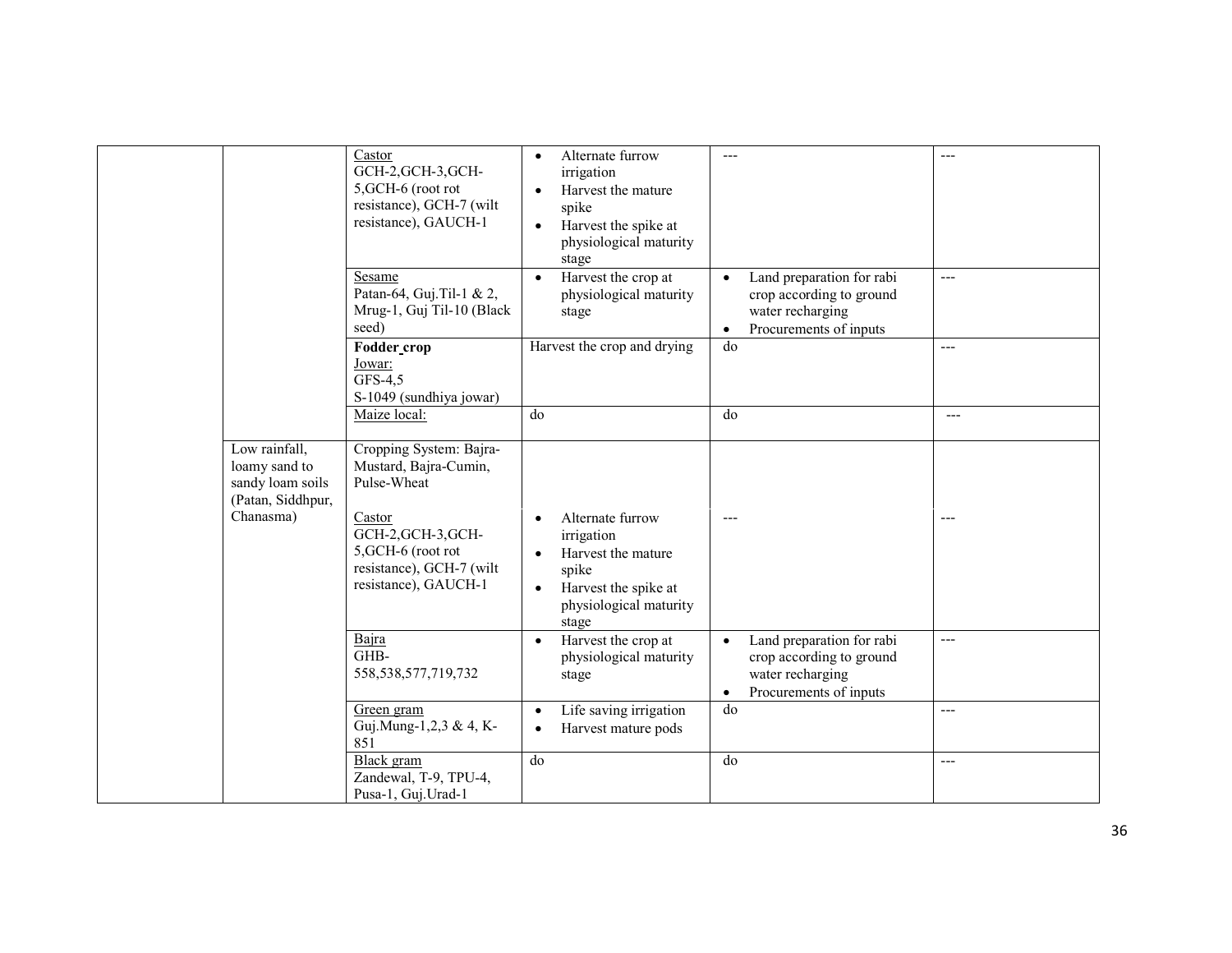| | | | | | |
|---|---|---|---|---|---|
| | | Castor<br>GCH-2,GCH-3,GCH-5,GCH-6 (root rot resistance), GCH-7 (wilt resistance), GAUCH-1 | • Alternate furrow irrigation<br>• Harvest the mature spike<br>• Harvest the spike at physiological maturity stage | --- | --- |
| | | Sesame<br>Patan-64, Guj.Til-1 & 2, Mrug-1, Guj Til-10 (Black seed) | • Harvest the crop at physiological maturity stage | • Land preparation for rabi crop according to ground water recharging<br>• Procurements of inputs | --- |
| | | **Fodder crop**<br>Jowar:<br>GFS-4,5<br>S-1049 (sundhiya jowar) | Harvest the crop and drying | do | --- |
| | | Maize local: | do | do | --- |
| | Low rainfall, loamy sand to sandy loam soils (Patan, Siddhpur, Chanasma) | Cropping System: Bajra-Mustard, Bajra-Cumin, Pulse-Wheat | | | |
| | | Castor<br>GCH-2,GCH-3,GCH-5,GCH-6 (root rot resistance), GCH-7 (wilt resistance), GAUCH-1 | • Alternate furrow irrigation<br>• Harvest the mature spike<br>• Harvest the spike at physiological maturity stage | --- | --- |
| | | Bajra<br>GHB-558,538,577,719,732 | • Harvest the crop at physiological maturity stage | • Land preparation for rabi crop according to ground water recharging<br>• Procurements of inputs | --- |
| | | Green gram<br>Guj.Mung-1,2,3 & 4, K-851 | • Life saving irrigation<br>• Harvest mature pods | do | --- |
| | | Black gram<br>Zandewal, T-9, TPU-4, Pusa-1, Guj.Urad-1 | do | do | --- |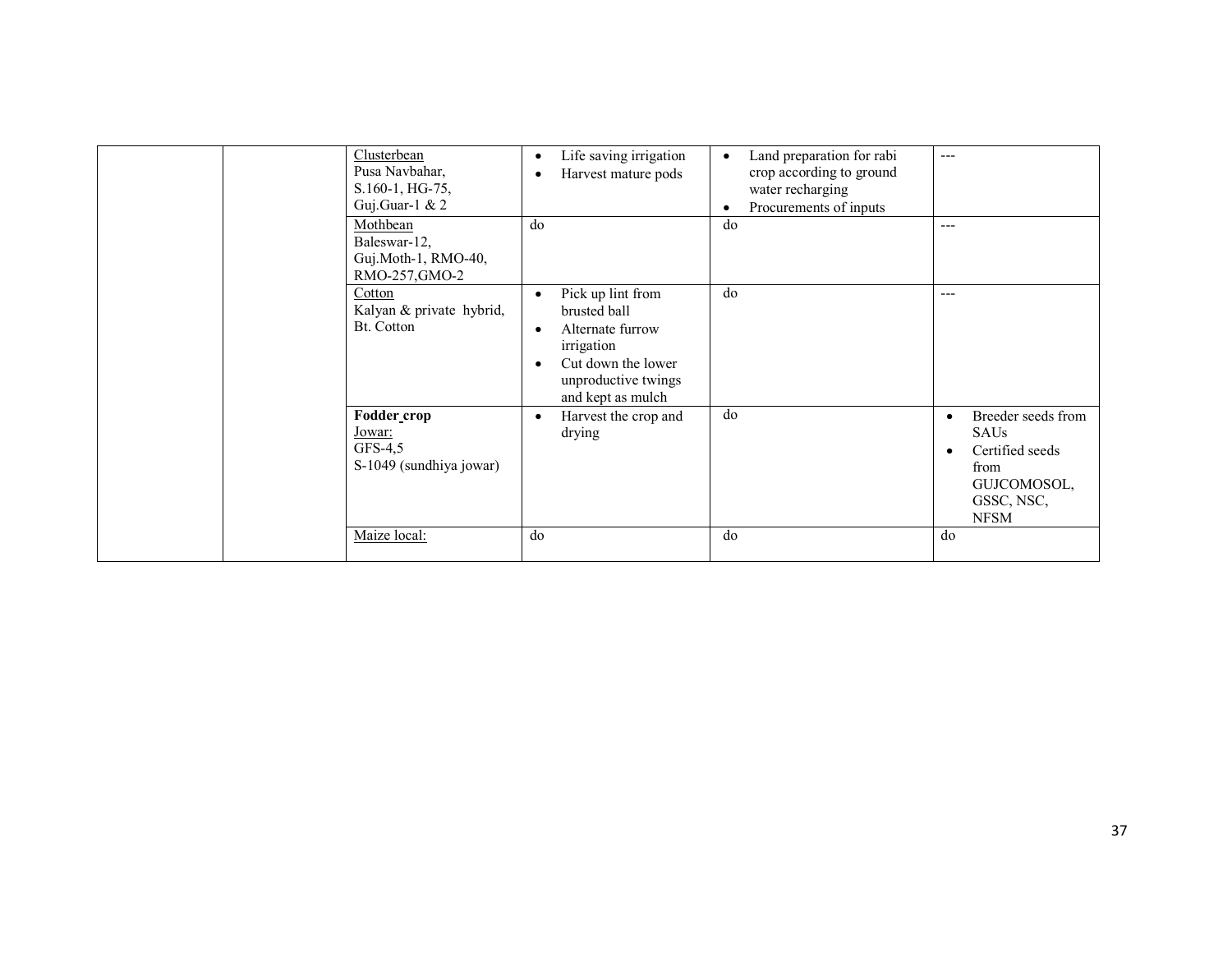| | | | | | |
|---|---|---|---|---|---|
| | | Clusterbean<br>Pusa Navbahar,<br>S.160-1, HG-75,<br>Guj.Guar-1 & 2 | • Life saving irrigation<br>• Harvest mature pods | • Land preparation for rabi crop according to ground water recharging<br>• Procurements of inputs | --- |
| | | Mothbean<br>Baleswar-12,<br>Guj.Moth-1, RMO-40,<br>RMO-257,GMO-2 | do | do | --- |
| | | Cotton<br>Kalyan & private hybrid,<br>Bt. Cotton | • Pick up lint from brusted ball<br>• Alternate furrow irrigation<br>• Cut down the lower unproductive twings and kept as mulch | do | --- |
| | | **Fodder crop**<br>Jowar:<br>GFS-4,5<br>S-1049 (sundhiya jowar) | • Harvest the crop and drying | do | • Breeder seeds from SAUs<br>• Certified seeds from GUJCOMOSOL, GSSC, NSC, NFSM |
| | | Maize local: | do | do | do |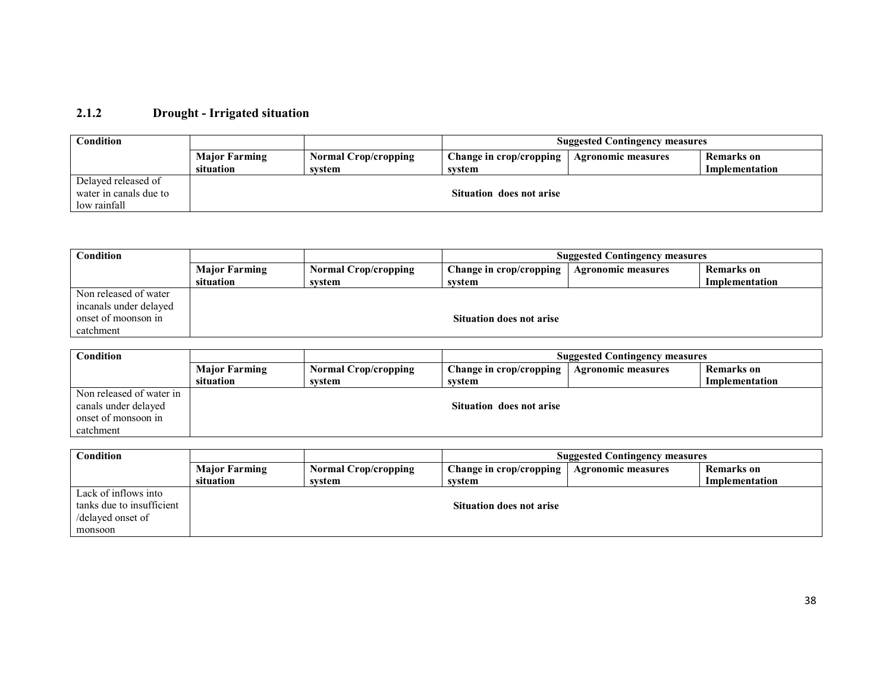### 2.1.2 Drought - Irrigated situation

| Condition | | | Suggested Contingency measures | | |
|---|---|---|---|---|---|
| | Major Farming situation | Normal Crop/cropping system | Change in crop/cropping system | Agronomic measures | Remarks on Implementation |
| Delayed released of water in canals due to low rainfall | Situation does not arise | | | | |

| Condition | | | Suggested Contingency measures | | |
|---|---|---|---|---|---|
| | Major Farming situation | Normal Crop/cropping system | Change in crop/cropping system | Agronomic measures | Remarks on Implementation |
| Non released of water incanals under delayed onset of moonson in catchment | Situation does not arise | | | | |

| Condition | | | Suggested Contingency measures | | |
|---|---|---|---|---|---|
| | Major Farming situation | Normal Crop/cropping system | Change in crop/cropping system | Agronomic measures | Remarks on Implementation |
| Non released of water in canals under delayed onset of monsoon in catchment | Situation does not arise | | | | |

| Condition | | | Suggested Contingency measures | | |
|---|---|---|---|---|---|
| | Major Farming situation | Normal Crop/cropping system | Change in crop/cropping system | Agronomic measures | Remarks on Implementation |
| Lack of inflows into tanks due to insufficient /delayed onset of monsoon | Situation does not arise | | | | |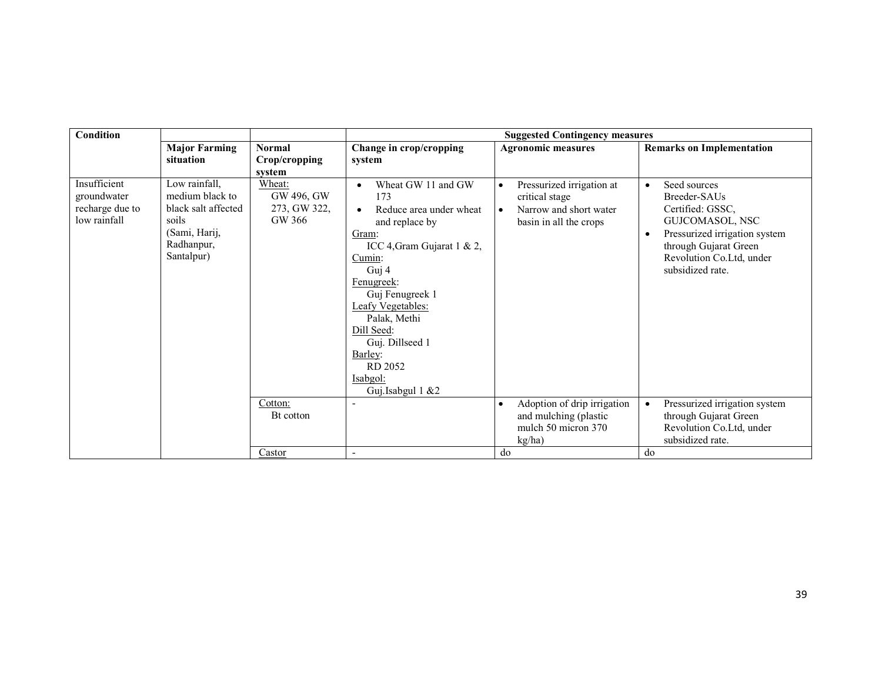| Condition | | | Suggested Contingency measures | | |
|---|---|---|---|---|---|
| | Major Farming situation | Normal Crop/cropping system | Change in crop/cropping system | Agronomic measures | Remarks on Implementation |
| Insufficient groundwater recharge due to low rainfall | Low rainfall, medium black to black salt affected soils (Sami, Harij, Radhanpur, Santalpur) | Wheat: GW 496, GW 273, GW 322, GW 366 | • Wheat GW 11 and GW 173<br>• Reduce area under wheat and replace by<br>Gram: ICC 4,Gram Gujarat 1 & 2,<br>Cumin: Guj 4<br>Fenugreek: Guj Fenugreek 1<br>Leafy Vegetables: Palak, Methi<br>Dill Seed: Guj. Dillseed 1<br>Barley: RD 2052<br>Isabgol: Guj.Isabgul 1 &2 | • Pressurized irrigation at critical stage<br>• Narrow and short water basin in all the crops | • Seed sources Breeder-SAUs Certified: GSSC, GUJCOMASOL, NSC<br>• Pressurized irrigation system through Gujarat Green Revolution Co.Ltd, under subsidized rate. |
| | | Cotton: Bt cotton | - | • Adoption of drip irrigation and mulching (plastic mulch 50 micron 370 kg/ha) | • Pressurized irrigation system through Gujarat Green Revolution Co.Ltd, under subsidized rate. |
| | | Castor | - | do | do |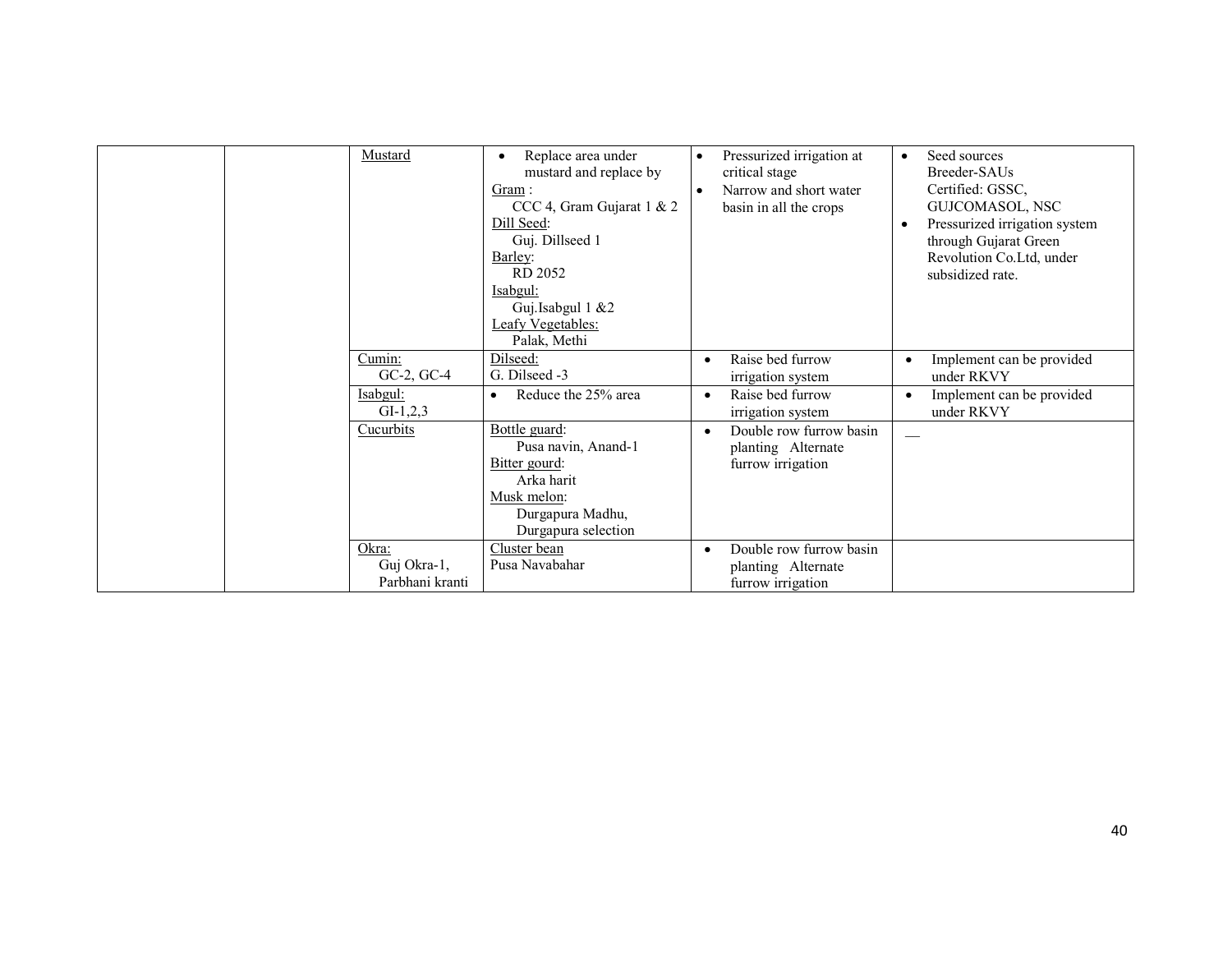| | | | | | |
|---|---|---|---|---|---|
| | | Mustard | • Replace area under mustard and replace by<br>Gram :<br>CCC 4, Gram Gujarat 1 & 2<br>Dill Seed:<br>Guj. Dillseed 1<br>Barley:<br>RD 2052<br>Isabgul:<br>Guj.Isabgul 1 &2<br>Leafy Vegetables:<br>Palak, Methi | • Pressurized irrigation at critical stage<br>• Narrow and short water basin in all the crops | • Seed sources<br>Breeder-SAUs<br>Certified: GSSC, GUJCOMASOL, NSC<br>• Pressurized irrigation system through Gujarat Green Revolution Co.Ltd, under subsidized rate. |
| | | Cumin:<br>GC-2, GC-4 | Dilseed:<br>G. Dilseed -3 | • Raise bed furrow irrigation system | • Implement can be provided under RKVY |
| | | Isabgul:<br>GI-1,2,3 | • Reduce the 25% area | • Raise bed furrow irrigation system | • Implement can be provided under RKVY |
| | | Cucurbits | Bottle guard:<br>Pusa navin, Anand-1<br>Bitter gourd:<br>Arka harit<br>Musk melon:<br>Durgapura Madhu,<br>Durgapura selection | • Double row furrow basin planting Alternate furrow irrigation | — |
| | | Okra:<br>Guj Okra-1,<br>Parbhani kranti | Cluster bean<br>Pusa Navabahar | • Double row furrow basin planting Alternate furrow irrigation | |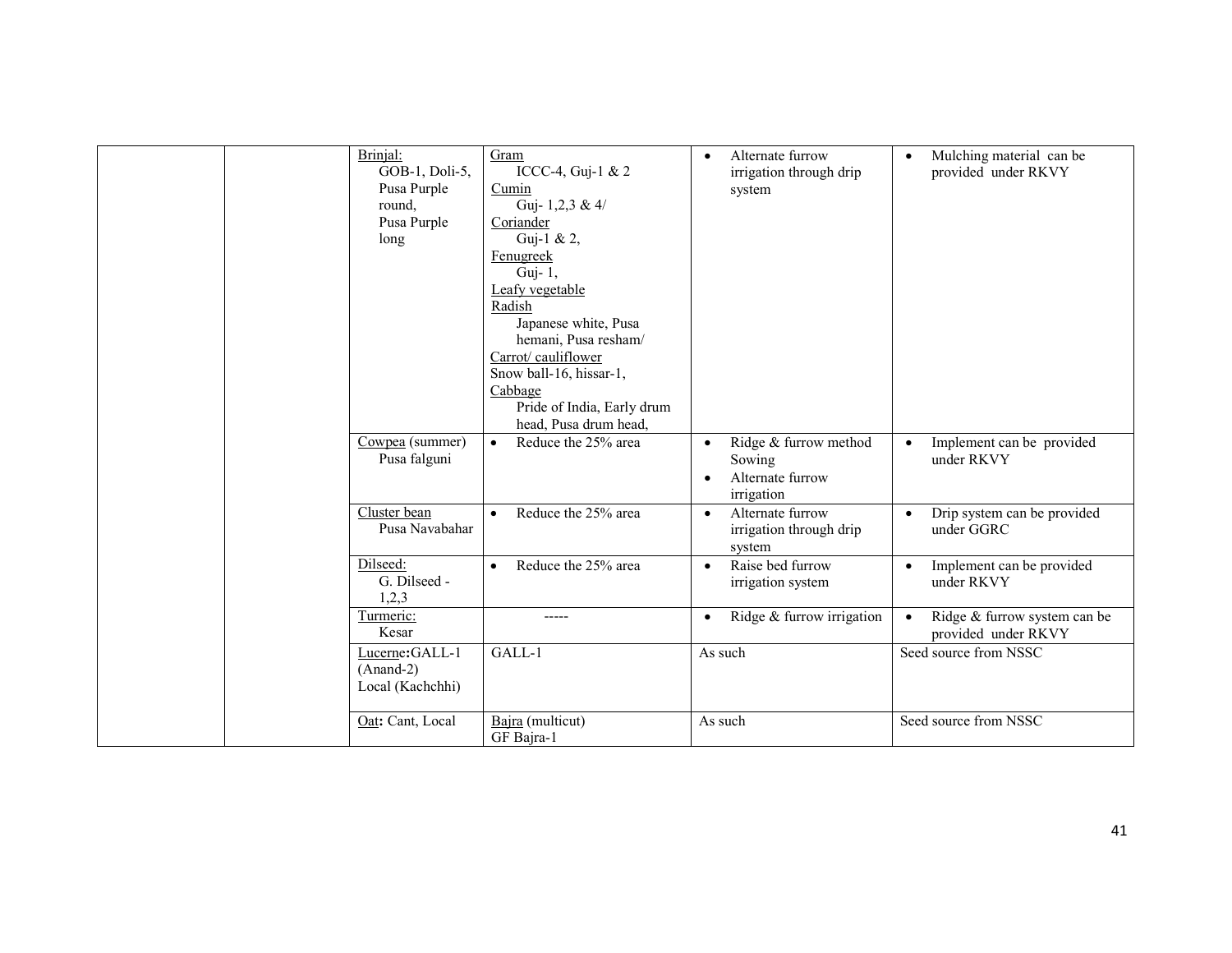| | | | | | |
|---|---|---|---|---|---|
| | | Brinjal: GOB-1, Doli-5, Pusa Purple round, Pusa Purple long | Gram ICCC-4, Guj-1 & 2<br>Cumin Guj- 1,2,3 & 4/<br>Coriander Guj-1 & 2,<br>Fenugreek Guj- 1,<br>Leafy vegetable<br>Radish Japanese white, Pusa hemani, Pusa resham/<br>Carrot/ cauliflower<br>Snow ball-16, hissar-1,<br>Cabbage Pride of India, Early drum head, Pusa drum head, | • Alternate furrow irrigation through drip system | • Mulching material can be provided under RKVY |
| | | Cowpea (summer) Pusa falguni | • Reduce the 25% area | • Ridge & furrow method Sowing<br>• Alternate furrow irrigation | • Implement can be provided under RKVY |
| | | Cluster bean Pusa Navabahar | • Reduce the 25% area | • Alternate furrow irrigation through drip system | • Drip system can be provided under GGRC |
| | | Dilseed: G. Dilseed - 1,2,3 | • Reduce the 25% area | • Raise bed furrow irrigation system | • Implement can be provided under RKVY |
| | | Turmeric: Kesar | ----- | • Ridge & furrow irrigation | • Ridge & furrow system can be provided under RKVY |
| | | Lucerne:GALL-1 (Anand-2) Local (Kachchhi) | GALL-1 | As such | Seed source from NSSC |
| | | Oat: Cant, Local | Bajra (multicut) GF Bajra-1 | As such | Seed source from NSSC |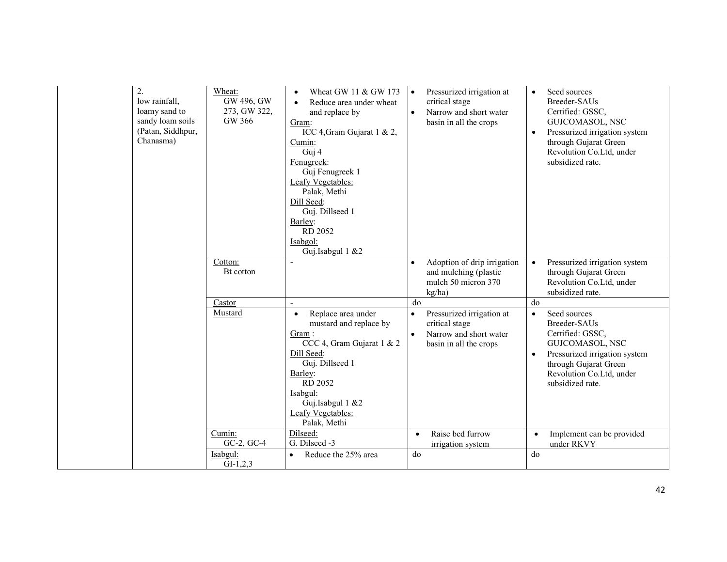| | | | | | |
|---|---|---|---|---|---|
| | 2. low rainfall, loamy sand to sandy loam soils (Patan, Siddhpur, Chanasma) | Wheat: GW 496, GW 273, GW 322, GW 366 | • Wheat GW 11 & GW 173<br>• Reduce area under wheat and replace by<br>Gram: ICC 4,Gram Gujarat 1 & 2,<br>Cumin: Guj 4<br>Fenugreek: Guj Fenugreek 1<br>Leafy Vegetables: Palak, Methi<br>Dill Seed: Guj. Dillseed 1<br>Barley: RD 2052<br>Isabgol: Guj.Isabgul 1 &2 | • Pressurized irrigation at critical stage<br>• Narrow and short water basin in all the crops | • Seed sources Breeder-SAUs Certified: GSSC, GUJCOMASOL, NSC<br>• Pressurized irrigation system through Gujarat Green Revolution Co.Ltd, under subsidized rate. |
| | | Cotton: Bt cotton | - | • Adoption of drip irrigation and mulching (plastic mulch 50 micron 370 kg/ha) | • Pressurized irrigation system through Gujarat Green Revolution Co.Ltd, under subsidized rate. |
| | | Castor | - | do | do |
| | | Mustard | • Replace area under mustard and replace by<br>Gram : CCC 4, Gram Gujarat 1 & 2<br>Dill Seed: Guj. Dillseed 1<br>Barley: RD 2052<br>Isabgul: Guj.Isabgul 1 &2<br>Leafy Vegetables: Palak, Methi | • Pressurized irrigation at critical stage<br>• Narrow and short water basin in all the crops | • Seed sources Breeder-SAUs Certified: GSSC, GUJCOMASOL, NSC<br>• Pressurized irrigation system through Gujarat Green Revolution Co.Ltd, under subsidized rate. |
| | | Cumin: GC-2, GC-4 | Dilseed: G. Dilseed -3 | • Raise bed furrow irrigation system | • Implement can be provided under RKVY |
| | | Isabgul: GI-1,2,3 | • Reduce the 25% area | do | do |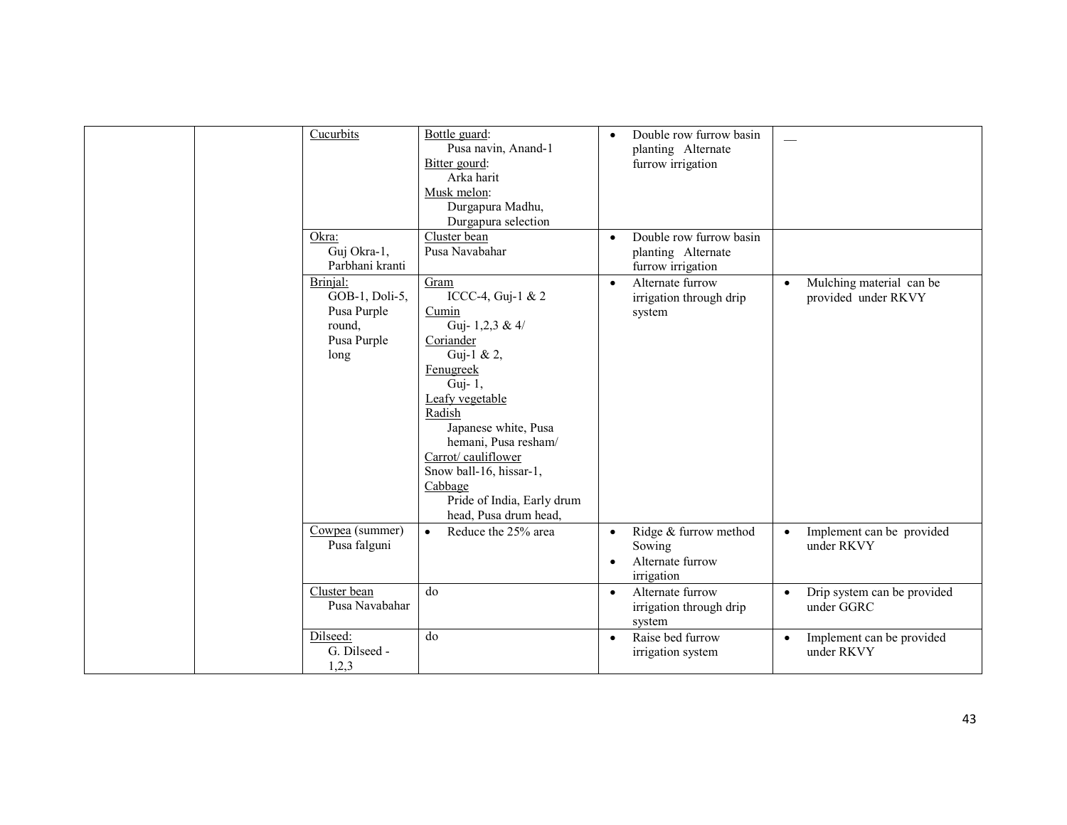| | | | | | |
|---|---|---|---|---|---|
| | | Cucurbits | Bottle guard: Pusa navin, Anand-1<br>Bitter gourd: Arka harit<br>Musk melon: Durgapura Madhu, Durgapura selection | • Double row furrow basin planting Alternate furrow irrigation | — |
| | | Okra: Guj Okra-1, Parbhani kranti | Cluster bean Pusa Navabahar | • Double row furrow basin planting Alternate furrow irrigation | |
| | | Brinjal: GOB-1, Doli-5, Pusa Purple round, Pusa Purple long | Gram ICCC-4, Guj-1 & 2<br>Cumin Guj- 1,2,3 & 4/<br>Coriander Guj-1 & 2,<br>Fenugreek Guj- 1,<br>Leafy vegetable<br>Radish Japanese white, Pusa hemani, Pusa resham/<br>Carrot/ cauliflower Snow ball-16, hissar-1,<br>Cabbage Pride of India, Early drum head, Pusa drum head, | • Alternate furrow irrigation through drip system | • Mulching material can be provided under RKVY |
| | | Cowpea (summer) Pusa falguni | • Reduce the 25% area | • Ridge & furrow method Sowing<br>• Alternate furrow irrigation | • Implement can be provided under RKVY |
| | | Cluster bean Pusa Navabahar | do | • Alternate furrow irrigation through drip system | • Drip system can be provided under GGRC |
| | | Dilseed: G. Dilseed - 1,2,3 | do | • Raise bed furrow irrigation system | • Implement can be provided under RKVY |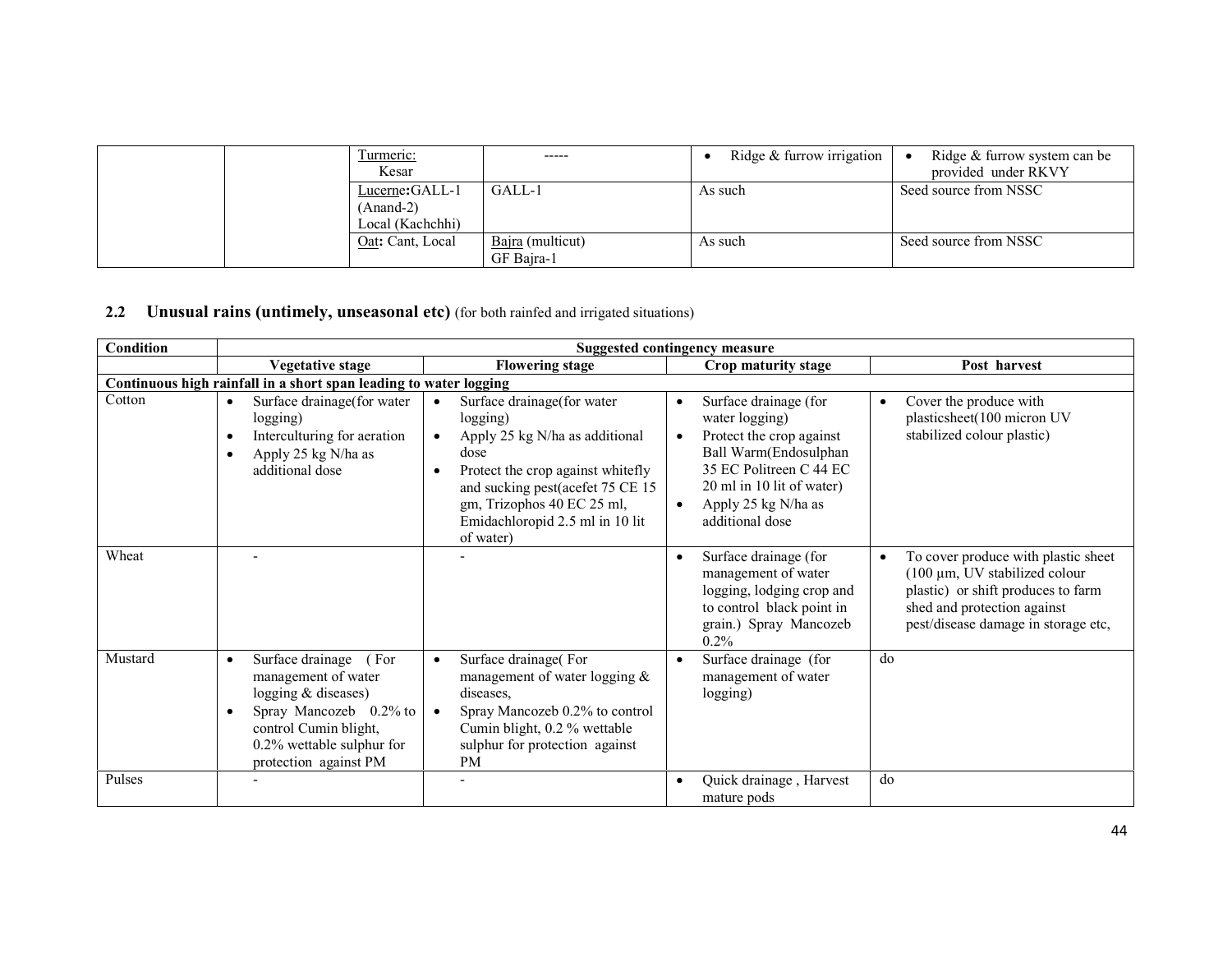|  |  | Turmeric: Kesar | ----- | • Ridge & furrow irrigation | • Ridge & furrow system can be provided under RKVY |
|---|---|---|---|---|---|
|  |  | Lucerne: GALL-1 (Anand-2) Local (Kachchhi) | GALL-1 | As such | Seed source from NSSC |
|  |  | Oat: Cant, Local | Bajra (multicut) GF Bajra-1 | As such | Seed source from NSSC |

## 2.2 Unusual rains (untimely, unseasonal etc) (for both rainfed and irrigated situations)

| Condition | Suggested contingency measure | | | |
|---|---|---|---|---|
| | Vegetative stage | Flowering stage | Crop maturity stage | Post harvest |
| **Continuous high rainfall in a short span leading to water logging** | | | | |
| Cotton | • Surface drainage(for water logging)<br>• Interculturing for aeration<br>• Apply 25 kg N/ha as additional dose | • Surface drainage(for water logging)<br>• Apply 25 kg N/ha as additional dose<br>• Protect the crop against whitefly and sucking pest(acefet 75 CE 15 gm, Trizophos 40 EC 25 ml, Emidachloropid 2.5 ml in 10 lit of water) | • Surface drainage (for water logging)<br>• Protect the crop against Ball Warm(Endosulphan 35 EC Politreen C 44 EC 20 ml in 10 lit of water)<br>• Apply 25 kg N/ha as additional dose | • Cover the produce with plasticsheet(100 micron UV stabilized colour plastic) |
| Wheat | - | - | • Surface drainage (for management of water logging, lodging crop and to control black point in grain.) Spray Mancozeb 0.2% | • To cover produce with plastic sheet (100 µm, UV stabilized colour plastic) or shift produces to farm shed and protection against pest/disease damage in storage etc, |
| Mustard | • Surface drainage (For management of water logging & diseases)<br>• Spray Mancozeb 0.2% to control Cumin blight, 0.2% wettable sulphur for protection against PM | • Surface drainage( For management of water logging & diseases,<br>• Spray Mancozeb 0.2% to control Cumin blight, 0.2 % wettable sulphur for protection against PM | • Surface drainage (for management of water logging) | do |
| Pulses | - | - | • Quick drainage , Harvest mature pods | do |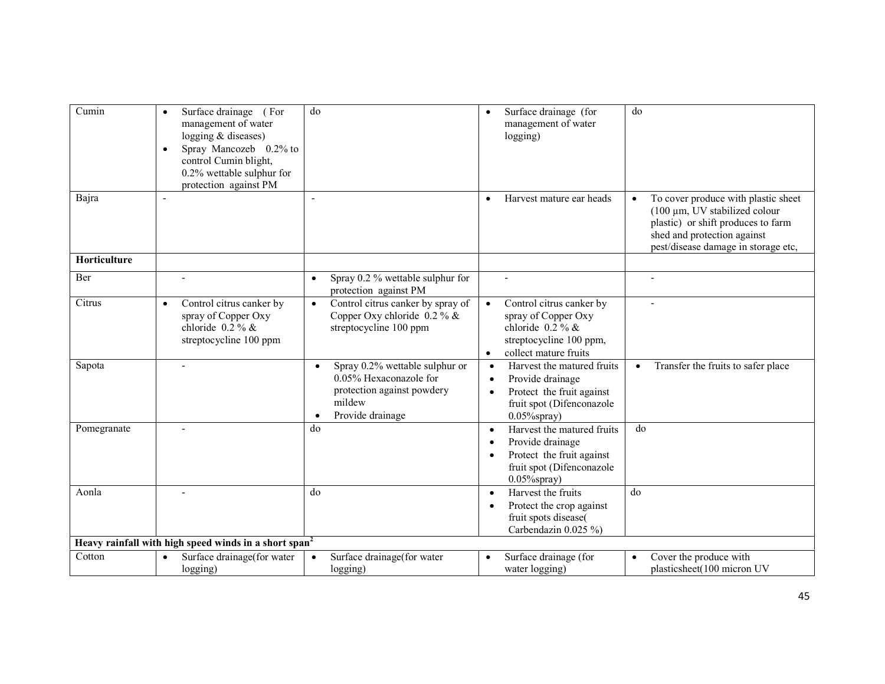| | | | | |
|---|---|---|---|---|
| Cumin | • Surface drainage (For management of water logging & diseases)<br>• Spray Mancozeb 0.2% to control Cumin blight, 0.2% wettable sulphur for protection against PM | do | • Surface drainage (for management of water logging) | do |
| Bajra | - | - | • Harvest mature ear heads | • To cover produce with plastic sheet (100 µm, UV stabilized colour plastic) or shift produces to farm shed and protection against pest/disease damage in storage etc, |
| **Horticulture** | | | | |
| Ber | - | • Spray 0.2 % wettable sulphur for protection against PM | - | - |
| Citrus | • Control citrus canker by spray of Copper Oxy chloride 0.2 % & streptocycline 100 ppm | • Control citrus canker by spray of Copper Oxy chloride 0.2 % & streptocycline 100 ppm | • Control citrus canker by spray of Copper Oxy chloride 0.2 % & streptocycline 100 ppm,<br>• collect mature fruits | - |
| Sapota | - | • Spray 0.2% wettable sulphur or 0.05% Hexaconazole for protection against powdery mildew<br>• Provide drainage | • Harvest the matured fruits<br>• Provide drainage<br>• Protect the fruit against fruit spot (Difenconazole 0.05%spray) | • Transfer the fruits to safer place |
| Pomegranate | - | do | • Harvest the matured fruits<br>• Provide drainage<br>• Protect the fruit against fruit spot (Difenconazole 0.05%spray) | do |
| Aonla | - | do | • Harvest the fruits<br>• Protect the crop against fruit spots disease( Carbendazin 0.025 %) | do |
| **Heavy rainfall with high speed winds in a short span[2]** | | | | |
| Cotton | • Surface drainage(for water logging) | • Surface drainage(for water logging) | • Surface drainage (for water logging) | • Cover the produce with plasticsheet(100 micron UV |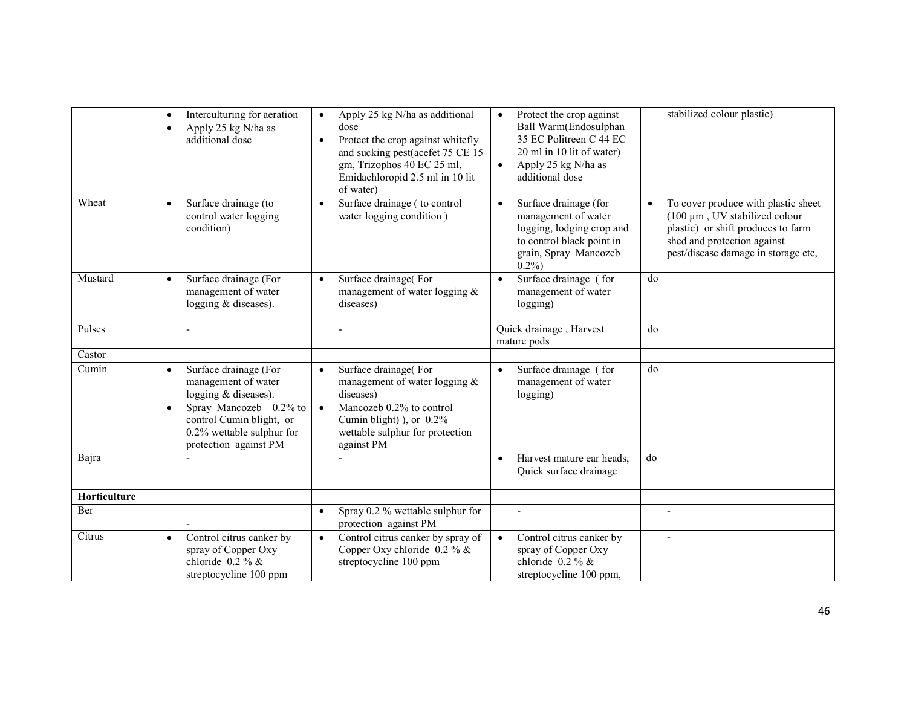| | | | | |
|---|---|---|---|---|
| | • Interculturing for aeration<br>• Apply 25 kg N/ha as additional dose | • Apply 25 kg N/ha as additional dose<br>• Protect the crop against whitefly and sucking pest(acefet 75 CE 15 gm, Trizophos 40 EC 25 ml, Emidachloropid 2.5 ml in 10 lit of water) | • Protect the crop against Ball Warm(Endosulphan 35 EC Politreen C 44 EC 20 ml in 10 lit of water)<br>• Apply 25 kg N/ha as additional dose | stabilized colour plastic) |
| Wheat | • Surface drainage (to control water logging condition) | • Surface drainage ( to control water logging condition ) | • Surface drainage (for management of water logging, lodging crop and to control black point in grain, Spray Mancozeb 0.2%) | • To cover produce with plastic sheet (100 µm , UV stabilized colour plastic) or shift produces to farm shed and protection against pest/disease damage in storage etc, |
| Mustard | • Surface drainage (For management of water logging & diseases). | • Surface drainage( For management of water logging & diseases) | • Surface drainage ( for management of water logging) | do |
| Pulses | - | - | Quick drainage , Harvest mature pods | do |
| Castor | | | | |
| Cumin | • Surface drainage (For management of water logging & diseases).<br>• Spray Mancozeb 0.2% to control Cumin blight, or 0.2% wettable sulphur for protection against PM | • Surface drainage( For management of water logging & diseases)<br>• Mancozeb 0.2% to control Cumin blight) ), or 0.2% wettable sulphur for protection against PM | • Surface drainage ( for management of water logging) | do |
| Bajra | - | - | • Harvest mature ear heads, Quick surface drainage | do |
| **Horticulture** | | | | |
| Ber | - | • Spray 0.2 % wettable sulphur for protection against PM | - | - |
| Citrus | • Control citrus canker by spray of Copper Oxy chloride 0.2 % & streptocycline 100 ppm | • Control citrus canker by spray of Copper Oxy chloride 0.2 % & streptocycline 100 ppm | • Control citrus canker by spray of Copper Oxy chloride 0.2 % & streptocycline 100 ppm, | - |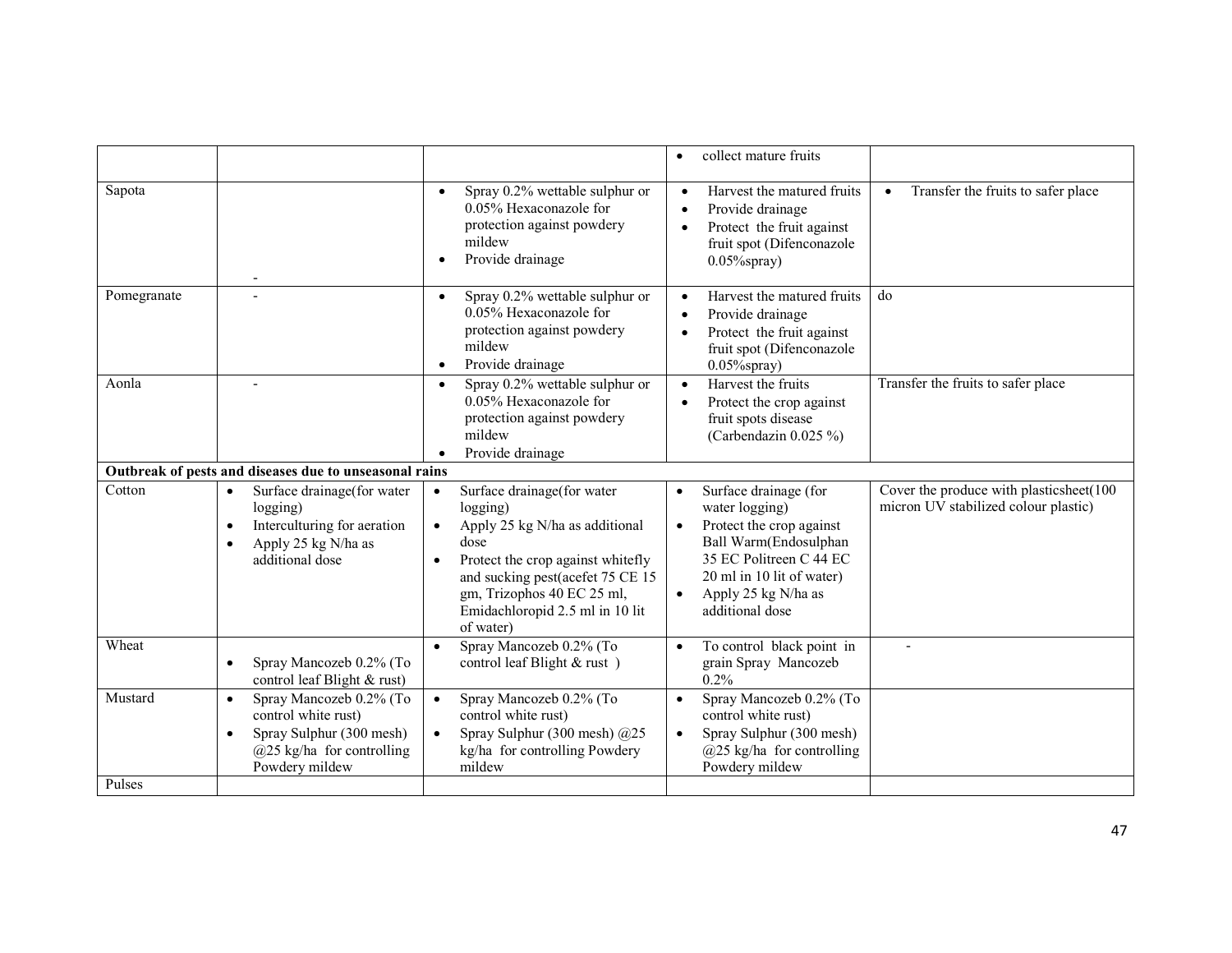| | | | | |
|---|---|---|---|---|
| | | | • collect mature fruits | |
| Sapota | - | • Spray 0.2% wettable sulphur or 0.05% Hexaconazole for protection against powdery mildew<br>• Provide drainage | • Harvest the matured fruits<br>• Provide drainage<br>• Protect the fruit against fruit spot (Difenconazole 0.05%spray) | • Transfer the fruits to safer place |
| Pomegranate | - | • Spray 0.2% wettable sulphur or 0.05% Hexaconazole for protection against powdery mildew<br>• Provide drainage | • Harvest the matured fruits<br>• Provide drainage<br>• Protect the fruit against fruit spot (Difenconazole 0.05%spray) | do |
| Aonla | - | • Spray 0.2% wettable sulphur or 0.05% Hexaconazole for protection against powdery mildew<br>• Provide drainage | • Harvest the fruits<br>• Protect the crop against fruit spots disease (Carbendazin 0.025 %) | Transfer the fruits to safer place |
| **Outbreak of pests and diseases due to unseasonal rains** | | | | |
| Cotton | • Surface drainage(for water logging)<br>• Interculturing for aeration<br>• Apply 25 kg N/ha as additional dose | • Surface drainage(for water logging)<br>• Apply 25 kg N/ha as additional dose<br>• Protect the crop against whitefly and sucking pest(acefet 75 CE 15 gm, Trizophos 40 EC 25 ml, Emidachloropid 2.5 ml in 10 lit of water) | • Surface drainage (for water logging)<br>• Protect the crop against Ball Warm(Endosulphan 35 EC Politreen C 44 EC 20 ml in 10 lit of water)<br>• Apply 25 kg N/ha as additional dose | Cover the produce with plasticsheet(100 micron UV stabilized colour plastic) |
| Wheat | • Spray Mancozeb 0.2% (To control leaf Blight & rust) | • Spray Mancozeb 0.2% (To control leaf Blight & rust ) | • To control black point in grain Spray Mancozeb 0.2% | - |
| Mustard | • Spray Mancozeb 0.2% (To control white rust)<br>• Spray Sulphur (300 mesh) @25 kg/ha for controlling Powdery mildew | • Spray Mancozeb 0.2% (To control white rust)<br>• Spray Sulphur (300 mesh) @25 kg/ha for controlling Powdery mildew | • Spray Mancozeb 0.2% (To control white rust)<br>• Spray Sulphur (300 mesh) @25 kg/ha for controlling Powdery mildew | |
| Pulses | | | | |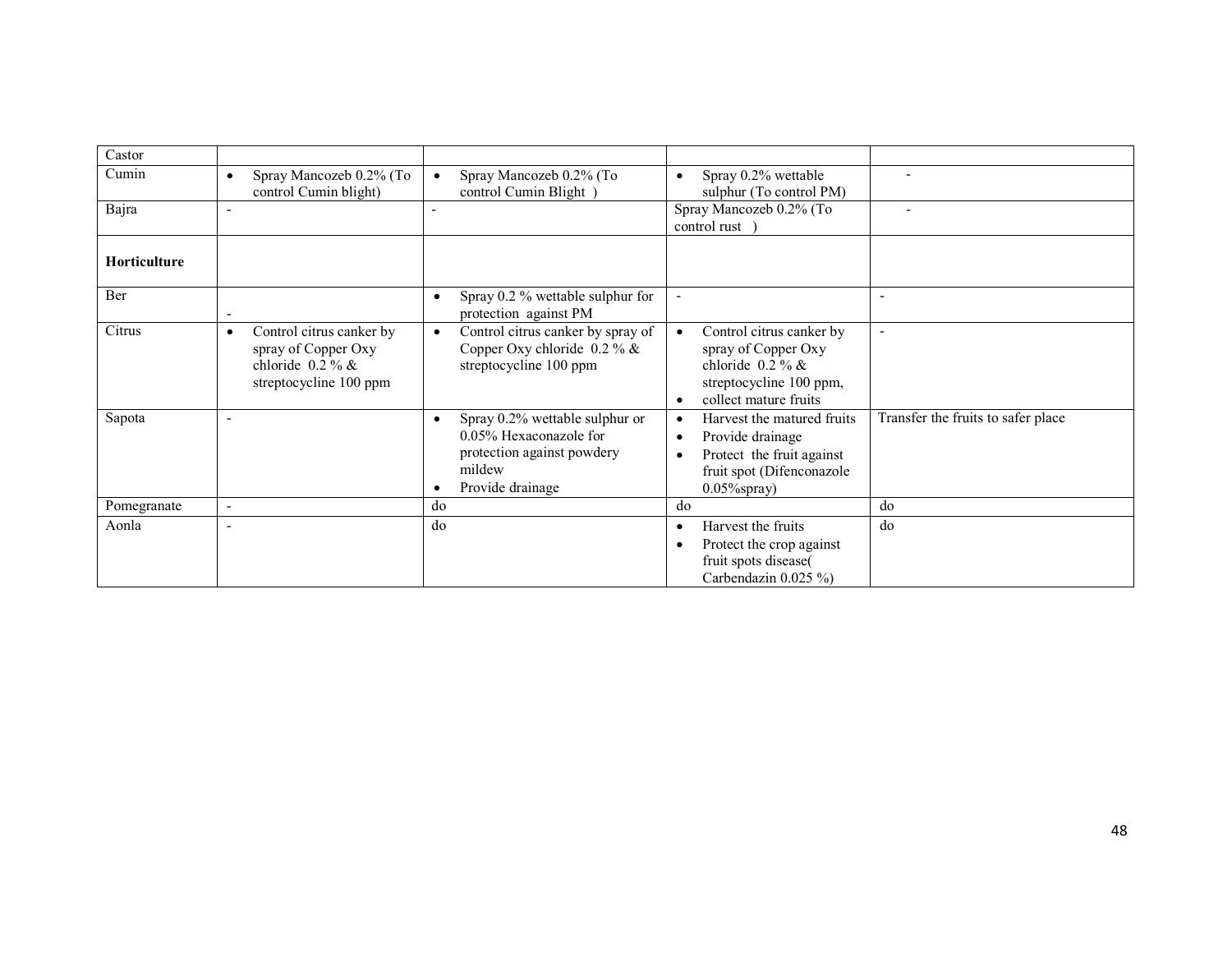| Castor | | | | |
|---|---|---|---|---|
| Cumin | • Spray Mancozeb 0.2% (To control Cumin blight) | • Spray Mancozeb 0.2% (To control Cumin Blight ) | • Spray 0.2% wettable sulphur (To control PM) | - |
| Bajra | - | - | Spray Mancozeb 0.2% (To control rust ) | - |
| **Horticulture** | | | | |
| Ber | - | • Spray 0.2 % wettable sulphur for protection against PM | - | - |
| Citrus | • Control citrus canker by spray of Copper Oxy chloride 0.2 % & streptocycline 100 ppm | • Control citrus canker by spray of Copper Oxy chloride 0.2 % & streptocycline 100 ppm | • Control citrus canker by spray of Copper Oxy chloride 0.2 % & streptocycline 100 ppm,<br>• collect mature fruits | - |
| Sapota | - | • Spray 0.2% wettable sulphur or 0.05% Hexaconazole for protection against powdery mildew<br>• Provide drainage | • Harvest the matured fruits<br>• Provide drainage<br>• Protect the fruit against fruit spot (Difenconazole 0.05%spray) | Transfer the fruits to safer place |
| Pomegranate | - | do | do | do |
| Aonla | - | do | • Harvest the fruits<br>• Protect the crop against fruit spots disease( Carbendazin 0.025 %) | do |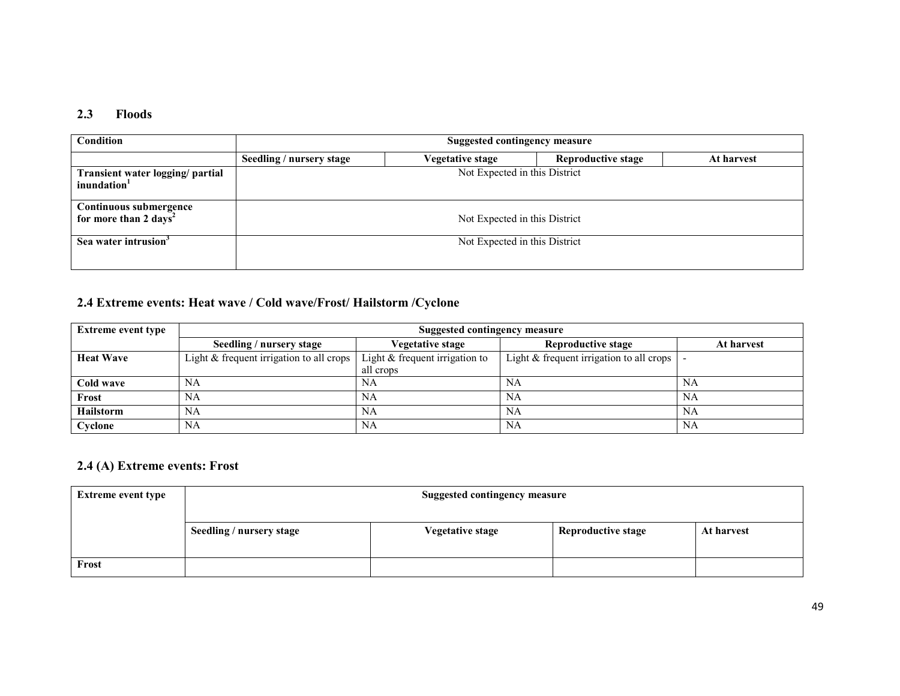## 2.3 Floods

| Condition | Suggested contingency measure | | | |
|---|---|---|---|---|
| | Seedling / nursery stage | Vegetative stage | Reproductive stage | At harvest |
| Transient water logging/ partial inundation[1] | Not Expected in this District | | | |
| Continuous submergence for more than 2 days[2] | Not Expected in this District | | | |
| Sea water intrusion[3] | Not Expected in this District | | | |

## 2.4 Extreme events: Heat wave / Cold wave/Frost/ Hailstorm /Cyclone

| Extreme event type | Suggested contingency measure | | | |
|---|---|---|---|---|
| | Seedling / nursery stage | Vegetative stage | Reproductive stage | At harvest |
| Heat Wave | Light & frequent irrigation to all crops | Light & frequent irrigation to all crops | Light & frequent irrigation to all crops | - |
| Cold wave | NA | NA | NA | NA |
| Frost | NA | NA | NA | NA |
| Hailstorm | NA | NA | NA | NA |
| Cyclone | NA | NA | NA | NA |

## 2.4 (A) Extreme events: Frost

| Extreme event type | Suggested contingency measure | | | |
|---|---|---|---|---|
| | Seedling / nursery stage | Vegetative stage | Reproductive stage | At harvest |
| Frost | | | | |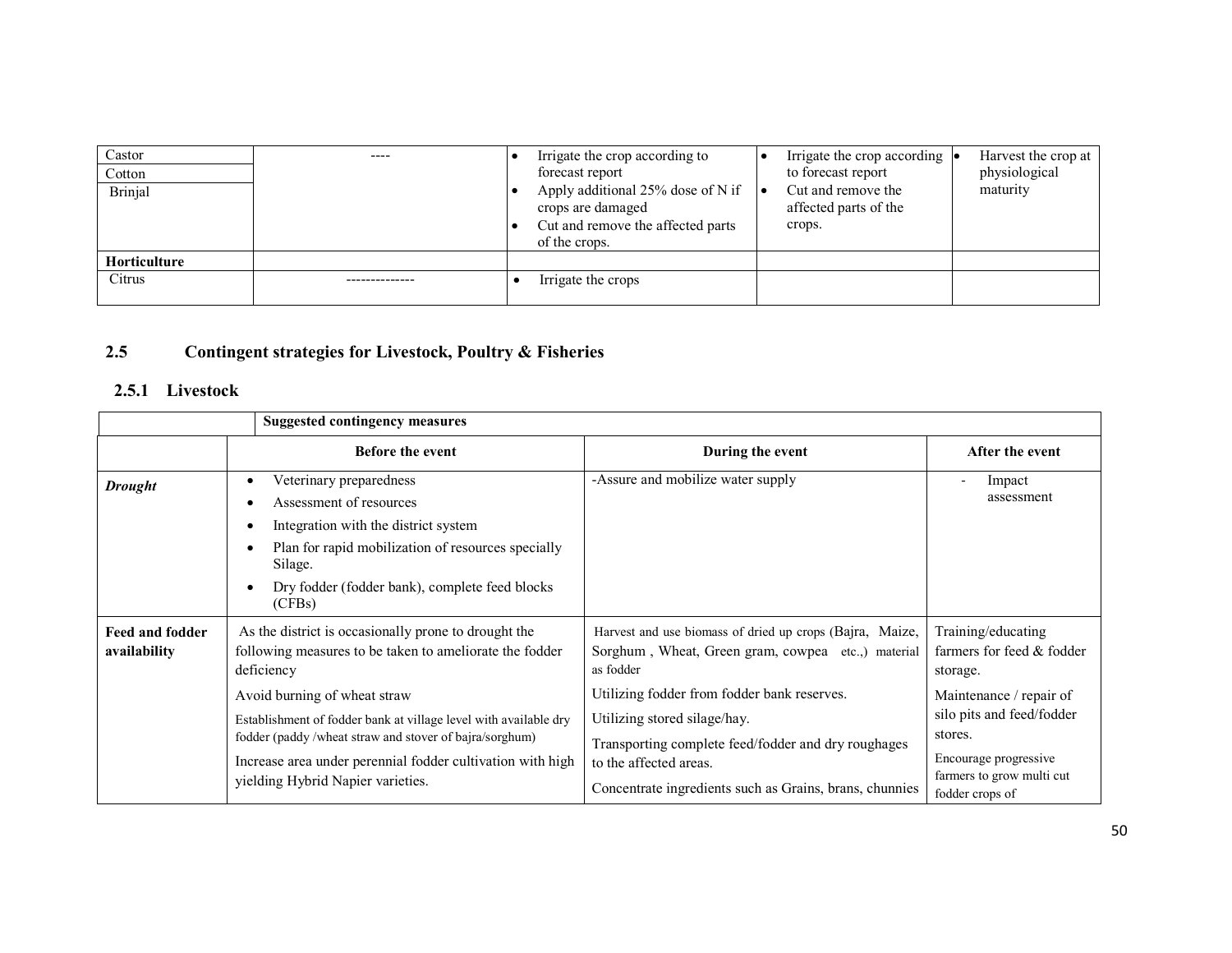| Castor | ---- | • Irrigate the crop according to forecast report<br>• Apply additional 25% dose of N if crops are damaged<br>• Cut and remove the affected parts of the crops. | • Irrigate the crop according to forecast report<br>• Cut and remove the affected parts of the crops. | • Harvest the crop at physiological maturity |
|---|---|---|---|---|
| Cotton | | | | |
| Brinjal | | | | |
| **Horticulture** | | | | |
| Citrus | ------------- | • Irrigate the crops | | |

## 2.5 Contingent strategies for Livestock, Poultry & Fisheries

### 2.5.1 Livestock

| | Suggested contingency measures | | |
|---|---|---|---|
| | **Before the event** | **During the event** | **After the event** |
| ***Drought*** | • Veterinary preparedness<br>• Assessment of resources<br>• Integration with the district system<br>• Plan for rapid mobilization of resources specially Silage.<br>• Dry fodder (fodder bank), complete feed blocks (CFBs) | -Assure and mobilize water supply | - Impact assessment |
| **Feed and fodder availability** | As the district is occasionally prone to drought the following measures to be taken to ameliorate the fodder deficiency<br>Avoid burning of wheat straw<br>Establishment of fodder bank at village level with available dry fodder (paddy /wheat straw and stover of bajra/sorghum)<br>Increase area under perennial fodder cultivation with high yielding Hybrid Napier varieties. | Harvest and use biomass of dried up crops (Bajra, Maize, Sorghum , Wheat, Green gram, cowpea etc.,) material as fodder<br>Utilizing fodder from fodder bank reserves.<br>Utilizing stored silage/hay.<br>Transporting complete feed/fodder and dry roughages to the affected areas.<br>Concentrate ingredients such as Grains, brans, chunnies | Training/educating farmers for feed & fodder storage.<br>Maintenance / repair of silo pits and feed/fodder stores.<br>Encourage progressive farmers to grow multi cut fodder crops of |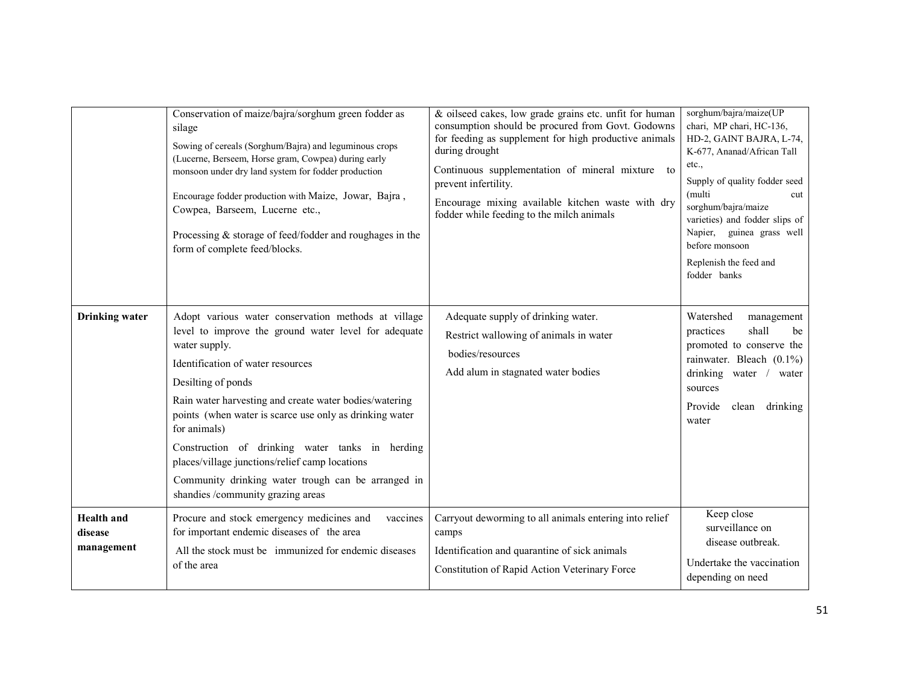| | | | |
|---|---|---|---|
| | Conservation of maize/bajra/sorghum green fodder as silage<br>Sowing of cereals (Sorghum/Bajra) and leguminous crops (Lucerne, Berseem, Horse gram, Cowpea) during early monsoon under dry land system for fodder production<br>Encourage fodder production with Maize, Jowar, Bajra , Cowpea, Barseem, Lucerne etc.,<br>Processing & storage of feed/fodder and roughages in the form of complete feed/blocks. | & oilseed cakes, low grade grains etc. unfit for human consumption should be procured from Govt. Godowns for feeding as supplement for high productive animals during drought<br>Continuous supplementation of mineral mixture to prevent infertility.<br>Encourage mixing available kitchen waste with dry fodder while feeding to the milch animals | sorghum/bajra/maize(UP chari, MP chari, HC-136, HD-2, GAINT BAJRA, L-74, K-677, Ananad/African Tall etc.,<br>Supply of quality fodder seed (multi cut sorghum/bajra/maize varieties) and fodder slips of Napier, guinea grass well before monsoon<br>Replenish the feed and fodder banks |
| **Drinking water** | Adopt various water conservation methods at village level to improve the ground water level for adequate water supply.<br>Identification of water resources<br>Desilting of ponds<br>Rain water harvesting and create water bodies/watering points (when water is scarce use only as drinking water for animals)<br>Construction of drinking water tanks in herding places/village junctions/relief camp locations<br>Community drinking water trough can be arranged in shandies /community grazing areas | Adequate supply of drinking water.<br>Restrict wallowing of animals in water bodies/resources<br>Add alum in stagnated water bodies | Watershed management practices shall be promoted to conserve the rainwater. Bleach (0.1%) drinking water / water sources<br>Provide clean drinking water |
| **Health and disease management** | Procure and stock emergency medicines and vaccines for important endemic diseases of the area<br>All the stock must be immunized for endemic diseases of the area | Carryout deworming to all animals entering into relief camps<br>Identification and quarantine of sick animals<br>Constitution of Rapid Action Veterinary Force | Keep close surveillance on disease outbreak.<br>Undertake the vaccination depending on need |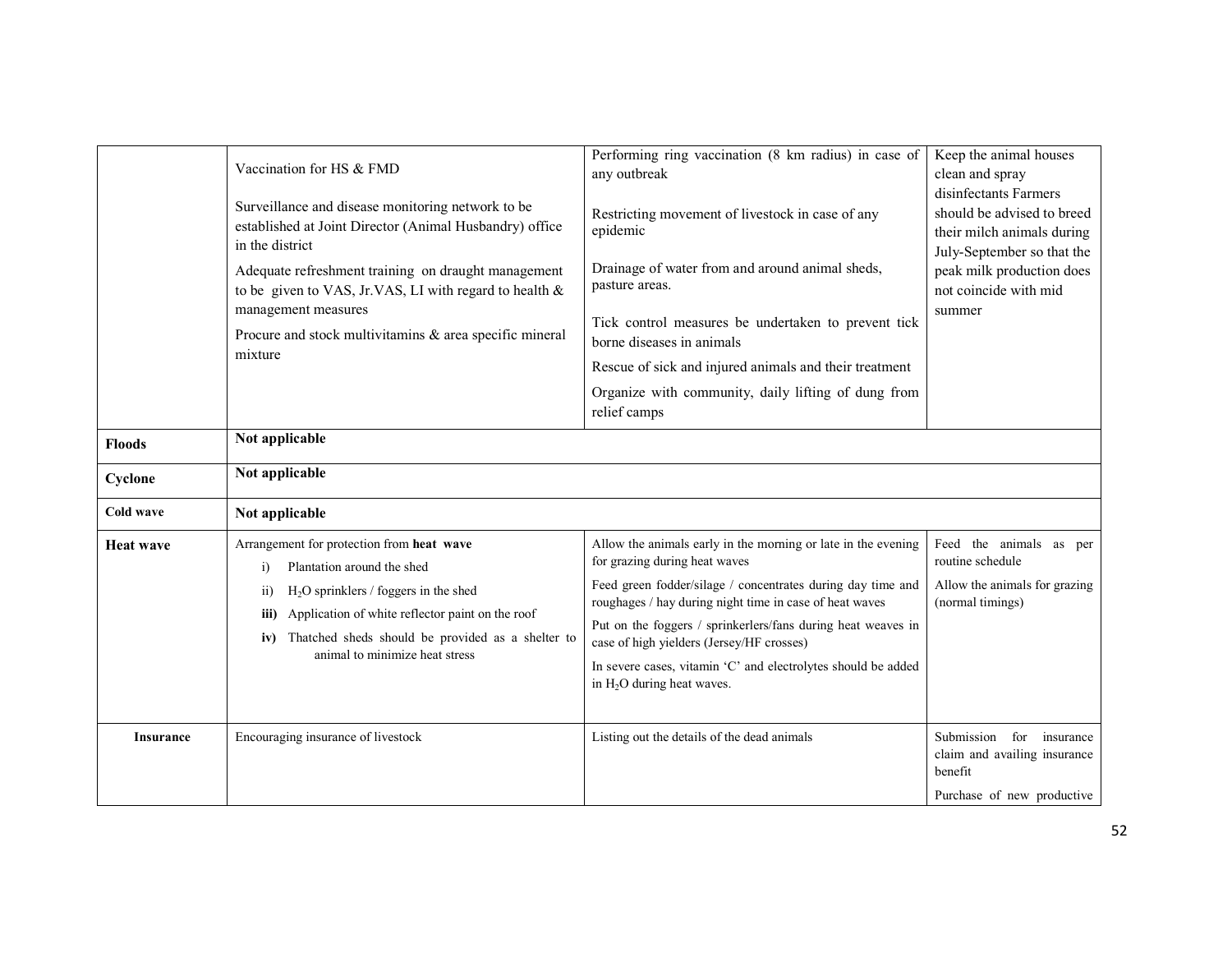| | | | |
|---|---|---|---|
| | Vaccination for HS & FMD<br><br>Surveillance and disease monitoring network to be established at Joint Director (Animal Husbandry) office in the district<br><br>Adequate refreshment training on draught management to be given to VAS, Jr.VAS, LI with regard to health & management measures<br><br>Procure and stock multivitamins & area specific mineral mixture | Performing ring vaccination (8 km radius) in case of any outbreak<br><br>Restricting movement of livestock in case of any epidemic<br><br>Drainage of water from and around animal sheds, pasture areas.<br><br>Tick control measures be undertaken to prevent tick borne diseases in animals<br><br>Rescue of sick and injured animals and their treatment<br><br>Organize with community, daily lifting of dung from relief camps | Keep the animal houses clean and spray disinfectants Farmers should be advised to breed their milch animals during July-September so that the peak milk production does not coincide with mid summer |
| **Floods** | **Not applicable** | | |
| **Cyclone** | **Not applicable** | | |
| **Cold wave** | **Not applicable** | | |
| **Heat wave** | Arrangement for protection from **heat wave**<br>i) Plantation around the shed<br>ii) $H_2O$ sprinklers / foggers in the shed<br>**iii)** Application of white reflector paint on the roof<br>**iv)** Thatched sheds should be provided as a shelter to animal to minimize heat stress | Allow the animals early in the morning or late in the evening for grazing during heat waves<br><br>Feed green fodder/silage / concentrates during day time and roughages / hay during night time in case of heat waves<br><br>Put on the foggers / sprinkerlers/fans during heat weaves in case of high yielders (Jersey/HF crosses)<br><br>In severe cases, vitamin 'C' and electrolytes should be added in $H_2O$ during heat waves. | Feed the animals as per routine schedule<br><br>Allow the animals for grazing (normal timings) |
| **Insurance** | Encouraging insurance of livestock | Listing out the details of the dead animals | Submission for insurance claim and availing insurance benefit<br><br>Purchase of new productive |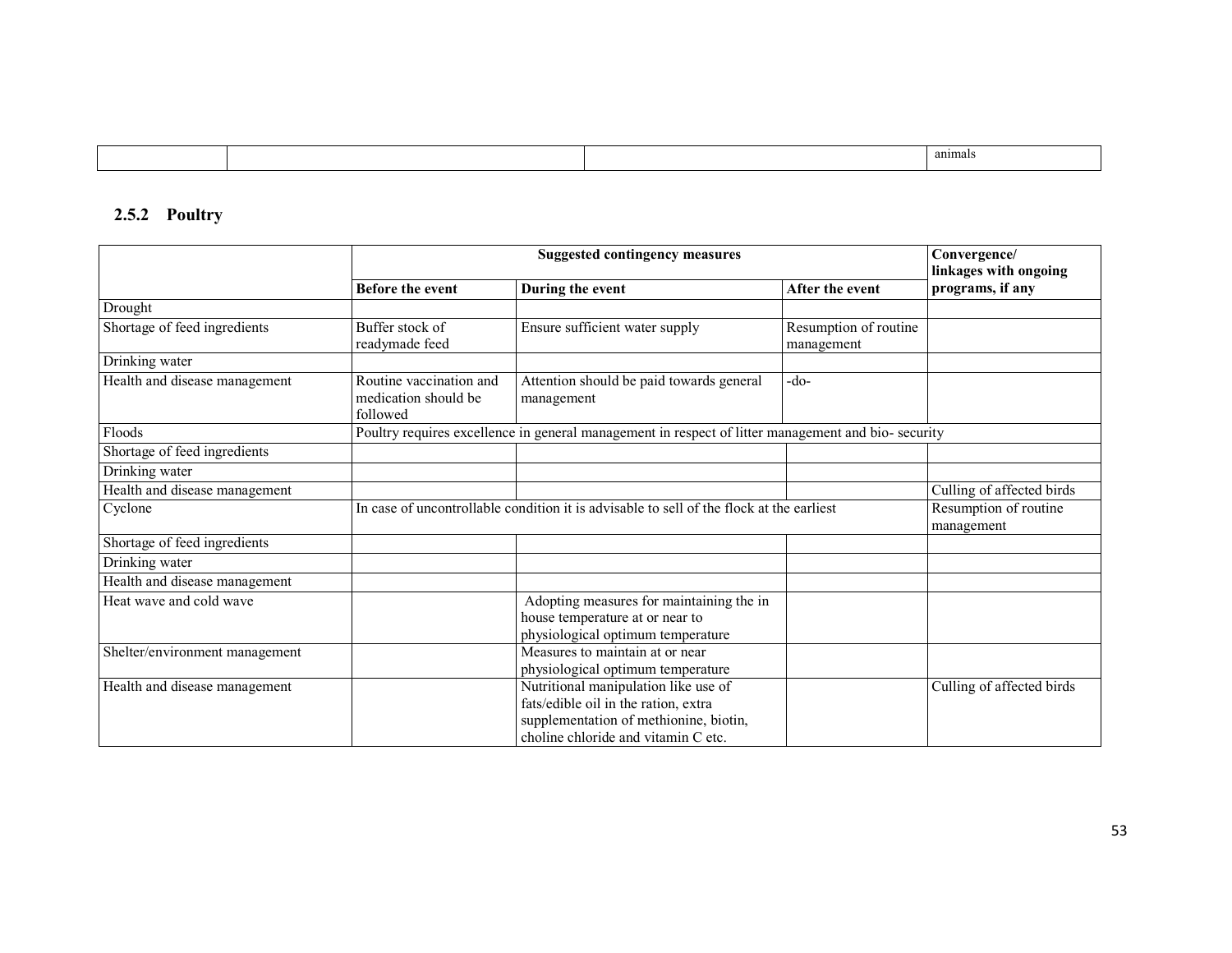| | | | animals |
|---|---|---|---|

## 2.5.2 Poultry

| | Suggested contingency measures | | | Convergence/ linkages with ongoing programs, if any |
|---|---|---|---|---|
| | **Before the event** | **During the event** | **After the event** | |
| Drought | | | | |
| Shortage of feed ingredients | Buffer stock of readymade feed | Ensure sufficient water supply | Resumption of routine management | |
| Drinking water | | | | |
| Health and disease management | Routine vaccination and medication should be followed | Attention should be paid towards general management | -do- | |
| Floods | Poultry requires excellence in general management in respect of litter management and bio- security | | | |
| Shortage of feed ingredients | | | | |
| Drinking water | | | | |
| Health and disease management | | | | Culling of affected birds |
| Cyclone | In case of uncontrollable condition it is advisable to sell of the flock at the earliest | | | Resumption of routine management |
| Shortage of feed ingredients | | | | |
| Drinking water | | | | |
| Health and disease management | | | | |
| Heat wave and cold wave | | Adopting measures for maintaining the in house temperature at or near to physiological optimum temperature | | |
| Shelter/environment management | | Measures to maintain at or near physiological optimum temperature | | |
| Health and disease management | | Nutritional manipulation like use of fats/edible oil in the ration, extra supplementation of methionine, biotin, choline chloride and vitamin C etc. | | Culling of affected birds |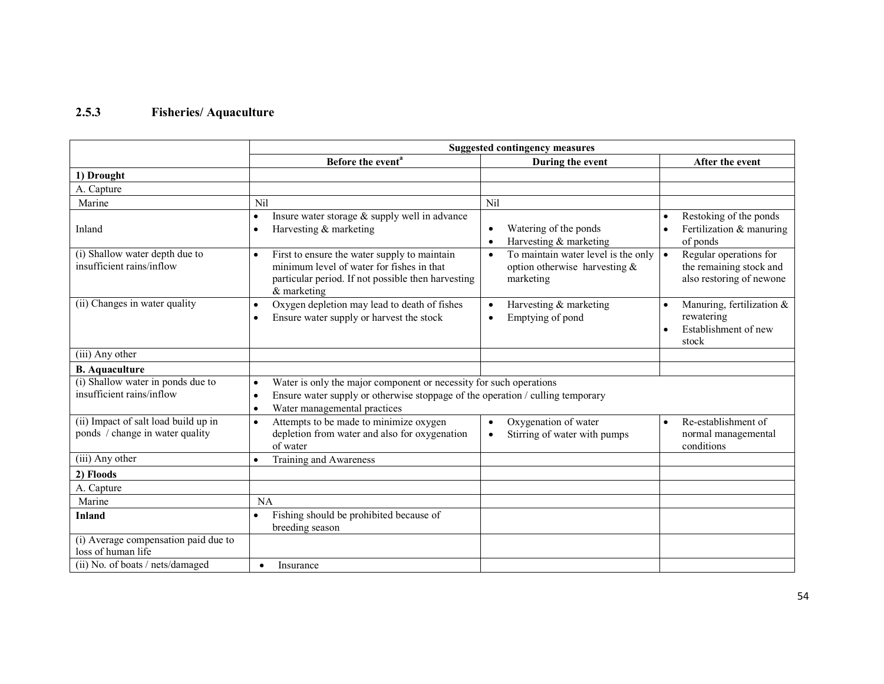### 2.5.3 Fisheries/ Aquaculture

| | Suggested contingency measures | | |
|---|---|---|---|
| | Before the event[a] | During the event | After the event |
| **1) Drought** | | | |
| A. Capture | | | |
| Marine | Nil | Nil | |
| Inland | • Insure water storage & supply well in advance<br>• Harvesting & marketing | • Watering of the ponds<br>• Harvesting & marketing | • Restoking of the ponds<br>• Fertilization & manuring of ponds |
| (i) Shallow water depth due to insufficient rains/inflow | • First to ensure the water supply to maintain minimum level of water for fishes in that particular period. If not possible then harvesting & marketing | • To maintain water level is the only option otherwise harvesting & marketing | • Regular operations for the remaining stock and also restoring of newone |
| (ii) Changes in water quality | • Oxygen depletion may lead to death of fishes<br>• Ensure water supply or harvest the stock | • Harvesting & marketing<br>• Emptying of pond | • Manuring, fertilization & rewatering<br>• Establishment of new stock |
| (iii) Any other | | | |
| **B. Aquaculture** | | | |
| (i) Shallow water in ponds due to insufficient rains/inflow | • Water is only the major component or necessity for such operations<br>• Ensure water supply or otherwise stoppage of the operation / culling temporary<br>• Water managemental practices | | |
| (ii) Impact of salt load build up in ponds / change in water quality | • Attempts to be made to minimize oxygen depletion from water and also for oxygenation of water | • Oxygenation of water<br>• Stirring of water with pumps | • Re-establishment of normal managemental conditions |
| (iii) Any other | • Training and Awareness | | |
| **2) Floods** | | | |
| A. Capture | | | |
| Marine | NA | | |
| **Inland** | • Fishing should be prohibited because of breeding season | | |
| (i) Average compensation paid due to loss of human life | | | |
| (ii) No. of boats / nets/damaged | • Insurance | | |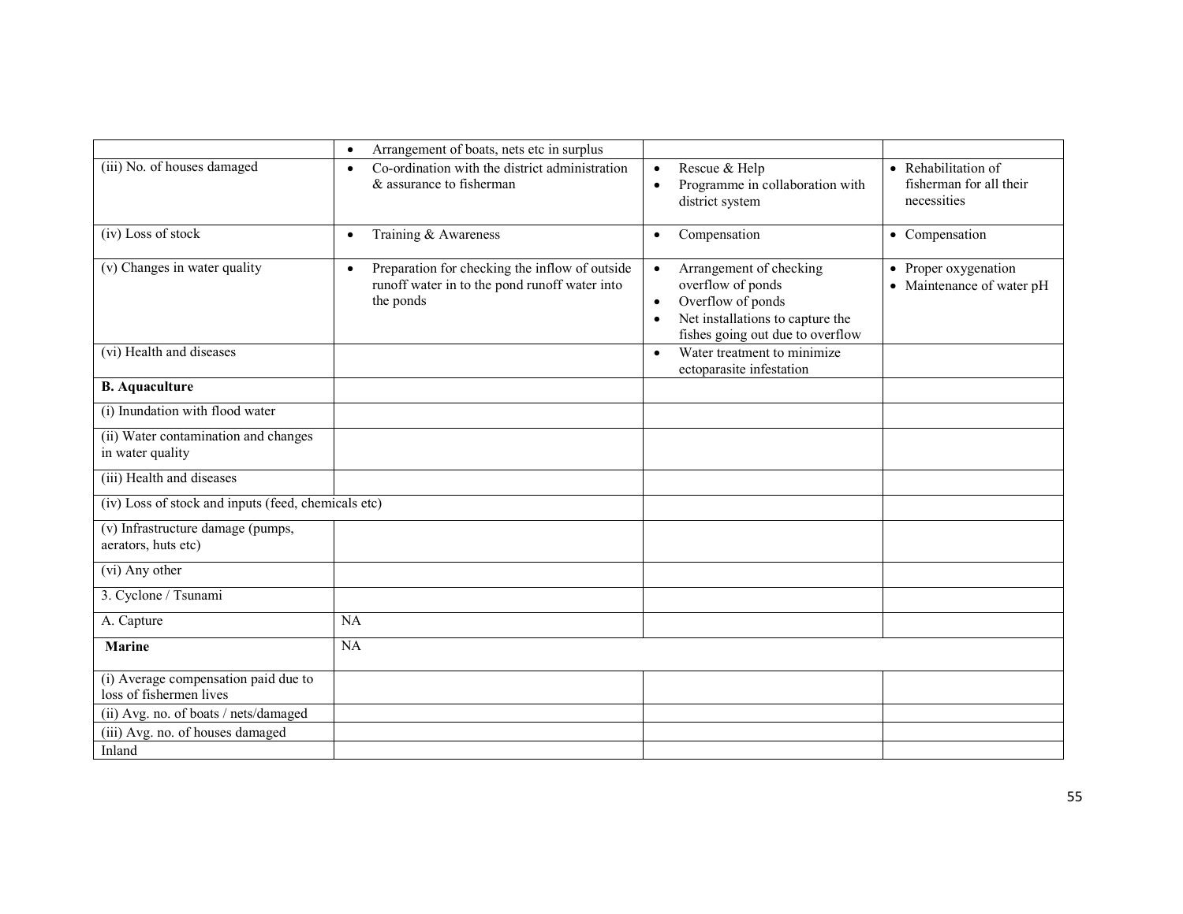| | | | |
|---|---|---|---|
| | • Arrangement of boats, nets etc in surplus | | |
| (iii) No. of houses damaged | • Co-ordination with the district administration & assurance to fisherman | • Rescue & Help<br>• Programme in collaboration with district system | • Rehabilitation of fisherman for all their necessities |
| (iv) Loss of stock | • Training & Awareness | • Compensation | • Compensation |
| (v) Changes in water quality | • Preparation for checking the inflow of outside runoff water in to the pond runoff water into the ponds | • Arrangement of checking overflow of ponds<br>• Overflow of ponds<br>• Net installations to capture the fishes going out due to overflow | • Proper oxygenation<br>• Maintenance of water pH |
| (vi) Health and diseases | | • Water treatment to minimize ectoparasite infestation | |
| **B. Aquaculture** | | | |
| (i) Inundation with flood water | | | |
| (ii) Water contamination and changes in water quality | | | |
| (iii) Health and diseases | | | |
| (iv) Loss of stock and inputs (feed, chemicals etc) | | | |
| (v) Infrastructure damage (pumps, aerators, huts etc) | | | |
| (vi) Any other | | | |
| 3. Cyclone / Tsunami | | | |
| A. Capture | NA | | |
| **Marine** | NA | | |
| (i) Average compensation paid due to loss of fishermen lives | | | |
| (ii) Avg. no. of boats / nets/damaged | | | |
| (iii) Avg. no. of houses damaged | | | |
| Inland | | | |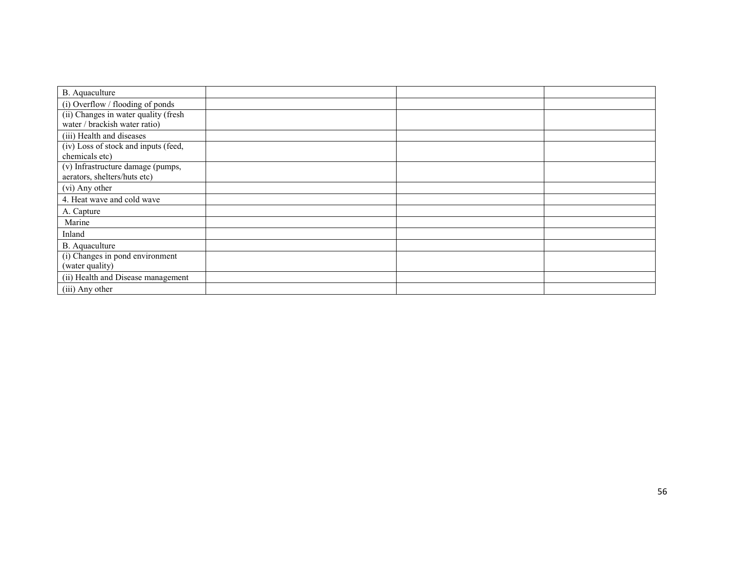| B. Aquaculture | | | |
|---|---|---|---|
| (i) Overflow / flooding of ponds | | | |
| (ii) Changes in water quality (fresh water / brackish water ratio) | | | |
| (iii) Health and diseases | | | |
| (iv) Loss of stock and inputs (feed, chemicals etc) | | | |
| (v) Infrastructure damage (pumps, aerators, shelters/huts etc) | | | |
| (vi) Any other | | | |
| 4. Heat wave and cold wave | | | |
| A. Capture | | | |
| Marine | | | |
| Inland | | | |
| B. Aquaculture | | | |
| (i) Changes in pond environment (water quality) | | | |
| (ii) Health and Disease management | | | |
| (iii) Any other | | | |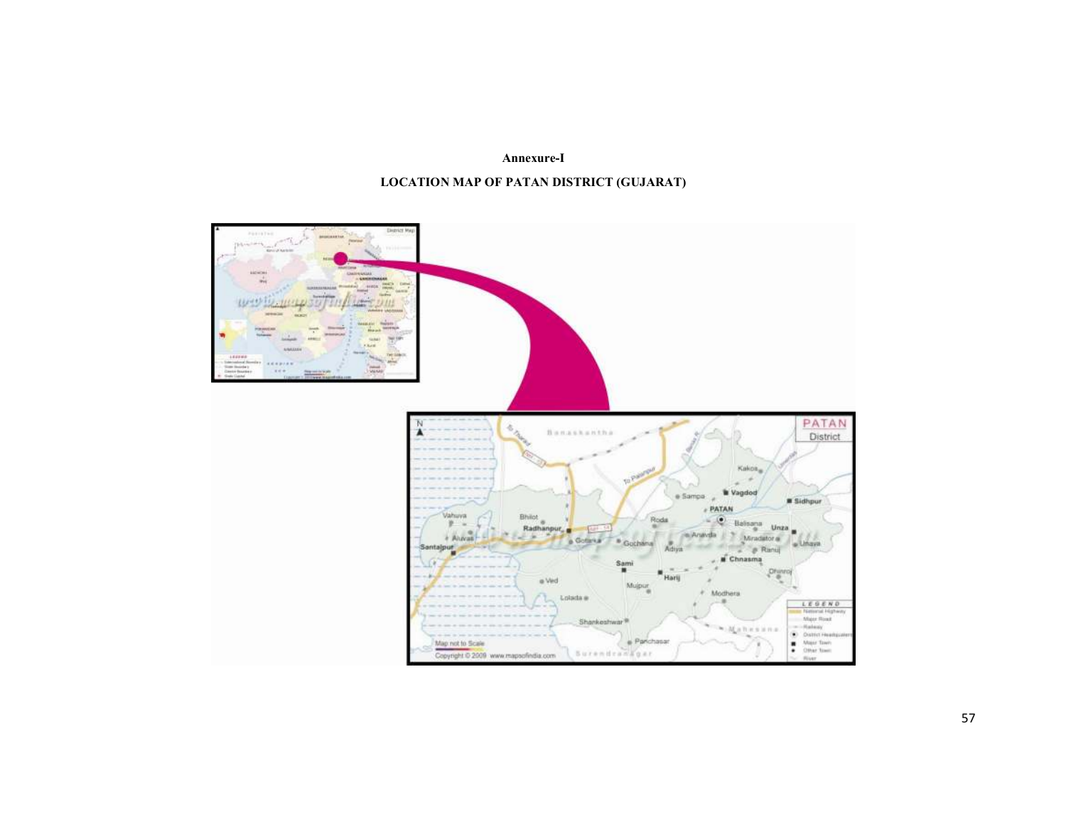**Annexure-I**

**LOCATION MAP OF PATAN DISTRICT (GUJARAT)**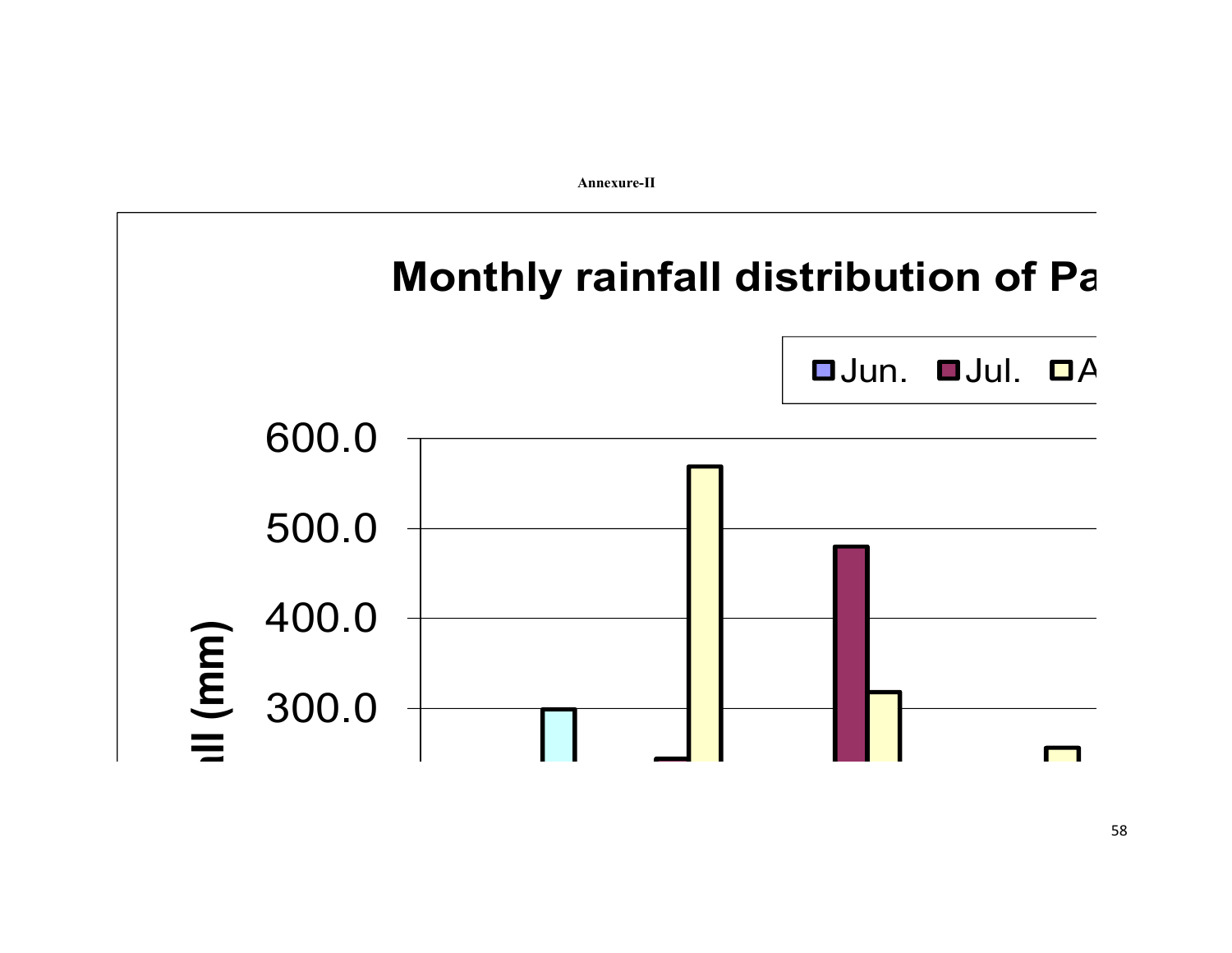**Annexure-II**

**Monthly rainfall distribution of Pa**

Jun. Jul. A

600.0

500.0

400.0

300.0

ll (mm)